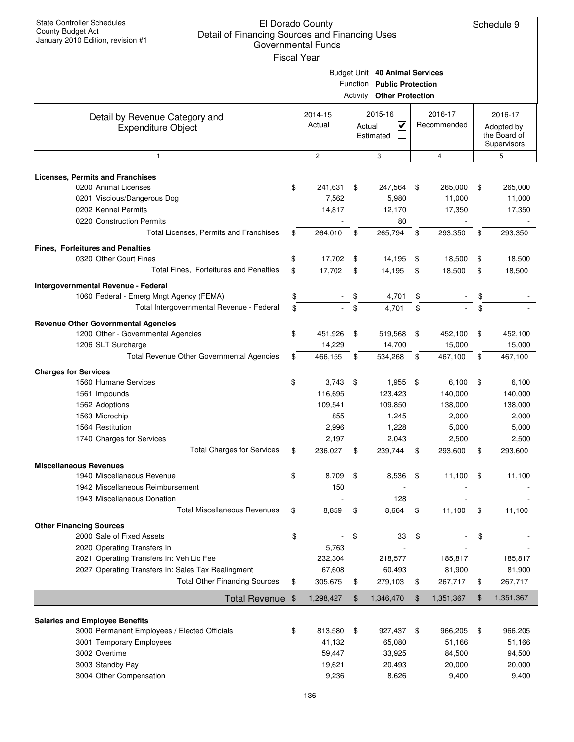State Controller Schedules
County Budget Act
January 2010 Edition, revision #1

# El Dorado County
## Detail of Financing Sources and Financing Uses
### Governmental Funds
### Fiscal Year

Schedule 9

Budget Unit **40 Animal Services**
Function **Public Protection**
Activity **Other Protection**

| Detail by Revenue Category and Expenditure Object | 2014-15 Actual | 2015-16 Actual ☑ Estimated ☐ | 2016-17 Recommended | 2016-17 Adopted by the Board of Supervisors |
|---|---|---|---|---|
| 1 | 2 | 3 | 4 | 5 |
| **Licenses, Permits and Franchises** | | | | |
| 0200 Animal Licenses | $ 241,631 | $ 247,564 | $ 265,000 | $ 265,000 |
| 0201 Viscious/Dangerous Dog | 7,562 | 5,980 | 11,000 | 11,000 |
| 0202 Kennel Permits | 14,817 | 12,170 | 17,350 | 17,350 |
| 0220 Construction Permits | - | 80 | - | - |
| Total Licenses, Permits and Franchises | $ 264,010 | $ 265,794 | $ 293,350 | $ 293,350 |
| **Fines, Forfeitures and Penalties** | | | | |
| 0320 Other Court Fines | $ 17,702 | $ 14,195 | $ 18,500 | $ 18,500 |
| Total Fines, Forfeitures and Penalties | $ 17,702 | $ 14,195 | $ 18,500 | $ 18,500 |
| **Intergovernmental Revenue - Federal** | | | | |
| 1060 Federal - Emerg Mngt Agency (FEMA) | $ - | $ 4,701 | $ - | $ - |
| Total Intergovernmental Revenue - Federal | $ - | $ 4,701 | $ - | $ - |
| **Revenue Other Governmental Agencies** | | | | |
| 1200 Other - Governmental Agencies | $ 451,926 | $ 519,568 | $ 452,100 | $ 452,100 |
| 1206 SLT Surcharge | 14,229 | 14,700 | 15,000 | 15,000 |
| Total Revenue Other Governmental Agencies | $ 466,155 | $ 534,268 | $ 467,100 | $ 467,100 |
| **Charges for Services** | | | | |
| 1560 Humane Services | $ 3,743 | $ 1,955 | $ 6,100 | $ 6,100 |
| 1561 Impounds | 116,695 | 123,423 | 140,000 | 140,000 |
| 1562 Adoptions | 109,541 | 109,850 | 138,000 | 138,000 |
| 1563 Microchip | 855 | 1,245 | 2,000 | 2,000 |
| 1564 Restitution | 2,996 | 1,228 | 5,000 | 5,000 |
| 1740 Charges for Services | 2,197 | 2,043 | 2,500 | 2,500 |
| Total Charges for Services | $ 236,027 | $ 239,744 | $ 293,600 | $ 293,600 |
| **Miscellaneous Revenues** | | | | |
| 1940 Miscellaneous Revenue | $ 8,709 | $ 8,536 | $ 11,100 | $ 11,100 |
| 1942 Miscellaneous Reimbursement | 150 | - | - | - |
| 1943 Miscellaneous Donation | - | 128 | - | - |
| Total Miscellaneous Revenues | $ 8,859 | $ 8,664 | $ 11,100 | $ 11,100 |
| **Other Financing Sources** | | | | |
| 2000 Sale of Fixed Assets | $ - | $ 33 | $ - | $ - |
| 2020 Operating Transfers In | 5,763 | - | - | - |
| 2021 Operating Transfers In: Veh Lic Fee | 232,304 | 218,577 | 185,817 | 185,817 |
| 2027 Operating Transfers In: Sales Tax Realingment | 67,608 | 60,493 | 81,900 | 81,900 |
| Total Other Financing Sources | $ 305,675 | $ 279,103 | $ 267,717 | $ 267,717 |
| **Total Revenue** | $ 1,298,427 | $ 1,346,470 | $ 1,351,367 | $ 1,351,367 |
| **Salaries and Employee Benefits** | | | | |
| 3000 Permanent Employees / Elected Officials | $ 813,580 | $ 927,437 | $ 966,205 | $ 966,205 |
| 3001 Temporary Employees | 41,132 | 65,080 | 51,166 | 51,166 |
| 3002 Overtime | 59,447 | 33,925 | 84,500 | 94,500 |
| 3003 Standby Pay | 19,621 | 20,493 | 20,000 | 20,000 |
| 3004 Other Compensation | 9,236 | 8,626 | 9,400 | 9,400 |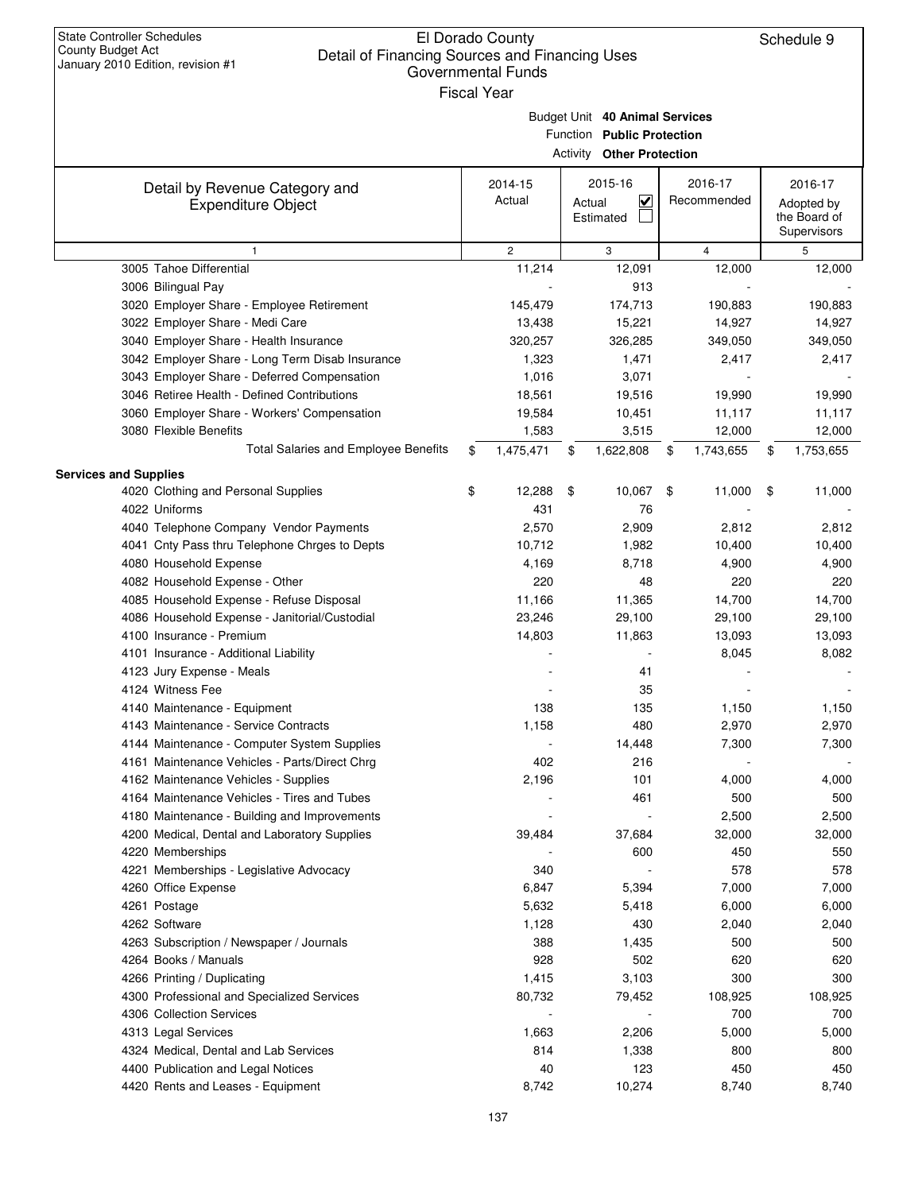State Controller Schedules
County Budget Act
January 2010 Edition, revision #1

# El Dorado County
## Detail of Financing Sources and Financing Uses
### Governmental Funds
Fiscal Year

Schedule 9

Budget Unit **40 Animal Services**
Function **Public Protection**
Activity **Other Protection**

| Detail by Revenue Category and Expenditure Object | 2014-15 Actual | 2015-16 Actual ☑ Estimated ☐ | 2016-17 Recommended | 2016-17 Adopted by the Board of Supervisors |
|---|---|---|---|---|
| 1 | 2 | 3 | 4 | 5 |
| 3005 Tahoe Differential | 11,214 | 12,091 | 12,000 | 12,000 |
| 3006 Bilingual Pay | - | 913 | - | - |
| 3020 Employer Share - Employee Retirement | 145,479 | 174,713 | 190,883 | 190,883 |
| 3022 Employer Share - Medi Care | 13,438 | 15,221 | 14,927 | 14,927 |
| 3040 Employer Share - Health Insurance | 320,257 | 326,285 | 349,050 | 349,050 |
| 3042 Employer Share - Long Term Disab Insurance | 1,323 | 1,471 | 2,417 | 2,417 |
| 3043 Employer Share - Deferred Compensation | 1,016 | 3,071 | - | - |
| 3046 Retiree Health - Defined Contributions | 18,561 | 19,516 | 19,990 | 19,990 |
| 3060 Employer Share - Workers' Compensation | 19,584 | 10,451 | 11,117 | 11,117 |
| 3080 Flexible Benefits | 1,583 | 3,515 | 12,000 | 12,000 |
| Total Salaries and Employee Benefits | $ 1,475,471 | $ 1,622,808 | $ 1,743,655 | $ 1,753,655 |
| **Services and Supplies** | | | | |
| 4020 Clothing and Personal Supplies | $ 12,288 | $ 10,067 | $ 11,000 | $ 11,000 |
| 4022 Uniforms | 431 | 76 | - | - |
| 4040 Telephone Company Vendor Payments | 2,570 | 2,909 | 2,812 | 2,812 |
| 4041 Cnty Pass thru Telephone Chrges to Depts | 10,712 | 1,982 | 10,400 | 10,400 |
| 4080 Household Expense | 4,169 | 8,718 | 4,900 | 4,900 |
| 4082 Household Expense - Other | 220 | 48 | 220 | 220 |
| 4085 Household Expense - Refuse Disposal | 11,166 | 11,365 | 14,700 | 14,700 |
| 4086 Household Expense - Janitorial/Custodial | 23,246 | 29,100 | 29,100 | 29,100 |
| 4100 Insurance - Premium | 14,803 | 11,863 | 13,093 | 13,093 |
| 4101 Insurance - Additional Liability | - | - | 8,045 | 8,082 |
| 4123 Jury Expense - Meals | - | 41 | - | - |
| 4124 Witness Fee | - | 35 | - | - |
| 4140 Maintenance - Equipment | 138 | 135 | 1,150 | 1,150 |
| 4143 Maintenance - Service Contracts | 1,158 | 480 | 2,970 | 2,970 |
| 4144 Maintenance - Computer System Supplies | - | 14,448 | 7,300 | 7,300 |
| 4161 Maintenance Vehicles - Parts/Direct Chrg | 402 | 216 | - | - |
| 4162 Maintenance Vehicles - Supplies | 2,196 | 101 | 4,000 | 4,000 |
| 4164 Maintenance Vehicles - Tires and Tubes | - | 461 | 500 | 500 |
| 4180 Maintenance - Building and Improvements | - | - | 2,500 | 2,500 |
| 4200 Medical, Dental and Laboratory Supplies | 39,484 | 37,684 | 32,000 | 32,000 |
| 4220 Memberships | - | 600 | 450 | 550 |
| 4221 Memberships - Legislative Advocacy | 340 | - | 578 | 578 |
| 4260 Office Expense | 6,847 | 5,394 | 7,000 | 7,000 |
| 4261 Postage | 5,632 | 5,418 | 6,000 | 6,000 |
| 4262 Software | 1,128 | 430 | 2,040 | 2,040 |
| 4263 Subscription / Newspaper / Journals | 388 | 1,435 | 500 | 500 |
| 4264 Books / Manuals | 928 | 502 | 620 | 620 |
| 4266 Printing / Duplicating | 1,415 | 3,103 | 300 | 300 |
| 4300 Professional and Specialized Services | 80,732 | 79,452 | 108,925 | 108,925 |
| 4306 Collection Services | - | - | 700 | 700 |
| 4313 Legal Services | 1,663 | 2,206 | 5,000 | 5,000 |
| 4324 Medical, Dental and Lab Services | 814 | 1,338 | 800 | 800 |
| 4400 Publication and Legal Notices | 40 | 123 | 450 | 450 |
| 4420 Rents and Leases - Equipment | 8,742 | 10,274 | 8,740 | 8,740 |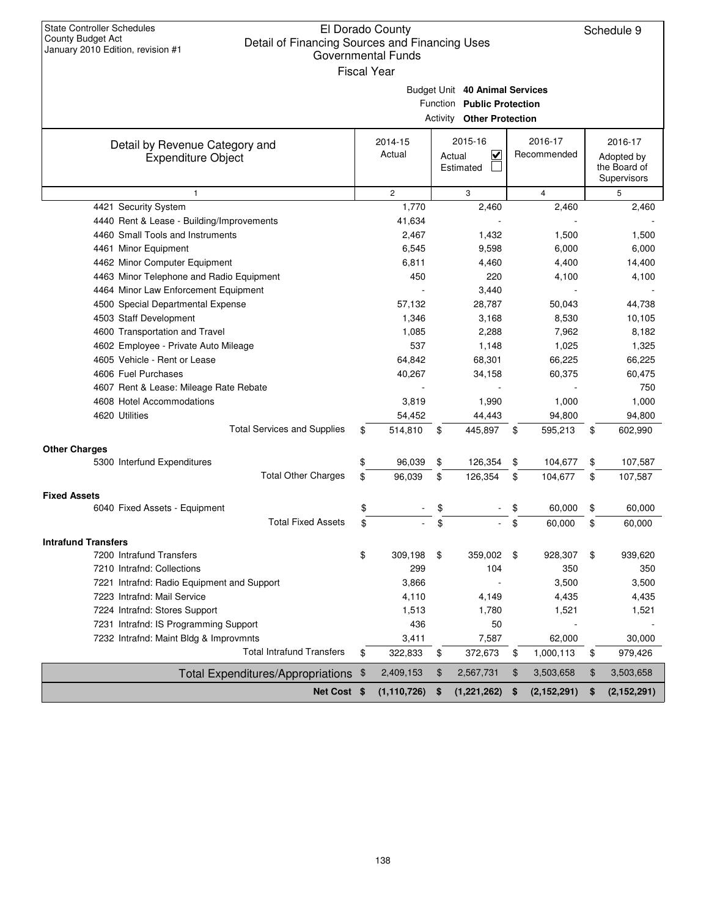State Controller Schedules
County Budget Act
January 2010 Edition, revision #1

# El Dorado County
## Detail of Financing Sources and Financing Uses
### Governmental Funds
Fiscal Year

Schedule 9

Budget Unit **40 Animal Services**
Function **Public Protection**
Activity **Other Protection**

| Detail by Revenue Category and Expenditure Object | 2014-15 Actual | 2015-16 Actual ☑ Estimated ☐ | 2016-17 Recommended | 2016-17 Adopted by the Board of Supervisors |
|---|---|---|---|---|
| 1 | 2 | 3 | 4 | 5 |
| 4421 Security System | 1,770 | 2,460 | 2,460 | 2,460 |
| 4440 Rent & Lease - Building/Improvements | 41,634 | - | - | - |
| 4460 Small Tools and Instruments | 2,467 | 1,432 | 1,500 | 1,500 |
| 4461 Minor Equipment | 6,545 | 9,598 | 6,000 | 6,000 |
| 4462 Minor Computer Equipment | 6,811 | 4,460 | 4,400 | 14,400 |
| 4463 Minor Telephone and Radio Equipment | 450 | 220 | 4,100 | 4,100 |
| 4464 Minor Law Enforcement Equipment | - | 3,440 | - | - |
| 4500 Special Departmental Expense | 57,132 | 28,787 | 50,043 | 44,738 |
| 4503 Staff Development | 1,346 | 3,168 | 8,530 | 10,105 |
| 4600 Transportation and Travel | 1,085 | 2,288 | 7,962 | 8,182 |
| 4602 Employee - Private Auto Mileage | 537 | 1,148 | 1,025 | 1,325 |
| 4605 Vehicle - Rent or Lease | 64,842 | 68,301 | 66,225 | 66,225 |
| 4606 Fuel Purchases | 40,267 | 34,158 | 60,375 | 60,475 |
| 4607 Rent & Lease: Mileage Rate Rebate | - | - | - | 750 |
| 4608 Hotel Accommodations | 3,819 | 1,990 | 1,000 | 1,000 |
| 4620 Utilities | 54,452 | 44,443 | 94,800 | 94,800 |
| Total Services and Supplies | $ 514,810 | $ 445,897 | $ 595,213 | $ 602,990 |
| **Other Charges** | | | | |
| 5300 Interfund Expenditures | $ 96,039 | $ 126,354 | $ 104,677 | $ 107,587 |
| Total Other Charges | $ 96,039 | $ 126,354 | $ 104,677 | $ 107,587 |
| **Fixed Assets** | | | | |
| 6040 Fixed Assets - Equipment | $ - | $ - | $ 60,000 | $ 60,000 |
| Total Fixed Assets | $ - | $ - | $ 60,000 | $ 60,000 |
| **Intrafund Transfers** | | | | |
| 7200 Intrafund Transfers | $ 309,198 | $ 359,002 | $ 928,307 | $ 939,620 |
| 7210 Intrafnd: Collections | 299 | 104 | 350 | 350 |
| 7221 Intrafnd: Radio Equipment and Support | 3,866 | - | 3,500 | 3,500 |
| 7223 Intrafnd: Mail Service | 4,110 | 4,149 | 4,435 | 4,435 |
| 7224 Intrafnd: Stores Support | 1,513 | 1,780 | 1,521 | 1,521 |
| 7231 Intrafnd: IS Programming Support | 436 | 50 | - | - |
| 7232 Intrafnd: Maint Bldg & Improvmnts | 3,411 | 7,587 | 62,000 | 30,000 |
| Total Intrafund Transfers | $ 322,833 | $ 372,673 | $ 1,000,113 | $ 979,426 |
| Total Expenditures/Appropriations | $ 2,409,153 | $ 2,567,731 | $ 3,503,658 | $ 3,503,658 |
| **Net Cost** | **$ (1,110,726)** | **$ (1,221,262)** | **$ (2,152,291)** | **$ (2,152,291)** |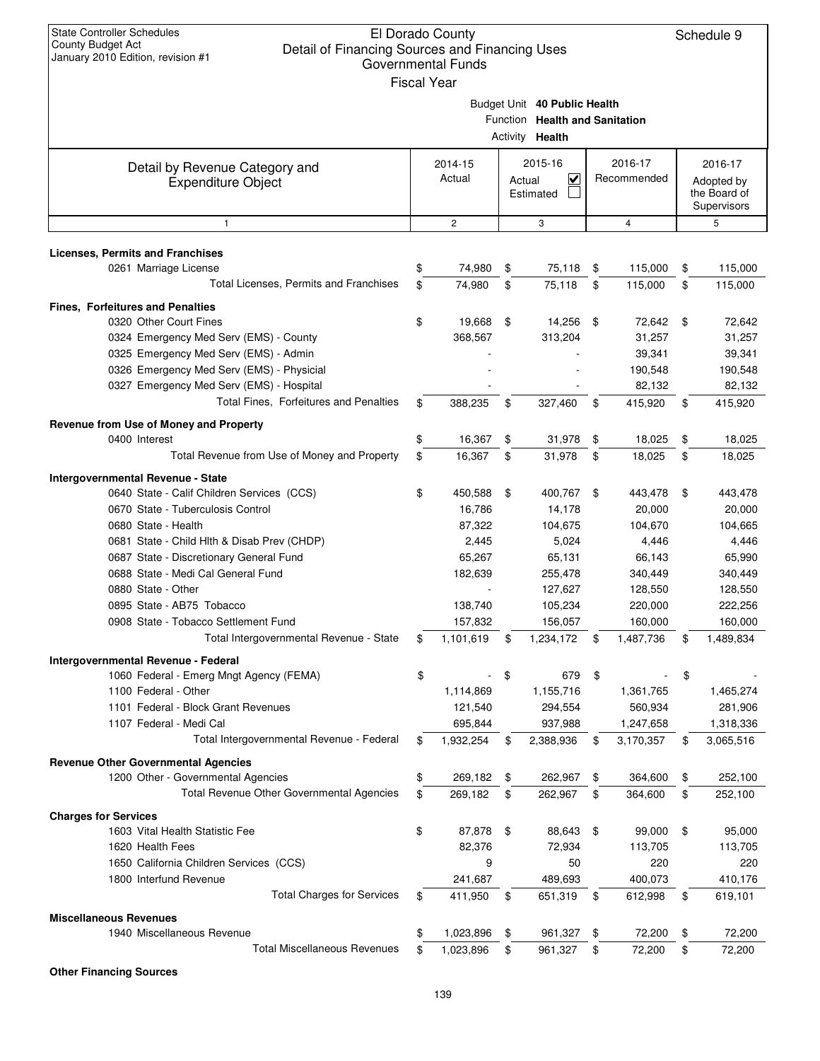State Controller Schedules
County Budget Act
January 2010 Edition, revision #1

# El Dorado County
## Detail of Financing Sources and Financing Uses
### Governmental Funds
Fiscal Year

Schedule 9

Budget Unit **40 Public Health**
Function **Health and Sanitation**
Activity **Health**

| Detail by Revenue Category and Expenditure Object | 2014-15 Actual | 2015-16 Actual ☑ Estimated ☐ | 2016-17 Recommended | 2016-17 Adopted by the Board of Supervisors |
|---|---|---|---|---|
| 1 | 2 | 3 | 4 | 5 |
| **Licenses, Permits and Franchises** | | | | |
| 0261 Marriage License | $ 74,980 | $ 75,118 | $ 115,000 | $ 115,000 |
| Total Licenses, Permits and Franchises | $ 74,980 | $ 75,118 | $ 115,000 | $ 115,000 |
| **Fines, Forfeitures and Penalties** | | | | |
| 0320 Other Court Fines | $ 19,668 | $ 14,256 | $ 72,642 | $ 72,642 |
| 0324 Emergency Med Serv (EMS) - County | 368,567 | 313,204 | 31,257 | 31,257 |
| 0325 Emergency Med Serv (EMS) - Admin | - | - | 39,341 | 39,341 |
| 0326 Emergency Med Serv (EMS) - Physicial | - | - | 190,548 | 190,548 |
| 0327 Emergency Med Serv (EMS) - Hospital | - | - | 82,132 | 82,132 |
| Total Fines, Forfeitures and Penalties | $ 388,235 | $ 327,460 | $ 415,920 | $ 415,920 |
| **Revenue from Use of Money and Property** | | | | |
| 0400 Interest | $ 16,367 | $ 31,978 | $ 18,025 | $ 18,025 |
| Total Revenue from Use of Money and Property | $ 16,367 | $ 31,978 | $ 18,025 | $ 18,025 |
| **Intergovernmental Revenue - State** | | | | |
| 0640 State - Calif Children Services (CCS) | $ 450,588 | $ 400,767 | $ 443,478 | $ 443,478 |
| 0670 State - Tuberculosis Control | 16,786 | 14,178 | 20,000 | 20,000 |
| 0680 State - Health | 87,322 | 104,675 | 104,670 | 104,665 |
| 0681 State - Child Hlth & Disab Prev (CHDP) | 2,445 | 5,024 | 4,446 | 4,446 |
| 0687 State - Discretionary General Fund | 65,267 | 65,131 | 66,143 | 65,990 |
| 0688 State - Medi Cal General Fund | 182,639 | 255,478 | 340,449 | 340,449 |
| 0880 State - Other | - | 127,627 | 128,550 | 128,550 |
| 0895 State - AB75 Tobacco | 138,740 | 105,234 | 220,000 | 222,256 |
| 0908 State - Tobacco Settlement Fund | 157,832 | 156,057 | 160,000 | 160,000 |
| Total Intergovernmental Revenue - State | $ 1,101,619 | $ 1,234,172 | $ 1,487,736 | $ 1,489,834 |
| **Intergovernmental Revenue - Federal** | | | | |
| 1060 Federal - Emerg Mngt Agency (FEMA) | $ - | $ 679 | $ - | $ - |
| 1100 Federal - Other | 1,114,869 | 1,155,716 | 1,361,765 | 1,465,274 |
| 1101 Federal - Block Grant Revenues | 121,540 | 294,554 | 560,934 | 281,906 |
| 1107 Federal - Medi Cal | 695,844 | 937,988 | 1,247,658 | 1,318,336 |
| Total Intergovernmental Revenue - Federal | $ 1,932,254 | $ 2,388,936 | $ 3,170,357 | $ 3,065,516 |
| **Revenue Other Governmental Agencies** | | | | |
| 1200 Other - Governmental Agencies | $ 269,182 | $ 262,967 | $ 364,600 | $ 252,100 |
| Total Revenue Other Governmental Agencies | $ 269,182 | $ 262,967 | $ 364,600 | $ 252,100 |
| **Charges for Services** | | | | |
| 1603 Vital Health Statistic Fee | $ 87,878 | $ 88,643 | $ 99,000 | $ 95,000 |
| 1620 Health Fees | 82,376 | 72,934 | 113,705 | 113,705 |
| 1650 California Children Services (CCS) | 9 | 50 | 220 | 220 |
| 1800 Interfund Revenue | 241,687 | 489,693 | 400,073 | 410,176 |
| Total Charges for Services | $ 411,950 | $ 651,319 | $ 612,998 | $ 619,101 |
| **Miscellaneous Revenues** | | | | |
| 1940 Miscellaneous Revenue | $ 1,023,896 | $ 961,327 | $ 72,200 | $ 72,200 |
| Total Miscellaneous Revenues | $ 1,023,896 | $ 961,327 | $ 72,200 | $ 72,200 |
| **Other Financing Sources** | | | | |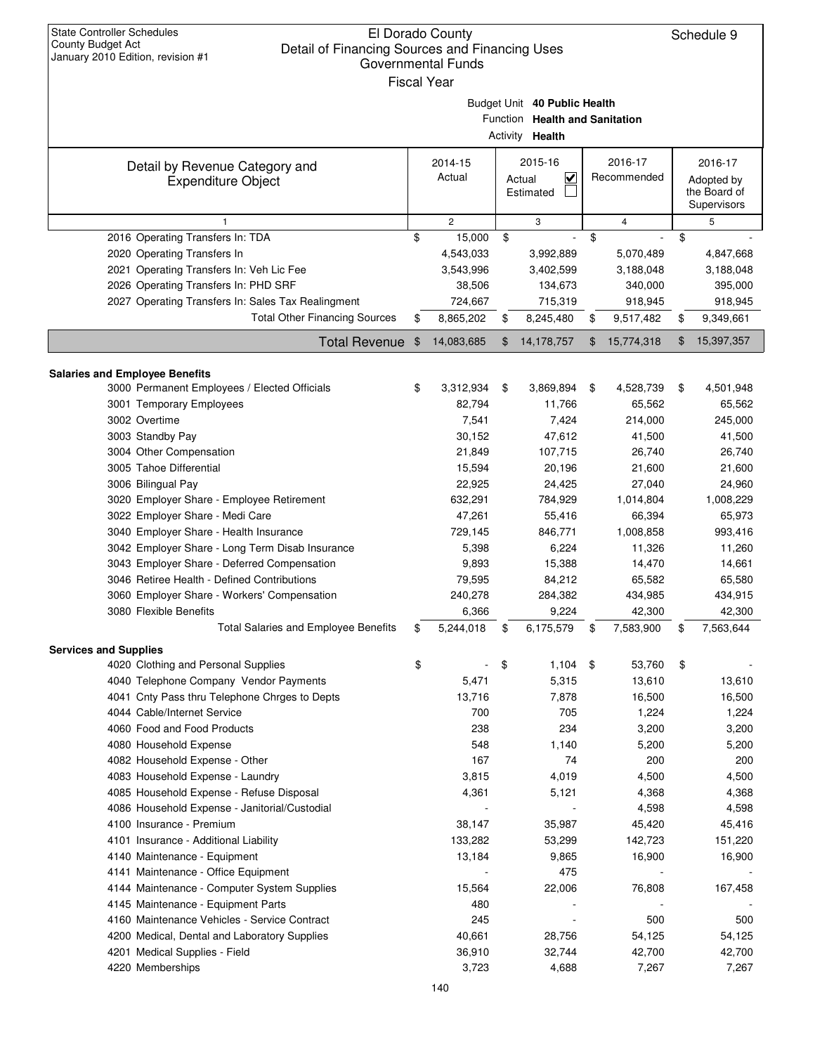State Controller Schedules
County Budget Act
January 2010 Edition, revision #1

# El Dorado County
## Detail of Financing Sources and Financing Uses
### Governmental Funds
Fiscal Year

Schedule 9

Budget Unit **40 Public Health**
Function **Health and Sanitation**
Activity **Health**

| Detail by Revenue Category and Expenditure Object | 2014-15 Actual | 2015-16 Actual ☑ Estimated ☐ | 2016-17 Recommended | 2016-17 Adopted by the Board of Supervisors |
|---|---|---|---|---|
| 1 | 2 | 3 | 4 | 5 |
| 2016 Operating Transfers In: TDA | $ 15,000 | $ - | $ - | $ - |
| 2020 Operating Transfers In | 4,543,033 | 3,992,889 | 5,070,489 | 4,847,668 |
| 2021 Operating Transfers In: Veh Lic Fee | 3,543,996 | 3,402,599 | 3,188,048 | 3,188,048 |
| 2026 Operating Transfers In: PHD SRF | 38,506 | 134,673 | 340,000 | 395,000 |
| 2027 Operating Transfers In: Sales Tax Realingment | 724,667 | 715,319 | 918,945 | 918,945 |
| Total Other Financing Sources | $ 8,865,202 | $ 8,245,480 | $ 9,517,482 | $ 9,349,661 |
| **Total Revenue** | $ 14,083,685 | $ 14,178,757 | $ 15,774,318 | $ 15,397,357 |
| **Salaries and Employee Benefits** | | | | |
| 3000 Permanent Employees / Elected Officials | $ 3,312,934 | $ 3,869,894 | $ 4,528,739 | $ 4,501,948 |
| 3001 Temporary Employees | 82,794 | 11,766 | 65,562 | 65,562 |
| 3002 Overtime | 7,541 | 7,424 | 214,000 | 245,000 |
| 3003 Standby Pay | 30,152 | 47,612 | 41,500 | 41,500 |
| 3004 Other Compensation | 21,849 | 107,715 | 26,740 | 26,740 |
| 3005 Tahoe Differential | 15,594 | 20,196 | 21,600 | 21,600 |
| 3006 Bilingual Pay | 22,925 | 24,425 | 27,040 | 24,960 |
| 3020 Employer Share - Employee Retirement | 632,291 | 784,929 | 1,014,804 | 1,008,229 |
| 3022 Employer Share - Medi Care | 47,261 | 55,416 | 66,394 | 65,973 |
| 3040 Employer Share - Health Insurance | 729,145 | 846,771 | 1,008,858 | 993,416 |
| 3042 Employer Share - Long Term Disab Insurance | 5,398 | 6,224 | 11,326 | 11,260 |
| 3043 Employer Share - Deferred Compensation | 9,893 | 15,388 | 14,470 | 14,661 |
| 3046 Retiree Health - Defined Contributions | 79,595 | 84,212 | 65,582 | 65,580 |
| 3060 Employer Share - Workers' Compensation | 240,278 | 284,382 | 434,985 | 434,915 |
| 3080 Flexible Benefits | 6,366 | 9,224 | 42,300 | 42,300 |
| Total Salaries and Employee Benefits | $ 5,244,018 | $ 6,175,579 | $ 7,583,900 | $ 7,563,644 |
| **Services and Supplies** | | | | |
| 4020 Clothing and Personal Supplies | $ - | $ 1,104 | $ 53,760 | $ - |
| 4040 Telephone Company Vendor Payments | 5,471 | 5,315 | 13,610 | 13,610 |
| 4041 Cnty Pass thru Telephone Chrges to Depts | 13,716 | 7,878 | 16,500 | 16,500 |
| 4044 Cable/Internet Service | 700 | 705 | 1,224 | 1,224 |
| 4060 Food and Food Products | 238 | 234 | 3,200 | 3,200 |
| 4080 Household Expense | 548 | 1,140 | 5,200 | 5,200 |
| 4082 Household Expense - Other | 167 | 74 | 200 | 200 |
| 4083 Household Expense - Laundry | 3,815 | 4,019 | 4,500 | 4,500 |
| 4085 Household Expense - Refuse Disposal | 4,361 | 5,121 | 4,368 | 4,368 |
| 4086 Household Expense - Janitorial/Custodial | - | - | 4,598 | 4,598 |
| 4100 Insurance - Premium | 38,147 | 35,987 | 45,420 | 45,416 |
| 4101 Insurance - Additional Liability | 133,282 | 53,299 | 142,723 | 151,220 |
| 4140 Maintenance - Equipment | 13,184 | 9,865 | 16,900 | 16,900 |
| 4141 Maintenance - Office Equipment | - | 475 | - | - |
| 4144 Maintenance - Computer System Supplies | 15,564 | 22,006 | 76,808 | 167,458 |
| 4145 Maintenance - Equipment Parts | 480 | - | - | - |
| 4160 Maintenance Vehicles - Service Contract | 245 | - | 500 | 500 |
| 4200 Medical, Dental and Laboratory Supplies | 40,661 | 28,756 | 54,125 | 54,125 |
| 4201 Medical Supplies - Field | 36,910 | 32,744 | 42,700 | 42,700 |
| 4220 Memberships | 3,723 | 4,688 | 7,267 | 7,267 |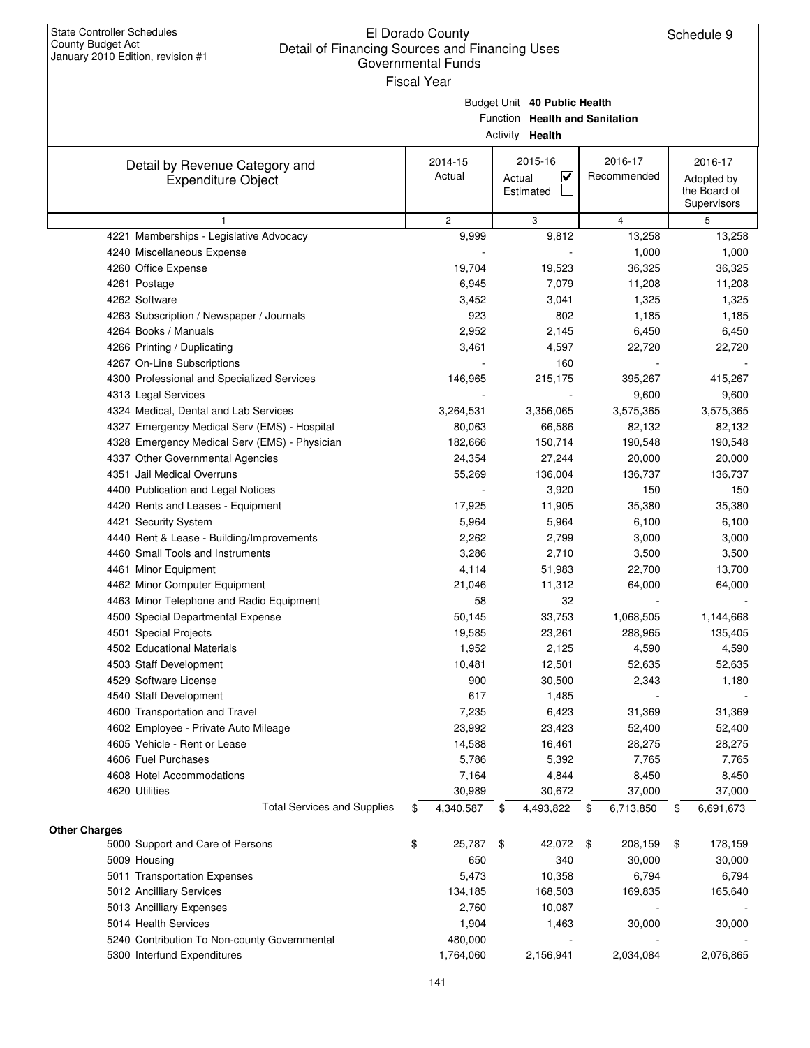State Controller Schedules
County Budget Act
January 2010 Edition, revision #1

# El Dorado County
## Detail of Financing Sources and Financing Uses
### Governmental Funds
Fiscal Year

Schedule 9

Budget Unit **40 Public Health**
Function **Health and Sanitation**
Activity **Health**

| Detail by Revenue Category and Expenditure Object | 2014-15 Actual | 2015-16 Actual ☑ Estimated ☐ | 2016-17 Recommended | 2016-17 Adopted by the Board of Supervisors |
|---|---|---|---|---|
| 1 | 2 | 3 | 4 | 5 |
| 4221 Memberships - Legislative Advocacy | 9,999 | 9,812 | 13,258 | 13,258 |
| 4240 Miscellaneous Expense | - | - | 1,000 | 1,000 |
| 4260 Office Expense | 19,704 | 19,523 | 36,325 | 36,325 |
| 4261 Postage | 6,945 | 7,079 | 11,208 | 11,208 |
| 4262 Software | 3,452 | 3,041 | 1,325 | 1,325 |
| 4263 Subscription / Newspaper / Journals | 923 | 802 | 1,185 | 1,185 |
| 4264 Books / Manuals | 2,952 | 2,145 | 6,450 | 6,450 |
| 4266 Printing / Duplicating | 3,461 | 4,597 | 22,720 | 22,720 |
| 4267 On-Line Subscriptions | - | 160 | - | - |
| 4300 Professional and Specialized Services | 146,965 | 215,175 | 395,267 | 415,267 |
| 4313 Legal Services | - | - | 9,600 | 9,600 |
| 4324 Medical, Dental and Lab Services | 3,264,531 | 3,356,065 | 3,575,365 | 3,575,365 |
| 4327 Emergency Medical Serv (EMS) - Hospital | 80,063 | 66,586 | 82,132 | 82,132 |
| 4328 Emergency Medical Serv (EMS) - Physician | 182,666 | 150,714 | 190,548 | 190,548 |
| 4337 Other Governmental Agencies | 24,354 | 27,244 | 20,000 | 20,000 |
| 4351 Jail Medical Overruns | 55,269 | 136,004 | 136,737 | 136,737 |
| 4400 Publication and Legal Notices | - | 3,920 | 150 | 150 |
| 4420 Rents and Leases - Equipment | 17,925 | 11,905 | 35,380 | 35,380 |
| 4421 Security System | 5,964 | 5,964 | 6,100 | 6,100 |
| 4440 Rent & Lease - Building/Improvements | 2,262 | 2,799 | 3,000 | 3,000 |
| 4460 Small Tools and Instruments | 3,286 | 2,710 | 3,500 | 3,500 |
| 4461 Minor Equipment | 4,114 | 51,983 | 22,700 | 13,700 |
| 4462 Minor Computer Equipment | 21,046 | 11,312 | 64,000 | 64,000 |
| 4463 Minor Telephone and Radio Equipment | 58 | 32 | - | - |
| 4500 Special Departmental Expense | 50,145 | 33,753 | 1,068,505 | 1,144,668 |
| 4501 Special Projects | 19,585 | 23,261 | 288,965 | 135,405 |
| 4502 Educational Materials | 1,952 | 2,125 | 4,590 | 4,590 |
| 4503 Staff Development | 10,481 | 12,501 | 52,635 | 52,635 |
| 4529 Software License | 900 | 30,500 | 2,343 | 1,180 |
| 4540 Staff Development | 617 | 1,485 | - | - |
| 4600 Transportation and Travel | 7,235 | 6,423 | 31,369 | 31,369 |
| 4602 Employee - Private Auto Mileage | 23,992 | 23,423 | 52,400 | 52,400 |
| 4605 Vehicle - Rent or Lease | 14,588 | 16,461 | 28,275 | 28,275 |
| 4606 Fuel Purchases | 5,786 | 5,392 | 7,765 | 7,765 |
| 4608 Hotel Accommodations | 7,164 | 4,844 | 8,450 | 8,450 |
| 4620 Utilities | 30,989 | 30,672 | 37,000 | 37,000 |
| Total Services and Supplies | $ 4,340,587 | $ 4,493,822 | $ 6,713,850 | $ 6,691,673 |
| **Other Charges** | | | | |
| 5000 Support and Care of Persons | $ 25,787 | $ 42,072 | $ 208,159 | $ 178,159 |
| 5009 Housing | 650 | 340 | 30,000 | 30,000 |
| 5011 Transportation Expenses | 5,473 | 10,358 | 6,794 | 6,794 |
| 5012 Ancilliary Services | 134,185 | 168,503 | 169,835 | 165,640 |
| 5013 Ancilliary Expenses | 2,760 | 10,087 | - | - |
| 5014 Health Services | 1,904 | 1,463 | 30,000 | 30,000 |
| 5240 Contribution To Non-county Governmental | 480,000 | - | - | - |
| 5300 Interfund Expenditures | 1,764,060 | 2,156,941 | 2,034,084 | 2,076,865 |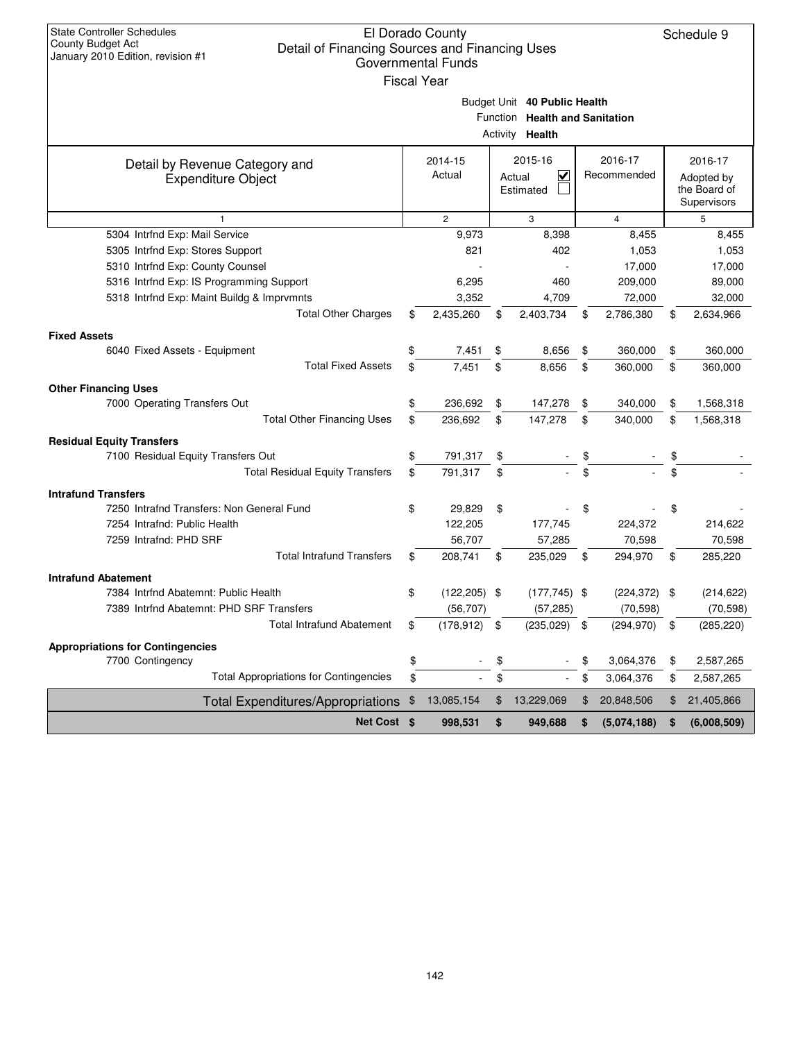State Controller Schedules
County Budget Act
January 2010 Edition, revision #1

# El Dorado County
## Detail of Financing Sources and Financing Uses
### Governmental Funds
Fiscal Year

Schedule 9

Budget Unit **40 Public Health**
Function **Health and Sanitation**
Activity **Health**

| Detail by Revenue Category and Expenditure Object | 2014-15 Actual | 2015-16 Actual ☑ Estimated ☐ | 2016-17 Recommended | 2016-17 Adopted by the Board of Supervisors |
|---|---|---|---|---|
| 1 | 2 | 3 | 4 | 5 |
| 5304 Intrfnd Exp: Mail Service | 9,973 | 8,398 | 8,455 | 8,455 |
| 5305 Intrfnd Exp: Stores Support | 821 | 402 | 1,053 | 1,053 |
| 5310 Intrfnd Exp: County Counsel | - | - | 17,000 | 17,000 |
| 5316 Intrfnd Exp: IS Programming Support | 6,295 | 460 | 209,000 | 89,000 |
| 5318 Intrfnd Exp: Maint Buildg & Imprvmnts | 3,352 | 4,709 | 72,000 | 32,000 |
| Total Other Charges | $ 2,435,260 | $ 2,403,734 | $ 2,786,380 | $ 2,634,966 |
| **Fixed Assets** | | | | |
| 6040 Fixed Assets - Equipment | $ 7,451 | $ 8,656 | $ 360,000 | $ 360,000 |
| Total Fixed Assets | $ 7,451 | $ 8,656 | $ 360,000 | $ 360,000 |
| **Other Financing Uses** | | | | |
| 7000 Operating Transfers Out | $ 236,692 | $ 147,278 | $ 340,000 | $ 1,568,318 |
| Total Other Financing Uses | $ 236,692 | $ 147,278 | $ 340,000 | $ 1,568,318 |
| **Residual Equity Transfers** | | | | |
| 7100 Residual Equity Transfers Out | $ 791,317 | $ - | $ - | $ - |
| Total Residual Equity Transfers | $ 791,317 | $ - | $ - | $ - |
| **Intrafund Transfers** | | | | |
| 7250 Intrafnd Transfers: Non General Fund | $ 29,829 | $ - | $ - | $ - |
| 7254 Intrafnd: Public Health | 122,205 | 177,745 | 224,372 | 214,622 |
| 7259 Intrafnd: PHD SRF | 56,707 | 57,285 | 70,598 | 70,598 |
| Total Intrafund Transfers | $ 208,741 | $ 235,029 | $ 294,970 | $ 285,220 |
| **Intrafund Abatement** | | | | |
| 7384 Intrfnd Abatemnt: Public Health | $ (122,205) | $ (177,745) | $ (224,372) | $ (214,622) |
| 7389 Intrfnd Abatemnt: PHD SRF Transfers | (56,707) | (57,285) | (70,598) | (70,598) |
| Total Intrafund Abatement | $ (178,912) | $ (235,029) | $ (294,970) | $ (285,220) |
| **Appropriations for Contingencies** | | | | |
| 7700 Contingency | $ - | $ - | $ 3,064,376 | $ 2,587,265 |
| Total Appropriations for Contingencies | $ - | $ - | $ 3,064,376 | $ 2,587,265 |
| Total Expenditures/Appropriations | $ 13,085,154 | $ 13,229,069 | $ 20,848,506 | $ 21,405,866 |
| **Net Cost** | **$ 998,531** | **$ 949,688** | **$ (5,074,188)** | **$ (6,008,509)** |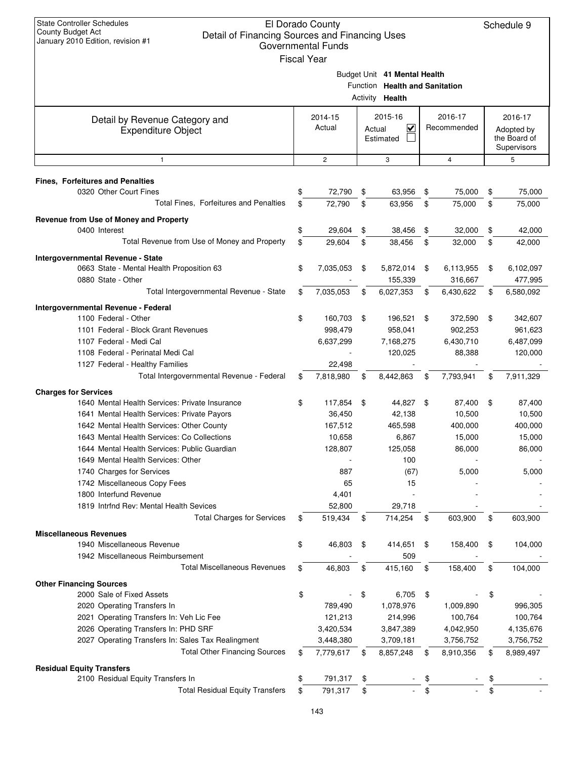State Controller Schedules
County Budget Act
January 2010 Edition, revision #1

# El Dorado County
## Detail of Financing Sources and Financing Uses
### Governmental Funds
Fiscal Year

Schedule 9

Budget Unit **41 Mental Health**
Function **Health and Sanitation**
Activity **Health**

| Detail by Revenue Category and Expenditure Object | 2014-15 Actual | 2015-16 Actual ☑ Estimated ☐ | 2016-17 Recommended | 2016-17 Adopted by the Board of Supervisors |
|---|---|---|---|---|
| 1 | 2 | 3 | 4 | 5 |
| **Fines, Forfeitures and Penalties** | | | | |
| 0320 Other Court Fines | $ 72,790 | $ 63,956 | $ 75,000 | $ 75,000 |
| Total Fines, Forfeitures and Penalties | $ 72,790 | $ 63,956 | $ 75,000 | $ 75,000 |
| **Revenue from Use of Money and Property** | | | | |
| 0400 Interest | $ 29,604 | $ 38,456 | $ 32,000 | $ 42,000 |
| Total Revenue from Use of Money and Property | $ 29,604 | $ 38,456 | $ 32,000 | $ 42,000 |
| **Intergovernmental Revenue - State** | | | | |
| 0663 State - Mental Health Proposition 63 | $ 7,035,053 | $ 5,872,014 | $ 6,113,955 | $ 6,102,097 |
| 0880 State - Other | - | 155,339 | 316,667 | 477,995 |
| Total Intergovernmental Revenue - State | $ 7,035,053 | $ 6,027,353 | $ 6,430,622 | $ 6,580,092 |
| **Intergovernmental Revenue - Federal** | | | | |
| 1100 Federal - Other | $ 160,703 | $ 196,521 | $ 372,590 | $ 342,607 |
| 1101 Federal - Block Grant Revenues | 998,479 | 958,041 | 902,253 | 961,623 |
| 1107 Federal - Medi Cal | 6,637,299 | 7,168,275 | 6,430,710 | 6,487,099 |
| 1108 Federal - Perinatal Medi Cal | - | 120,025 | 88,388 | 120,000 |
| 1127 Federal - Healthy Families | 22,498 | - | - | - |
| Total Intergovernmental Revenue - Federal | $ 7,818,980 | $ 8,442,863 | $ 7,793,941 | $ 7,911,329 |
| **Charges for Services** | | | | |
| 1640 Mental Health Services: Private Insurance | $ 117,854 | $ 44,827 | $ 87,400 | $ 87,400 |
| 1641 Mental Health Services: Private Payors | 36,450 | 42,138 | 10,500 | 10,500 |
| 1642 Mental Health Services: Other County | 167,512 | 465,598 | 400,000 | 400,000 |
| 1643 Mental Health Services: Co Collections | 10,658 | 6,867 | 15,000 | 15,000 |
| 1644 Mental Health Services: Public Guardian | 128,807 | 125,058 | 86,000 | 86,000 |
| 1649 Mental Health Services: Other | - | 100 | - | - |
| 1740 Charges for Services | 887 | (67) | 5,000 | 5,000 |
| 1742 Miscellaneous Copy Fees | 65 | 15 | - | - |
| 1800 Interfund Revenue | 4,401 | - | - | - |
| 1819 Intrfnd Rev: Mental Health Sevices | 52,800 | 29,718 | - | - |
| Total Charges for Services | $ 519,434 | $ 714,254 | $ 603,900 | $ 603,900 |
| **Miscellaneous Revenues** | | | | |
| 1940 Miscellaneous Revenue | $ 46,803 | $ 414,651 | $ 158,400 | $ 104,000 |
| 1942 Miscellaneous Reimbursement | - | 509 | - | - |
| Total Miscellaneous Revenues | $ 46,803 | $ 415,160 | $ 158,400 | $ 104,000 |
| **Other Financing Sources** | | | | |
| 2000 Sale of Fixed Assets | $ - | $ 6,705 | $ - | $ - |
| 2020 Operating Transfers In | 789,490 | 1,078,976 | 1,009,890 | 996,305 |
| 2021 Operating Transfers In: Veh Lic Fee | 121,213 | 214,996 | 100,764 | 100,764 |
| 2026 Operating Transfers In: PHD SRF | 3,420,534 | 3,847,389 | 4,042,950 | 4,135,676 |
| 2027 Operating Transfers In: Sales Tax Realingment | 3,448,380 | 3,709,181 | 3,756,752 | 3,756,752 |
| Total Other Financing Sources | $ 7,779,617 | $ 8,857,248 | $ 8,910,356 | $ 8,989,497 |
| **Residual Equity Transfers** | | | | |
| 2100 Residual Equity Transfers In | $ 791,317 | $ - | $ - | $ - |
| Total Residual Equity Transfers | $ 791,317 | $ - | $ - | $ - |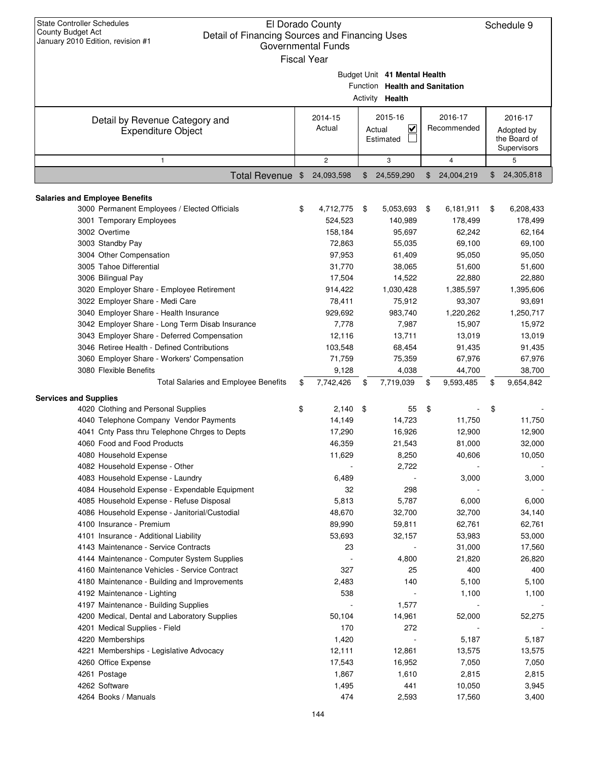State Controller Schedules
County Budget Act
January 2010 Edition, revision #1

# El Dorado County
## Detail of Financing Sources and Financing Uses
### Governmental Funds
### Fiscal Year

Schedule 9

Budget Unit **41 Mental Health**
Function **Health and Sanitation**
Activity **Health**

| Detail by Revenue Category and Expenditure Object | 2014-15 Actual | 2015-16 Actual ☑ Estimated ☐ | 2016-17 Recommended | 2016-17 Adopted by the Board of Supervisors |
|---|---|---|---|---|
| 1 | 2 | 3 | 4 | 5 |
| **Total Revenue** | $ 24,093,598 | $ 24,559,290 | $ 24,004,219 | $ 24,305,818 |
| **Salaries and Employee Benefits** | | | | |
| 3000 Permanent Employees / Elected Officials | $ 4,712,775 | $ 5,053,693 | $ 6,181,911 | $ 6,208,433 |
| 3001 Temporary Employees | 524,523 | 140,989 | 178,499 | 178,499 |
| 3002 Overtime | 158,184 | 95,697 | 62,242 | 62,164 |
| 3003 Standby Pay | 72,863 | 55,035 | 69,100 | 69,100 |
| 3004 Other Compensation | 97,953 | 61,409 | 95,050 | 95,050 |
| 3005 Tahoe Differential | 31,770 | 38,065 | 51,600 | 51,600 |
| 3006 Bilingual Pay | 17,504 | 14,522 | 22,880 | 22,880 |
| 3020 Employer Share - Employee Retirement | 914,422 | 1,030,428 | 1,385,597 | 1,395,606 |
| 3022 Employer Share - Medi Care | 78,411 | 75,912 | 93,307 | 93,691 |
| 3040 Employer Share - Health Insurance | 929,692 | 983,740 | 1,220,262 | 1,250,717 |
| 3042 Employer Share - Long Term Disab Insurance | 7,778 | 7,987 | 15,907 | 15,972 |
| 3043 Employer Share - Deferred Compensation | 12,116 | 13,711 | 13,019 | 13,019 |
| 3046 Retiree Health - Defined Contributions | 103,548 | 68,454 | 91,435 | 91,435 |
| 3060 Employer Share - Workers' Compensation | 71,759 | 75,359 | 67,976 | 67,976 |
| 3080 Flexible Benefits | 9,128 | 4,038 | 44,700 | 38,700 |
| Total Salaries and Employee Benefits | $ 7,742,426 | $ 7,719,039 | $ 9,593,485 | $ 9,654,842 |
| **Services and Supplies** | | | | |
| 4020 Clothing and Personal Supplies | $ 2,140 | $ 55 | $ - | $ - |
| 4040 Telephone Company Vendor Payments | 14,149 | 14,723 | 11,750 | 11,750 |
| 4041 Cnty Pass thru Telephone Chrges to Depts | 17,290 | 16,926 | 12,900 | 12,900 |
| 4060 Food and Food Products | 46,359 | 21,543 | 81,000 | 32,000 |
| 4080 Household Expense | 11,629 | 8,250 | 40,606 | 10,050 |
| 4082 Household Expense - Other | - | 2,722 | - | - |
| 4083 Household Expense - Laundry | 6,489 | - | 3,000 | 3,000 |
| 4084 Household Expense - Expendable Equipment | 32 | 298 | - | - |
| 4085 Household Expense - Refuse Disposal | 5,813 | 5,787 | 6,000 | 6,000 |
| 4086 Household Expense - Janitorial/Custodial | 48,670 | 32,700 | 32,700 | 34,140 |
| 4100 Insurance - Premium | 89,990 | 59,811 | 62,761 | 62,761 |
| 4101 Insurance - Additional Liability | 53,693 | 32,157 | 53,983 | 53,000 |
| 4143 Maintenance - Service Contracts | 23 | - | 31,000 | 17,560 |
| 4144 Maintenance - Computer System Supplies | - | 4,800 | 21,820 | 26,820 |
| 4160 Maintenance Vehicles - Service Contract | 327 | 25 | 400 | 400 |
| 4180 Maintenance - Building and Improvements | 2,483 | 140 | 5,100 | 5,100 |
| 4192 Maintenance - Lighting | 538 | - | 1,100 | 1,100 |
| 4197 Maintenance - Building Supplies | - | 1,577 | - | - |
| 4200 Medical, Dental and Laboratory Supplies | 50,104 | 14,961 | 52,000 | 52,275 |
| 4201 Medical Supplies - Field | 170 | 272 | - | - |
| 4220 Memberships | 1,420 | - | 5,187 | 5,187 |
| 4221 Memberships - Legislative Advocacy | 12,111 | 12,861 | 13,575 | 13,575 |
| 4260 Office Expense | 17,543 | 16,952 | 7,050 | 7,050 |
| 4261 Postage | 1,867 | 1,610 | 2,815 | 2,815 |
| 4262 Software | 1,495 | 441 | 10,050 | 3,945 |
| 4264 Books / Manuals | 474 | 2,593 | 17,560 | 3,400 |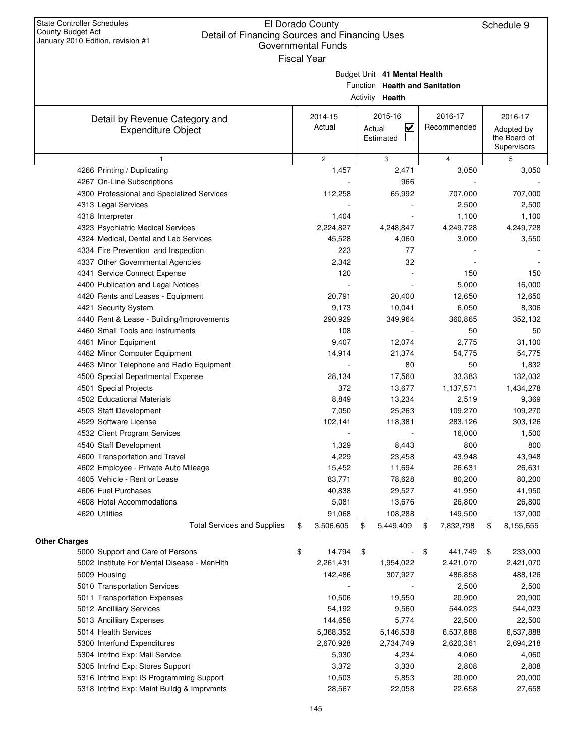State Controller Schedules
County Budget Act
January 2010 Edition, revision #1

# El Dorado County
## Detail of Financing Sources and Financing Uses
### Governmental Funds
Fiscal Year

Schedule 9

Budget Unit **41 Mental Health**
Function **Health and Sanitation**
Activity **Health**

| Detail by Revenue Category and Expenditure Object | 2014-15 Actual | 2015-16 Actual ☑ Estimated ☐ | 2016-17 Recommended | 2016-17 Adopted by the Board of Supervisors |
|---|---|---|---|---|
| 1 | 2 | 3 | 4 | 5 |
| 4266 Printing / Duplicating | 1,457 | 2,471 | 3,050 | 3,050 |
| 4267 On-Line Subscriptions | - | 966 | - | - |
| 4300 Professional and Specialized Services | 112,258 | 65,992 | 707,000 | 707,000 |
| 4313 Legal Services | - | - | 2,500 | 2,500 |
| 4318 Interpreter | 1,404 | - | 1,100 | 1,100 |
| 4323 Psychiatric Medical Services | 2,224,827 | 4,248,847 | 4,249,728 | 4,249,728 |
| 4324 Medical, Dental and Lab Services | 45,528 | 4,060 | 3,000 | 3,550 |
| 4334 Fire Prevention and Inspection | 223 | 77 | - | - |
| 4337 Other Governmental Agencies | 2,342 | 32 | - | - |
| 4341 Service Connect Expense | 120 | - | 150 | 150 |
| 4400 Publication and Legal Notices | - | - | 5,000 | 16,000 |
| 4420 Rents and Leases - Equipment | 20,791 | 20,400 | 12,650 | 12,650 |
| 4421 Security System | 9,173 | 10,041 | 6,050 | 8,306 |
| 4440 Rent & Lease - Building/Improvements | 290,929 | 349,964 | 360,865 | 352,132 |
| 4460 Small Tools and Instruments | 108 | - | 50 | 50 |
| 4461 Minor Equipment | 9,407 | 12,074 | 2,775 | 31,100 |
| 4462 Minor Computer Equipment | 14,914 | 21,374 | 54,775 | 54,775 |
| 4463 Minor Telephone and Radio Equipment | - | 80 | 50 | 1,832 |
| 4500 Special Departmental Expense | 28,134 | 17,560 | 33,383 | 132,032 |
| 4501 Special Projects | 372 | 13,677 | 1,137,571 | 1,434,278 |
| 4502 Educational Materials | 8,849 | 13,234 | 2,519 | 9,369 |
| 4503 Staff Development | 7,050 | 25,263 | 109,270 | 109,270 |
| 4529 Software License | 102,141 | 118,381 | 283,126 | 303,126 |
| 4532 Client Program Services | - | - | 16,000 | 1,500 |
| 4540 Staff Development | 1,329 | 8,443 | 800 | 800 |
| 4600 Transportation and Travel | 4,229 | 23,458 | 43,948 | 43,948 |
| 4602 Employee - Private Auto Mileage | 15,452 | 11,694 | 26,631 | 26,631 |
| 4605 Vehicle - Rent or Lease | 83,771 | 78,628 | 80,200 | 80,200 |
| 4606 Fuel Purchases | 40,838 | 29,527 | 41,950 | 41,950 |
| 4608 Hotel Accommodations | 5,081 | 13,676 | 26,800 | 26,800 |
| 4620 Utilities | 91,068 | 108,288 | 149,500 | 137,000 |
| Total Services and Supplies | $ 3,506,605 | $ 5,449,409 | $ 7,832,798 | $ 8,155,655 |
| **Other Charges** | | | | |
| 5000 Support and Care of Persons | $ 14,794 | $ - | $ 441,749 | $ 233,000 |
| 5002 Institute For Mental Disease - MenHlth | 2,261,431 | 1,954,022 | 2,421,070 | 2,421,070 |
| 5009 Housing | 142,486 | 307,927 | 486,858 | 488,126 |
| 5010 Transportation Services | - | - | 2,500 | 2,500 |
| 5011 Transportation Expenses | 10,506 | 19,550 | 20,900 | 20,900 |
| 5012 Ancilliary Services | 54,192 | 9,560 | 544,023 | 544,023 |
| 5013 Ancilliary Expenses | 144,658 | 5,774 | 22,500 | 22,500 |
| 5014 Health Services | 5,368,352 | 5,146,538 | 6,537,888 | 6,537,888 |
| 5300 Interfund Expenditures | 2,670,928 | 2,734,749 | 2,620,361 | 2,694,218 |
| 5304 Intrfnd Exp: Mail Service | 5,930 | 4,234 | 4,060 | 4,060 |
| 5305 Intrfnd Exp: Stores Support | 3,372 | 3,330 | 2,808 | 2,808 |
| 5316 Intrfnd Exp: IS Programming Support | 10,503 | 5,853 | 20,000 | 20,000 |
| 5318 Intrfnd Exp: Maint Buildg & Imprvmnts | 28,567 | 22,058 | 22,658 | 27,658 |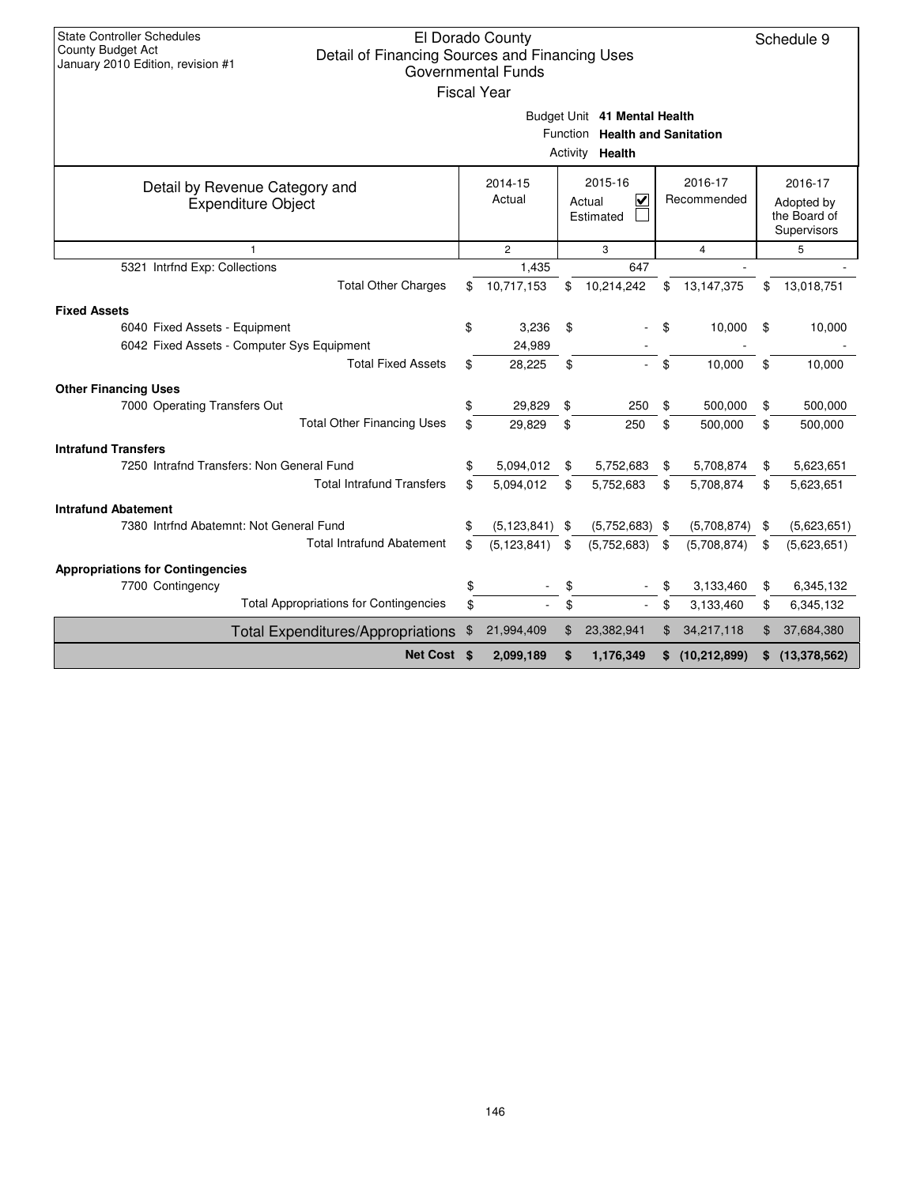State Controller Schedules
County Budget Act
January 2010 Edition, revision #1

# El Dorado County
## Detail of Financing Sources and Financing Uses
### Governmental Funds
### Fiscal Year

Schedule 9

Budget Unit **41 Mental Health**
Function **Health and Sanitation**
Activity **Health**

| Detail by Revenue Category and Expenditure Object | 2014-15 Actual | 2015-16 Actual ☑ Estimated ☐ | 2016-17 Recommended | 2016-17 Adopted by the Board of Supervisors |
|---|---|---|---|---|
| 1 | 2 | 3 | 4 | 5 |
| 5321 Intrfnd Exp: Collections | 1,435 | 647 | - | - |
| Total Other Charges | $ 10,717,153 | $ 10,214,242 | $ 13,147,375 | $ 13,018,751 |
| **Fixed Assets** | | | | |
| 6040 Fixed Assets - Equipment | $ 3,236 | $ - | $ 10,000 | $ 10,000 |
| 6042 Fixed Assets - Computer Sys Equipment | 24,989 | - | - | - |
| Total Fixed Assets | $ 28,225 | $ - | $ 10,000 | $ 10,000 |
| **Other Financing Uses** | | | | |
| 7000 Operating Transfers Out | $ 29,829 | $ 250 | $ 500,000 | $ 500,000 |
| Total Other Financing Uses | $ 29,829 | $ 250 | $ 500,000 | $ 500,000 |
| **Intrafund Transfers** | | | | |
| 7250 Intrafnd Transfers: Non General Fund | $ 5,094,012 | $ 5,752,683 | $ 5,708,874 | $ 5,623,651 |
| Total Intrafund Transfers | $ 5,094,012 | $ 5,752,683 | $ 5,708,874 | $ 5,623,651 |
| **Intrafund Abatement** | | | | |
| 7380 Intrfnd Abatemnt: Not General Fund | $ (5,123,841) | $ (5,752,683) | $ (5,708,874) | $ (5,623,651) |
| Total Intrafund Abatement | $ (5,123,841) | $ (5,752,683) | $ (5,708,874) | $ (5,623,651) |
| **Appropriations for Contingencies** | | | | |
| 7700 Contingency | $ - | $ - | $ 3,133,460 | $ 6,345,132 |
| Total Appropriations for Contingencies | $ - | $ - | $ 3,133,460 | $ 6,345,132 |
| Total Expenditures/Appropriations | $ 21,994,409 | $ 23,382,941 | $ 34,217,118 | $ 37,684,380 |
| **Net Cost** | **$ 2,099,189** | **$ 1,176,349** | **$ (10,212,899)** | **$ (13,378,562)** |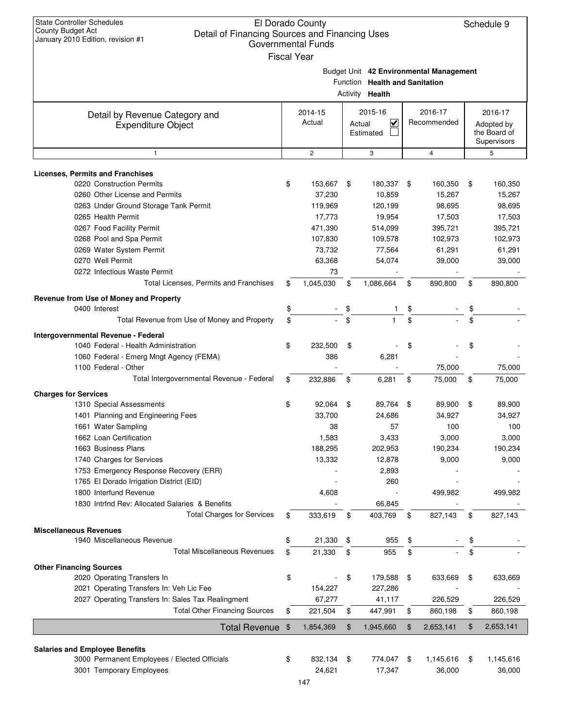State Controller Schedules
County Budget Act
January 2010 Edition, revision #1

# El Dorado County
## Detail of Financing Sources and Financing Uses
### Governmental Funds
### Fiscal Year

Schedule 9

Budget Unit **42 Environmental Management**
Function **Health and Sanitation**
Activity **Health**

| Detail by Revenue Category and Expenditure Object | | 2014-15 Actual | | 2015-16 Actual ☑ Estimated ☐ | | 2016-17 Recommended | | 2016-17 Adopted by the Board of Supervisors |
|---|---|---|---|---|---|---|---|---|
| 1 | | 2 | | 3 | | 4 | | 5 |
| **Licenses, Permits and Franchises** | | | | | | | | |
| 0220 Construction Permits | $ | 153,667 | $ | 180,337 | $ | 160,350 | $ | 160,350 |
| 0260 Other License and Permits | | 37,230 | | 10,859 | | 15,267 | | 15,267 |
| 0263 Under Ground Storage Tank Permit | | 119,969 | | 120,199 | | 98,695 | | 98,695 |
| 0265 Health Permit | | 17,773 | | 19,954 | | 17,503 | | 17,503 |
| 0267 Food Facility Permit | | 471,390 | | 514,099 | | 395,721 | | 395,721 |
| 0268 Pool and Spa Permit | | 107,830 | | 109,578 | | 102,973 | | 102,973 |
| 0269 Water System Permit | | 73,732 | | 77,564 | | 61,291 | | 61,291 |
| 0270 Well Permit | | 63,368 | | 54,074 | | 39,000 | | 39,000 |
| 0272 Infectious Waste Permit | | 73 | | - | | - | | - |
| Total Licenses, Permits and Franchises | $ | 1,045,030 | $ | 1,086,664 | $ | 890,800 | $ | 890,800 |
| **Revenue from Use of Money and Property** | | | | | | | | |
| 0400 Interest | $ | - | $ | 1 | $ | - | $ | - |
| Total Revenue from Use of Money and Property | $ | - | $ | 1 | $ | - | $ | - |
| **Intergovernmental Revenue - Federal** | | | | | | | | |
| 1040 Federal - Health Administration | $ | 232,500 | $ | - | $ | - | $ | - |
| 1060 Federal - Emerg Mngt Agency (FEMA) | | 386 | | 6,281 | | - | | - |
| 1100 Federal - Other | | - | | - | | 75,000 | | 75,000 |
| Total Intergovernmental Revenue - Federal | $ | 232,886 | $ | 6,281 | $ | 75,000 | $ | 75,000 |
| **Charges for Services** | | | | | | | | |
| 1310 Special Assessments | $ | 92,064 | $ | 89,764 | $ | 89,900 | $ | 89,900 |
| 1401 Planning and Engineering Fees | | 33,700 | | 24,686 | | 34,927 | | 34,927 |
| 1661 Water Sampling | | 38 | | 57 | | 100 | | 100 |
| 1662 Loan Certification | | 1,583 | | 3,433 | | 3,000 | | 3,000 |
| 1663 Business Plans | | 188,295 | | 202,953 | | 190,234 | | 190,234 |
| 1740 Charges for Services | | 13,332 | | 12,878 | | 9,000 | | 9,000 |
| 1753 Emergency Response Recovery (ERR) | | - | | 2,893 | | - | | - |
| 1765 El Dorado Irrigation District (EID) | | - | | 260 | | - | | - |
| 1800 Interfund Revenue | | 4,608 | | - | | 499,982 | | 499,982 |
| 1830 Intrfnd Rev: Allocated Salaries & Benefits | | - | | 66,845 | | - | | - |
| Total Charges for Services | $ | 333,619 | $ | 403,769 | $ | 827,143 | $ | 827,143 |
| **Miscellaneous Revenues** | | | | | | | | |
| 1940 Miscellaneous Revenue | $ | 21,330 | $ | 955 | $ | - | $ | - |
| Total Miscellaneous Revenues | $ | 21,330 | $ | 955 | $ | - | $ | - |
| **Other Financing Sources** | | | | | | | | |
| 2020 Operating Transfers In | $ | - | $ | 179,588 | $ | 633,669 | $ | 633,669 |
| 2021 Operating Transfers In: Veh Lic Fee | | 154,227 | | 227,286 | | - | | - |
| 2027 Operating Transfers In: Sales Tax Realingment | | 67,277 | | 41,117 | | 226,529 | | 226,529 |
| Total Other Financing Sources | $ | 221,504 | $ | 447,991 | $ | 860,198 | $ | 860,198 |
| **Total Revenue** | $ | 1,854,369 | $ | 1,945,660 | $ | 2,653,141 | $ | 2,653,141 |
| **Salaries and Employee Benefits** | | | | | | | | |
| 3000 Permanent Employees / Elected Officials | $ | 832,134 | $ | 774,047 | $ | 1,145,616 | $ | 1,145,616 |
| 3001 Temporary Employees | | 24,621 | | 17,347 | | 36,000 | | 36,000 |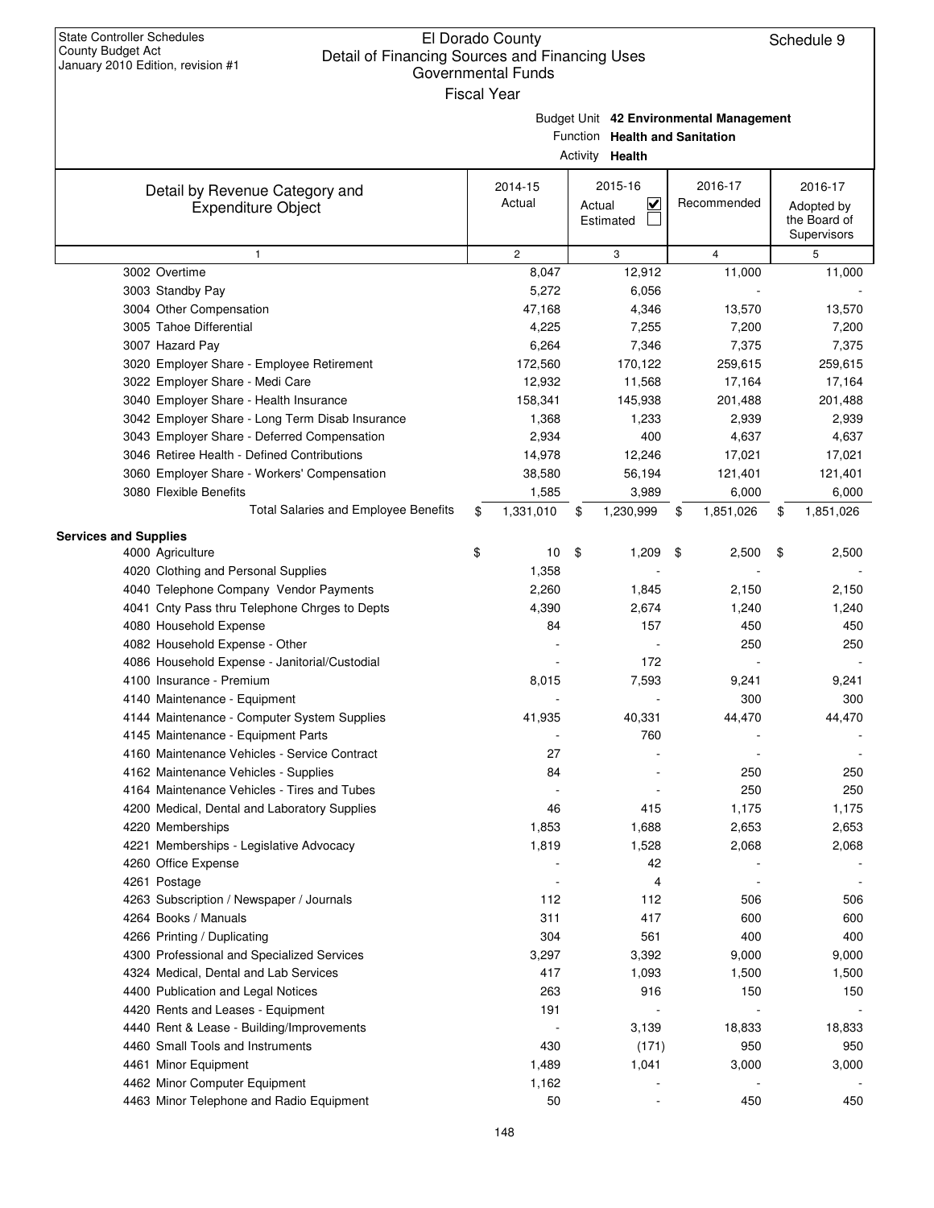State Controller Schedules
County Budget Act
January 2010 Edition, revision #1

# El Dorado County
## Detail of Financing Sources and Financing Uses
### Governmental Funds
Fiscal Year

Schedule 9

Budget Unit **42 Environmental Management**
Function **Health and Sanitation**
Activity **Health**

| Detail by Revenue Category and Expenditure Object | 2014-15 Actual | 2015-16 Actual ☑ Estimated ☐ | 2016-17 Recommended | 2016-17 Adopted by the Board of Supervisors |
|---|---|---|---|---|
| 1 | 2 | 3 | 4 | 5 |
| 3002 Overtime | 8,047 | 12,912 | 11,000 | 11,000 |
| 3003 Standby Pay | 5,272 | 6,056 | - | - |
| 3004 Other Compensation | 47,168 | 4,346 | 13,570 | 13,570 |
| 3005 Tahoe Differential | 4,225 | 7,255 | 7,200 | 7,200 |
| 3007 Hazard Pay | 6,264 | 7,346 | 7,375 | 7,375 |
| 3020 Employer Share - Employee Retirement | 172,560 | 170,122 | 259,615 | 259,615 |
| 3022 Employer Share - Medi Care | 12,932 | 11,568 | 17,164 | 17,164 |
| 3040 Employer Share - Health Insurance | 158,341 | 145,938 | 201,488 | 201,488 |
| 3042 Employer Share - Long Term Disab Insurance | 1,368 | 1,233 | 2,939 | 2,939 |
| 3043 Employer Share - Deferred Compensation | 2,934 | 400 | 4,637 | 4,637 |
| 3046 Retiree Health - Defined Contributions | 14,978 | 12,246 | 17,021 | 17,021 |
| 3060 Employer Share - Workers' Compensation | 38,580 | 56,194 | 121,401 | 121,401 |
| 3080 Flexible Benefits | 1,585 | 3,989 | 6,000 | 6,000 |
| Total Salaries and Employee Benefits | $ 1,331,010 | $ 1,230,999 | $ 1,851,026 | $ 1,851,026 |
| **Services and Supplies** | | | | |
| 4000 Agriculture | $ 10 | $ 1,209 | $ 2,500 | $ 2,500 |
| 4020 Clothing and Personal Supplies | 1,358 | - | - | - |
| 4040 Telephone Company Vendor Payments | 2,260 | 1,845 | 2,150 | 2,150 |
| 4041 Cnty Pass thru Telephone Chrges to Depts | 4,390 | 2,674 | 1,240 | 1,240 |
| 4080 Household Expense | 84 | 157 | 450 | 450 |
| 4082 Household Expense - Other | - | - | 250 | 250 |
| 4086 Household Expense - Janitorial/Custodial | - | 172 | - | - |
| 4100 Insurance - Premium | 8,015 | 7,593 | 9,241 | 9,241 |
| 4140 Maintenance - Equipment | - | - | 300 | 300 |
| 4144 Maintenance - Computer System Supplies | 41,935 | 40,331 | 44,470 | 44,470 |
| 4145 Maintenance - Equipment Parts | - | 760 | - | - |
| 4160 Maintenance Vehicles - Service Contract | 27 | - | - | - |
| 4162 Maintenance Vehicles - Supplies | 84 | - | 250 | 250 |
| 4164 Maintenance Vehicles - Tires and Tubes | - | - | 250 | 250 |
| 4200 Medical, Dental and Laboratory Supplies | 46 | 415 | 1,175 | 1,175 |
| 4220 Memberships | 1,853 | 1,688 | 2,653 | 2,653 |
| 4221 Memberships - Legislative Advocacy | 1,819 | 1,528 | 2,068 | 2,068 |
| 4260 Office Expense | - | 42 | - | - |
| 4261 Postage | - | 4 | - | - |
| 4263 Subscription / Newspaper / Journals | 112 | 112 | 506 | 506 |
| 4264 Books / Manuals | 311 | 417 | 600 | 600 |
| 4266 Printing / Duplicating | 304 | 561 | 400 | 400 |
| 4300 Professional and Specialized Services | 3,297 | 3,392 | 9,000 | 9,000 |
| 4324 Medical, Dental and Lab Services | 417 | 1,093 | 1,500 | 1,500 |
| 4400 Publication and Legal Notices | 263 | 916 | 150 | 150 |
| 4420 Rents and Leases - Equipment | 191 | - | - | - |
| 4440 Rent & Lease - Building/Improvements | - | 3,139 | 18,833 | 18,833 |
| 4460 Small Tools and Instruments | 430 | (171) | 950 | 950 |
| 4461 Minor Equipment | 1,489 | 1,041 | 3,000 | 3,000 |
| 4462 Minor Computer Equipment | 1,162 | - | - | - |
| 4463 Minor Telephone and Radio Equipment | 50 | - | 450 | 450 |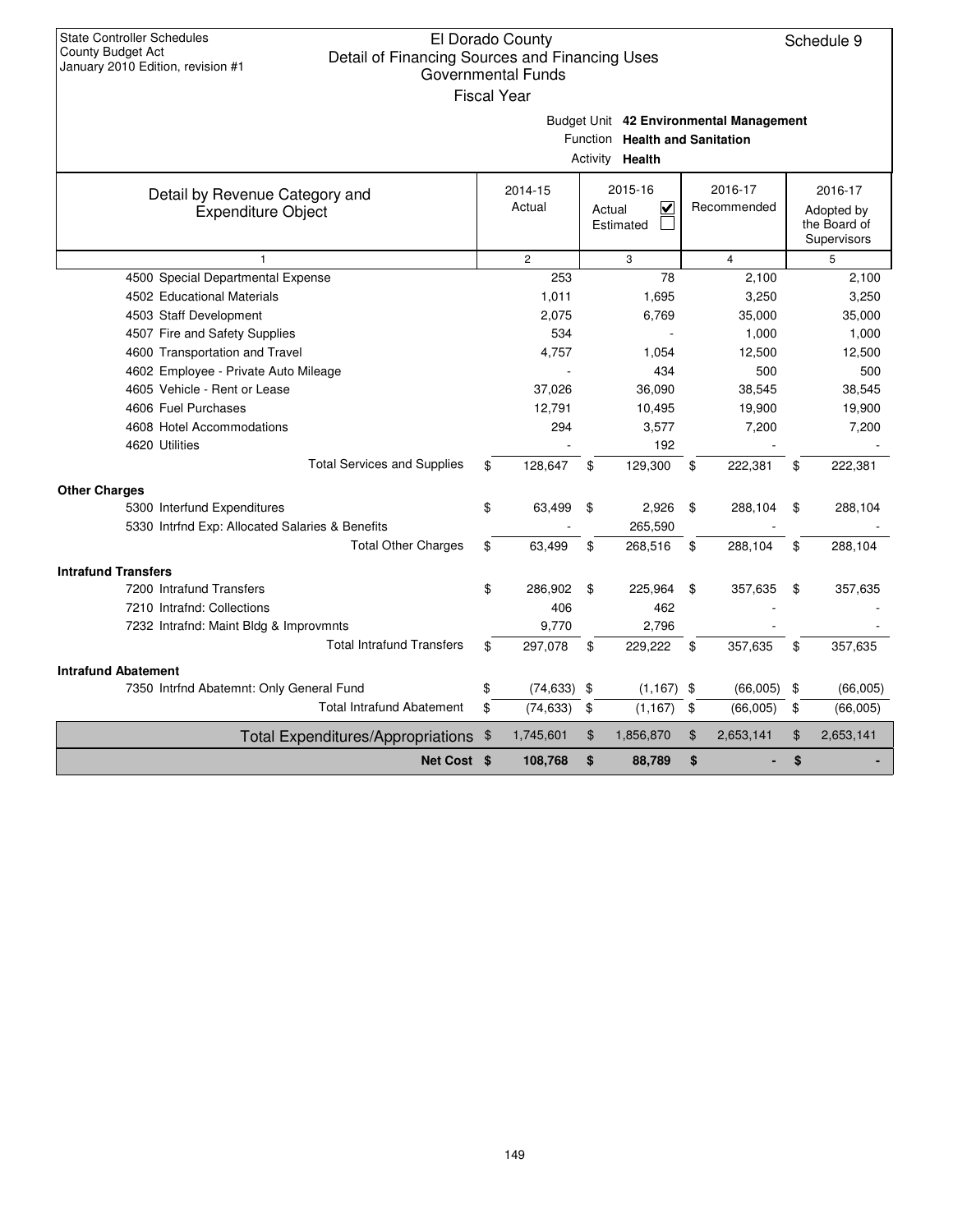State Controller Schedules
County Budget Act
January 2010 Edition, revision #1

# El Dorado County
## Detail of Financing Sources and Financing Uses
### Governmental Funds
Fiscal Year

Schedule 9

Budget Unit **42 Environmental Management**
Function **Health and Sanitation**
Activity **Health**

| Detail by Revenue Category and Expenditure Object | 2014-15 Actual | 2015-16 Actual ☑ Estimated ☐ | 2016-17 Recommended | 2016-17 Adopted by the Board of Supervisors |
|---|---|---|---|---|
| 1 | 2 | 3 | 4 | 5 |
| 4500 Special Departmental Expense | 253 | 78 | 2,100 | 2,100 |
| 4502 Educational Materials | 1,011 | 1,695 | 3,250 | 3,250 |
| 4503 Staff Development | 2,075 | 6,769 | 35,000 | 35,000 |
| 4507 Fire and Safety Supplies | 534 | - | 1,000 | 1,000 |
| 4600 Transportation and Travel | 4,757 | 1,054 | 12,500 | 12,500 |
| 4602 Employee - Private Auto Mileage | - | 434 | 500 | 500 |
| 4605 Vehicle - Rent or Lease | 37,026 | 36,090 | 38,545 | 38,545 |
| 4606 Fuel Purchases | 12,791 | 10,495 | 19,900 | 19,900 |
| 4608 Hotel Accommodations | 294 | 3,577 | 7,200 | 7,200 |
| 4620 Utilities | - | 192 | - | - |
| Total Services and Supplies | $ 128,647 | $ 129,300 | $ 222,381 | $ 222,381 |
| **Other Charges** | | | | |
| 5300 Interfund Expenditures | $ 63,499 | $ 2,926 | $ 288,104 | $ 288,104 |
| 5330 Intrfnd Exp: Allocated Salaries & Benefits | - | 265,590 | - | - |
| Total Other Charges | $ 63,499 | $ 268,516 | $ 288,104 | $ 288,104 |
| **Intrafund Transfers** | | | | |
| 7200 Intrafund Transfers | $ 286,902 | $ 225,964 | $ 357,635 | $ 357,635 |
| 7210 Intrafnd: Collections | 406 | 462 | - | - |
| 7232 Intrafnd: Maint Bldg & Improvmnts | 9,770 | 2,796 | - | - |
| Total Intrafund Transfers | $ 297,078 | $ 229,222 | $ 357,635 | $ 357,635 |
| **Intrafund Abatement** | | | | |
| 7350 Intrfnd Abatemnt: Only General Fund | $ (74,633) | $ (1,167) | $ (66,005) | $ (66,005) |
| Total Intrafund Abatement | $ (74,633) | $ (1,167) | $ (66,005) | $ (66,005) |
| Total Expenditures/Appropriations | $ 1,745,601 | $ 1,856,870 | $ 2,653,141 | $ 2,653,141 |
| **Net Cost** | **$ 108,768** | **$ 88,789** | **$ -** | **$ -** |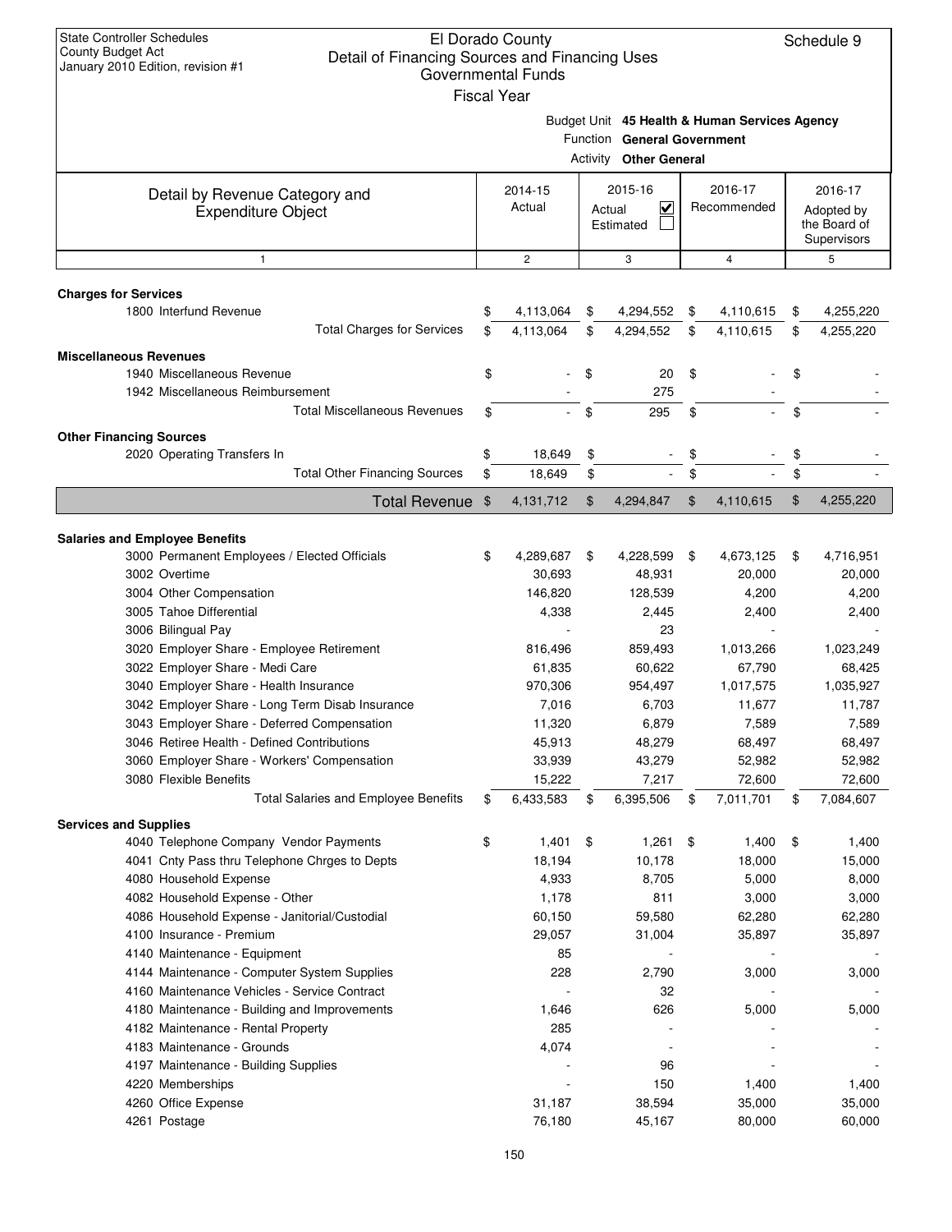State Controller Schedules
County Budget Act
January 2010 Edition, revision #1

# El Dorado County
## Detail of Financing Sources and Financing Uses
### Governmental Funds
Fiscal Year

Schedule 9

Budget Unit **45 Health & Human Services Agency**
Function **General Government**
Activity **Other General**

| Detail by Revenue Category and Expenditure Object | 2014-15 Actual | 2015-16 Actual ☑ Estimated ☐ | 2016-17 Recommended | 2016-17 Adopted by the Board of Supervisors |
|---|---|---|---|---|
| 1 | 2 | 3 | 4 | 5 |
| **Charges for Services** | | | | |
| 1800 Interfund Revenue | $ 4,113,064 | $ 4,294,552 | $ 4,110,615 | $ 4,255,220 |
| Total Charges for Services | $ 4,113,064 | $ 4,294,552 | $ 4,110,615 | $ 4,255,220 |
| **Miscellaneous Revenues** | | | | |
| 1940 Miscellaneous Revenue | $ - | $ 20 | $ - | $ - |
| 1942 Miscellaneous Reimbursement | - | 275 | - | - |
| Total Miscellaneous Revenues | $ - | $ 295 | $ - | $ - |
| **Other Financing Sources** | | | | |
| 2020 Operating Transfers In | $ 18,649 | $ - | $ - | $ - |
| Total Other Financing Sources | $ 18,649 | $ - | $ - | $ - |
| **Total Revenue** | $ 4,131,712 | $ 4,294,847 | $ 4,110,615 | $ 4,255,220 |
| **Salaries and Employee Benefits** | | | | |
| 3000 Permanent Employees / Elected Officials | $ 4,289,687 | $ 4,228,599 | $ 4,673,125 | $ 4,716,951 |
| 3002 Overtime | 30,693 | 48,931 | 20,000 | 20,000 |
| 3004 Other Compensation | 146,820 | 128,539 | 4,200 | 4,200 |
| 3005 Tahoe Differential | 4,338 | 2,445 | 2,400 | 2,400 |
| 3006 Bilingual Pay | - | 23 | - | - |
| 3020 Employer Share - Employee Retirement | 816,496 | 859,493 | 1,013,266 | 1,023,249 |
| 3022 Employer Share - Medi Care | 61,835 | 60,622 | 67,790 | 68,425 |
| 3040 Employer Share - Health Insurance | 970,306 | 954,497 | 1,017,575 | 1,035,927 |
| 3042 Employer Share - Long Term Disab Insurance | 7,016 | 6,703 | 11,677 | 11,787 |
| 3043 Employer Share - Deferred Compensation | 11,320 | 6,879 | 7,589 | 7,589 |
| 3046 Retiree Health - Defined Contributions | 45,913 | 48,279 | 68,497 | 68,497 |
| 3060 Employer Share - Workers' Compensation | 33,939 | 43,279 | 52,982 | 52,982 |
| 3080 Flexible Benefits | 15,222 | 7,217 | 72,600 | 72,600 |
| Total Salaries and Employee Benefits | $ 6,433,583 | $ 6,395,506 | $ 7,011,701 | $ 7,084,607 |
| **Services and Supplies** | | | | |
| 4040 Telephone Company Vendor Payments | $ 1,401 | $ 1,261 | $ 1,400 | $ 1,400 |
| 4041 Cnty Pass thru Telephone Chrges to Depts | 18,194 | 10,178 | 18,000 | 15,000 |
| 4080 Household Expense | 4,933 | 8,705 | 5,000 | 8,000 |
| 4082 Household Expense - Other | 1,178 | 811 | 3,000 | 3,000 |
| 4086 Household Expense - Janitorial/Custodial | 60,150 | 59,580 | 62,280 | 62,280 |
| 4100 Insurance - Premium | 29,057 | 31,004 | 35,897 | 35,897 |
| 4140 Maintenance - Equipment | 85 | - | - | - |
| 4144 Maintenance - Computer System Supplies | 228 | 2,790 | 3,000 | 3,000 |
| 4160 Maintenance Vehicles - Service Contract | - | 32 | - | - |
| 4180 Maintenance - Building and Improvements | 1,646 | 626 | 5,000 | 5,000 |
| 4182 Maintenance - Rental Property | 285 | - | - | - |
| 4183 Maintenance - Grounds | 4,074 | - | - | - |
| 4197 Maintenance - Building Supplies | - | 96 | - | - |
| 4220 Memberships | - | 150 | 1,400 | 1,400 |
| 4260 Office Expense | 31,187 | 38,594 | 35,000 | 35,000 |
| 4261 Postage | 76,180 | 45,167 | 80,000 | 60,000 |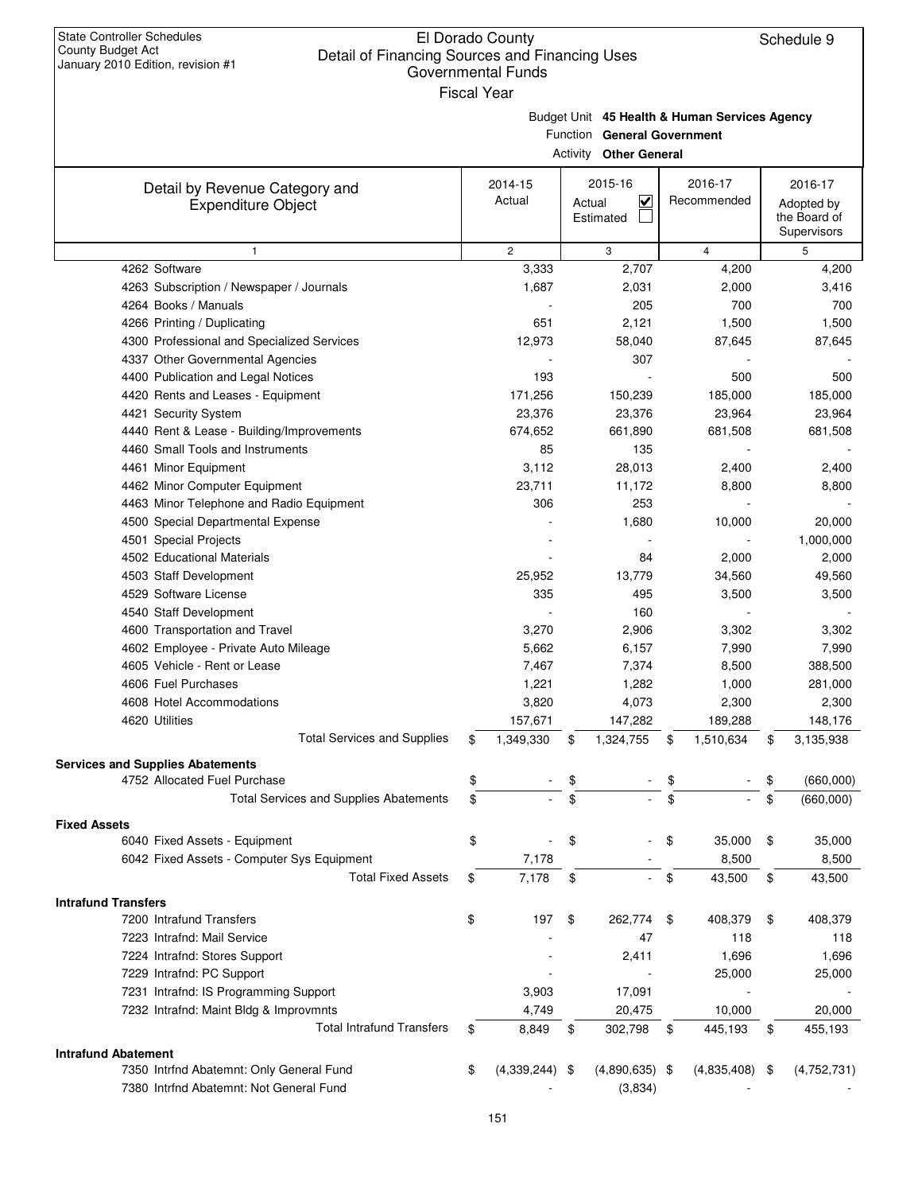State Controller Schedules
County Budget Act
January 2010 Edition, revision #1

# El Dorado County
## Detail of Financing Sources and Financing Uses
### Governmental Funds
Fiscal Year

Schedule 9

Budget Unit **45 Health & Human Services Agency**
Function **General Government**
Activity **Other General**

| Detail by Revenue Category and Expenditure Object | 2014-15 Actual | 2015-16 Actual ☑ Estimated ☐ | 2016-17 Recommended | 2016-17 Adopted by the Board of Supervisors |
|---|---|---|---|---|
| 1 | 2 | 3 | 4 | 5 |
| 4262 Software | 3,333 | 2,707 | 4,200 | 4,200 |
| 4263 Subscription / Newspaper / Journals | 1,687 | 2,031 | 2,000 | 3,416 |
| 4264 Books / Manuals | - | 205 | 700 | 700 |
| 4266 Printing / Duplicating | 651 | 2,121 | 1,500 | 1,500 |
| 4300 Professional and Specialized Services | 12,973 | 58,040 | 87,645 | 87,645 |
| 4337 Other Governmental Agencies | - | 307 | - | - |
| 4400 Publication and Legal Notices | 193 | - | 500 | 500 |
| 4420 Rents and Leases - Equipment | 171,256 | 150,239 | 185,000 | 185,000 |
| 4421 Security System | 23,376 | 23,376 | 23,964 | 23,964 |
| 4440 Rent & Lease - Building/Improvements | 674,652 | 661,890 | 681,508 | 681,508 |
| 4460 Small Tools and Instruments | 85 | 135 | - | - |
| 4461 Minor Equipment | 3,112 | 28,013 | 2,400 | 2,400 |
| 4462 Minor Computer Equipment | 23,711 | 11,172 | 8,800 | 8,800 |
| 4463 Minor Telephone and Radio Equipment | 306 | 253 | - | - |
| 4500 Special Departmental Expense | - | 1,680 | 10,000 | 20,000 |
| 4501 Special Projects | - | - | - | 1,000,000 |
| 4502 Educational Materials | - | 84 | 2,000 | 2,000 |
| 4503 Staff Development | 25,952 | 13,779 | 34,560 | 49,560 |
| 4529 Software License | 335 | 495 | 3,500 | 3,500 |
| 4540 Staff Development | - | 160 | - | - |
| 4600 Transportation and Travel | 3,270 | 2,906 | 3,302 | 3,302 |
| 4602 Employee - Private Auto Mileage | 5,662 | 6,157 | 7,990 | 7,990 |
| 4605 Vehicle - Rent or Lease | 7,467 | 7,374 | 8,500 | 388,500 |
| 4606 Fuel Purchases | 1,221 | 1,282 | 1,000 | 281,000 |
| 4608 Hotel Accommodations | 3,820 | 4,073 | 2,300 | 2,300 |
| 4620 Utilities | 157,671 | 147,282 | 189,288 | 148,176 |
| Total Services and Supplies | $ 1,349,330 | $ 1,324,755 | $ 1,510,634 | $ 3,135,938 |
| **Services and Supplies Abatements** | | | | |
| 4752 Allocated Fuel Purchase | $ - | $ - | $ - | $ (660,000) |
| Total Services and Supplies Abatements | $ - | $ - | $ - | $ (660,000) |
| **Fixed Assets** | | | | |
| 6040 Fixed Assets - Equipment | $ - | $ - | $ 35,000 | $ 35,000 |
| 6042 Fixed Assets - Computer Sys Equipment | 7,178 | - | 8,500 | 8,500 |
| Total Fixed Assets | $ 7,178 | $ - | $ 43,500 | $ 43,500 |
| **Intrafund Transfers** | | | | |
| 7200 Intrafund Transfers | $ 197 | $ 262,774 | $ 408,379 | $ 408,379 |
| 7223 Intrafnd: Mail Service | - | 47 | 118 | 118 |
| 7224 Intrafnd: Stores Support | - | 2,411 | 1,696 | 1,696 |
| 7229 Intrafnd: PC Support | - | - | 25,000 | 25,000 |
| 7231 Intrafnd: IS Programming Support | 3,903 | 17,091 | - | - |
| 7232 Intrafnd: Maint Bldg & Improvmnts | 4,749 | 20,475 | 10,000 | 20,000 |
| Total Intrafund Transfers | $ 8,849 | $ 302,798 | $ 445,193 | $ 455,193 |
| **Intrafund Abatement** | | | | |
| 7350 Intrfnd Abatemnt: Only General Fund | $ (4,339,244) | $ (4,890,635) | $ (4,835,408) | $ (4,752,731) |
| 7380 Intrfnd Abatemnt: Not General Fund | - | (3,834) | - | - |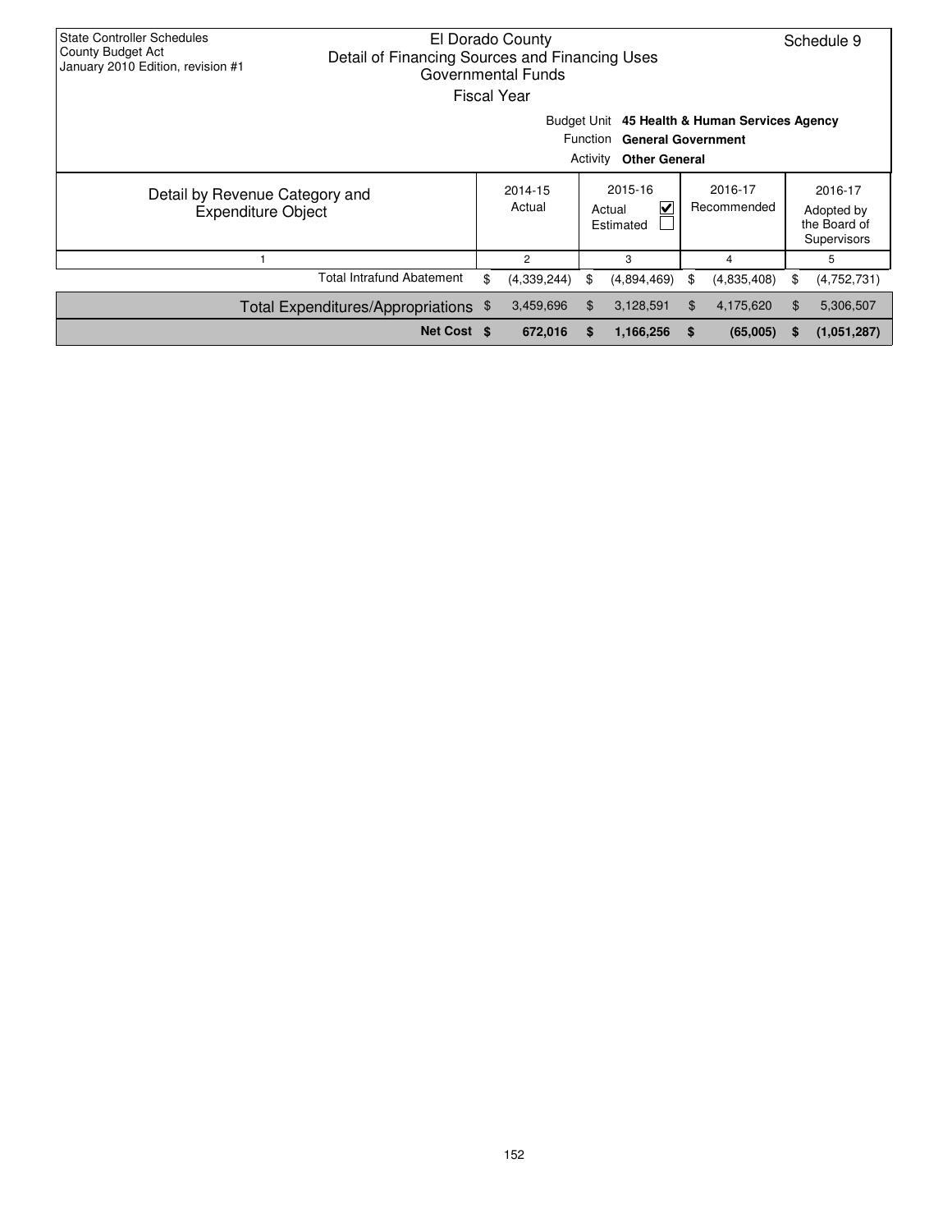State Controller Schedules
County Budget Act
January 2010 Edition, revision #1

# El Dorado County
## Detail of Financing Sources and Financing Uses
### Governmental Funds
Fiscal Year

Schedule 9

Budget Unit **45 Health & Human Services Agency**
Function **General Government**
Activity **Other General**

| Detail by Revenue Category and Expenditure Object | 2014-15 Actual | 2015-16 Actual ☑ Estimated ☐ | 2016-17 Recommended | 2016-17 Adopted by the Board of Supervisors |
|---|---|---|---|---|
| 1 | 2 | 3 | 4 | 5 |
| Total Intrafund Abatement | $ (4,339,244) | $ (4,894,469) | $ (4,835,408) | $ (4,752,731) |
| Total Expenditures/Appropriations | $ 3,459,696 | $ 3,128,591 | $ 4,175,620 | $ 5,306,507 |
| **Net Cost** | **$ 672,016** | **$ 1,166,256** | **$ (65,005)** | **$ (1,051,287)** |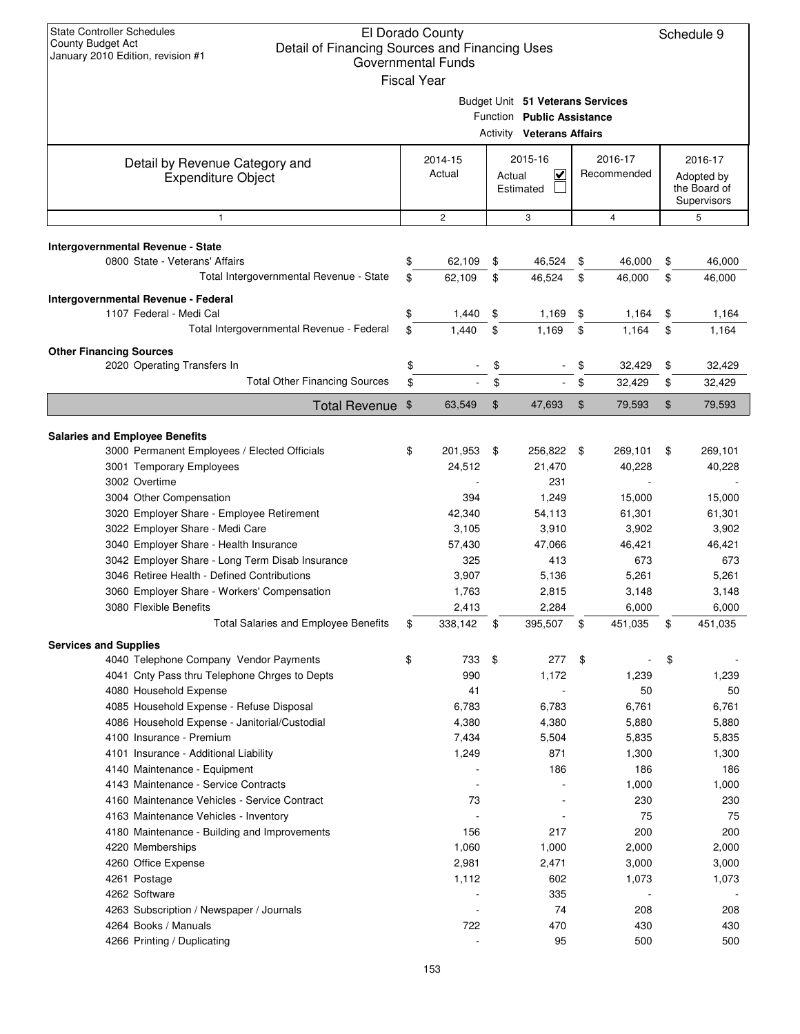State Controller Schedules
County Budget Act
January 2010 Edition, revision #1

# El Dorado County
## Detail of Financing Sources and Financing Uses
### Governmental Funds
### Fiscal Year

Schedule 9

Budget Unit **51 Veterans Services**
Function **Public Assistance**
Activity **Veterans Affairs**

| Detail by Revenue Category and Expenditure Object | 2014-15 Actual | 2015-16 Actual ☑ Estimated ☐ | 2016-17 Recommended | 2016-17 Adopted by the Board of Supervisors |
|---|---|---|---|---|
| 1 | 2 | 3 | 4 | 5 |
| **Intergovernmental Revenue - State** | | | | |
| 0800 State - Veterans' Affairs | $ 62,109 | $ 46,524 | $ 46,000 | $ 46,000 |
| Total Intergovernmental Revenue - State | $ 62,109 | $ 46,524 | $ 46,000 | $ 46,000 |
| **Intergovernmental Revenue - Federal** | | | | |
| 1107 Federal - Medi Cal | $ 1,440 | $ 1,169 | $ 1,164 | $ 1,164 |
| Total Intergovernmental Revenue - Federal | $ 1,440 | $ 1,169 | $ 1,164 | $ 1,164 |
| **Other Financing Sources** | | | | |
| 2020 Operating Transfers In | $ - | $ - | $ 32,429 | $ 32,429 |
| Total Other Financing Sources | $ - | $ - | $ 32,429 | $ 32,429 |
| **Total Revenue** | $ 63,549 | $ 47,693 | $ 79,593 | $ 79,593 |
| **Salaries and Employee Benefits** | | | | |
| 3000 Permanent Employees / Elected Officials | $ 201,953 | $ 256,822 | $ 269,101 | $ 269,101 |
| 3001 Temporary Employees | 24,512 | 21,470 | 40,228 | 40,228 |
| 3002 Overtime | - | 231 | - | - |
| 3004 Other Compensation | 394 | 1,249 | 15,000 | 15,000 |
| 3020 Employer Share - Employee Retirement | 42,340 | 54,113 | 61,301 | 61,301 |
| 3022 Employer Share - Medi Care | 3,105 | 3,910 | 3,902 | 3,902 |
| 3040 Employer Share - Health Insurance | 57,430 | 47,066 | 46,421 | 46,421 |
| 3042 Employer Share - Long Term Disab Insurance | 325 | 413 | 673 | 673 |
| 3046 Retiree Health - Defined Contributions | 3,907 | 5,136 | 5,261 | 5,261 |
| 3060 Employer Share - Workers' Compensation | 1,763 | 2,815 | 3,148 | 3,148 |
| 3080 Flexible Benefits | 2,413 | 2,284 | 6,000 | 6,000 |
| Total Salaries and Employee Benefits | $ 338,142 | $ 395,507 | $ 451,035 | $ 451,035 |
| **Services and Supplies** | | | | |
| 4040 Telephone Company Vendor Payments | $ 733 | $ 277 | $ - | $ - |
| 4041 Cnty Pass thru Telephone Chrges to Depts | 990 | 1,172 | 1,239 | 1,239 |
| 4080 Household Expense | 41 | - | 50 | 50 |
| 4085 Household Expense - Refuse Disposal | 6,783 | 6,783 | 6,761 | 6,761 |
| 4086 Household Expense - Janitorial/Custodial | 4,380 | 4,380 | 5,880 | 5,880 |
| 4100 Insurance - Premium | 7,434 | 5,504 | 5,835 | 5,835 |
| 4101 Insurance - Additional Liability | 1,249 | 871 | 1,300 | 1,300 |
| 4140 Maintenance - Equipment | - | 186 | 186 | 186 |
| 4143 Maintenance - Service Contracts | - | - | 1,000 | 1,000 |
| 4160 Maintenance Vehicles - Service Contract | 73 | - | 230 | 230 |
| 4163 Maintenance Vehicles - Inventory | - | - | 75 | 75 |
| 4180 Maintenance - Building and Improvements | 156 | 217 | 200 | 200 |
| 4220 Memberships | 1,060 | 1,000 | 2,000 | 2,000 |
| 4260 Office Expense | 2,981 | 2,471 | 3,000 | 3,000 |
| 4261 Postage | 1,112 | 602 | 1,073 | 1,073 |
| 4262 Software | - | 335 | - | - |
| 4263 Subscription / Newspaper / Journals | - | 74 | 208 | 208 |
| 4264 Books / Manuals | 722 | 470 | 430 | 430 |
| 4266 Printing / Duplicating | - | 95 | 500 | 500 |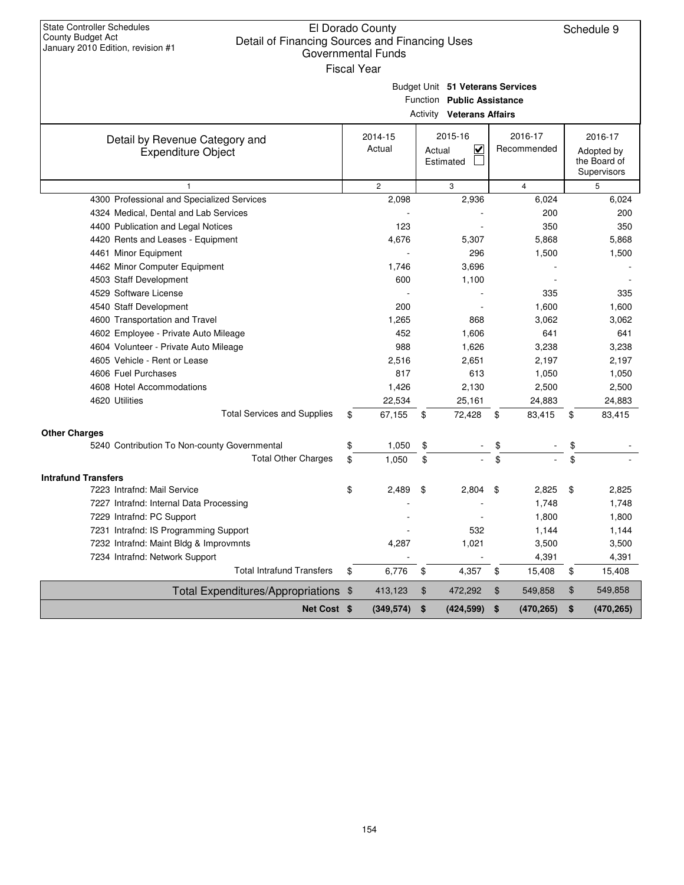State Controller Schedules
County Budget Act
January 2010 Edition, revision #1

# El Dorado County
## Detail of Financing Sources and Financing Uses
### Governmental Funds
Fiscal Year

Schedule 9

Budget Unit **51 Veterans Services**
Function **Public Assistance**
Activity **Veterans Affairs**

| Detail by Revenue Category and Expenditure Object | 2014-15 Actual | 2015-16 Actual ☑ Estimated ☐ | 2016-17 Recommended | 2016-17 Adopted by the Board of Supervisors |
|---|---|---|---|---|
| 1 | 2 | 3 | 4 | 5 |
| 4300 Professional and Specialized Services | 2,098 | 2,936 | 6,024 | 6,024 |
| 4324 Medical, Dental and Lab Services | - | - | 200 | 200 |
| 4400 Publication and Legal Notices | 123 | - | 350 | 350 |
| 4420 Rents and Leases - Equipment | 4,676 | 5,307 | 5,868 | 5,868 |
| 4461 Minor Equipment | - | 296 | 1,500 | 1,500 |
| 4462 Minor Computer Equipment | 1,746 | 3,696 | - | - |
| 4503 Staff Development | 600 | 1,100 | - | - |
| 4529 Software License | - | - | 335 | 335 |
| 4540 Staff Development | 200 | - | 1,600 | 1,600 |
| 4600 Transportation and Travel | 1,265 | 868 | 3,062 | 3,062 |
| 4602 Employee - Private Auto Mileage | 452 | 1,606 | 641 | 641 |
| 4604 Volunteer - Private Auto Mileage | 988 | 1,626 | 3,238 | 3,238 |
| 4605 Vehicle - Rent or Lease | 2,516 | 2,651 | 2,197 | 2,197 |
| 4606 Fuel Purchases | 817 | 613 | 1,050 | 1,050 |
| 4608 Hotel Accommodations | 1,426 | 2,130 | 2,500 | 2,500 |
| 4620 Utilities | 22,534 | 25,161 | 24,883 | 24,883 |
| Total Services and Supplies | $ 67,155 | $ 72,428 | $ 83,415 | $ 83,415 |
| **Other Charges** | | | | |
| 5240 Contribution To Non-county Governmental | $ 1,050 | $ - | $ - | $ - |
| Total Other Charges | $ 1,050 | $ - | $ - | $ - |
| **Intrafund Transfers** | | | | |
| 7223 Intrafnd: Mail Service | $ 2,489 | $ 2,804 | $ 2,825 | $ 2,825 |
| 7227 Intrafnd: Internal Data Processing | - | - | 1,748 | 1,748 |
| 7229 Intrafnd: PC Support | - | - | 1,800 | 1,800 |
| 7231 Intrafnd: IS Programming Support | - | 532 | 1,144 | 1,144 |
| 7232 Intrafnd: Maint Bldg & Improvmnts | 4,287 | 1,021 | 3,500 | 3,500 |
| 7234 Intrafnd: Network Support | - | - | 4,391 | 4,391 |
| Total Intrafund Transfers | $ 6,776 | $ 4,357 | $ 15,408 | $ 15,408 |
| Total Expenditures/Appropriations | $ 413,123 | $ 472,292 | $ 549,858 | $ 549,858 |
| **Net Cost** | **$ (349,574)** | **$ (424,599)** | **$ (470,265)** | **$ (470,265)** |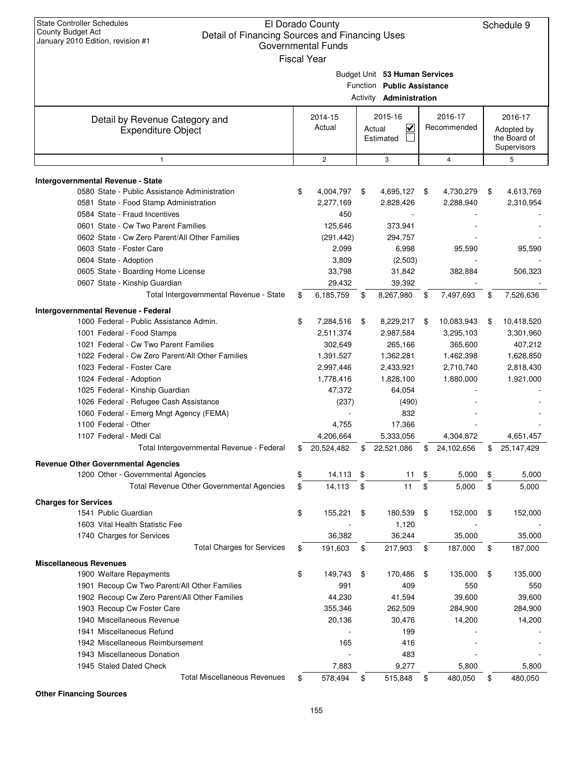State Controller Schedules
County Budget Act
January 2010 Edition, revision #1

# El Dorado County
## Detail of Financing Sources and Financing Uses
### Governmental Funds
Fiscal Year

Schedule 9

Budget Unit **53 Human Services**
Function **Public Assistance**
Activity **Administration**

| Detail by Revenue Category and Expenditure Object | 2014-15 Actual | 2015-16 Actual ☑ Estimated ☐ | 2016-17 Recommended | 2016-17 Adopted by the Board of Supervisors |
|---|---|---|---|---|
| 1 | 2 | 3 | 4 | 5 |
| **Intergovernmental Revenue - State** | | | | |
| 0580 State - Public Assistance Administration | $ 4,004,797 | $ 4,695,127 | $ 4,730,279 | $ 4,613,769 |
| 0581 State - Food Stamp Administration | 2,277,169 | 2,828,426 | 2,288,940 | 2,310,954 |
| 0584 State - Fraud Incentives | 450 | - | - | - |
| 0601 State - Cw Two Parent Families | 125,646 | 373,941 | - | - |
| 0602 State - Cw Zero Parent/All Other Families | (291,442) | 294,757 | - | - |
| 0603 State - Foster Care | 2,099 | 6,998 | 95,590 | 95,590 |
| 0604 State - Adoption | 3,809 | (2,503) | - | - |
| 0605 State - Boarding Home License | 33,798 | 31,842 | 382,884 | 506,323 |
| 0607 State - Kinship Guardian | 29,432 | 39,392 | - | - |
| Total Intergovernmental Revenue - State | $ 6,185,759 | $ 8,267,980 | $ 7,497,693 | $ 7,526,636 |
| **Intergovernmental Revenue - Federal** | | | | |
| 1000 Federal - Public Assistance Admin. | $ 7,284,516 | $ 8,229,217 | $ 10,083,943 | $ 10,418,520 |
| 1001 Federal - Food Stamps | 2,511,374 | 2,987,584 | 3,295,103 | 3,301,960 |
| 1021 Federal - Cw Two Parent Families | 302,649 | 265,166 | 365,600 | 407,212 |
| 1022 Federal - Cw Zero Parent/All Other Families | 1,391,527 | 1,362,281 | 1,462,398 | 1,628,850 |
| 1023 Federal - Foster Care | 2,997,446 | 2,433,921 | 2,710,740 | 2,818,430 |
| 1024 Federal - Adoption | 1,778,416 | 1,828,100 | 1,880,000 | 1,921,000 |
| 1025 Federal - Kinship Guardian | 47,372 | 64,054 | - | - |
| 1026 Federal - Refugee Cash Assistance | (237) | (490) | - | - |
| 1060 Federal - Emerg Mngt Agency (FEMA) | - | 832 | - | - |
| 1100 Federal - Other | 4,755 | 17,366 | - | - |
| 1107 Federal - Medi Cal | 4,206,664 | 5,333,056 | 4,304,872 | 4,651,457 |
| Total Intergovernmental Revenue - Federal | $ 20,524,482 | $ 22,521,086 | $ 24,102,656 | $ 25,147,429 |
| **Revenue Other Governmental Agencies** | | | | |
| 1200 Other - Governmental Agencies | $ 14,113 | $ 11 | $ 5,000 | $ 5,000 |
| Total Revenue Other Governmental Agencies | $ 14,113 | $ 11 | $ 5,000 | $ 5,000 |
| **Charges for Services** | | | | |
| 1541 Public Guardian | $ 155,221 | $ 180,539 | $ 152,000 | $ 152,000 |
| 1603 Vital Health Statistic Fee | - | 1,120 | - | - |
| 1740 Charges for Services | 36,382 | 36,244 | 35,000 | 35,000 |
| Total Charges for Services | $ 191,603 | $ 217,903 | $ 187,000 | $ 187,000 |
| **Miscellaneous Revenues** | | | | |
| 1900 Welfare Repayments | $ 149,743 | $ 170,486 | $ 135,000 | $ 135,000 |
| 1901 Recoup Cw Two Parent/All Other Families | 991 | 409 | 550 | 550 |
| 1902 Recoup Cw Zero Parent/All Other Families | 44,230 | 41,594 | 39,600 | 39,600 |
| 1903 Recoup Cw Foster Care | 355,346 | 262,509 | 284,900 | 284,900 |
| 1940 Miscellaneous Revenue | 20,136 | 30,476 | 14,200 | 14,200 |
| 1941 Miscellaneous Refund | - | 199 | - | - |
| 1942 Miscellaneous Reimbursement | 165 | 416 | - | - |
| 1943 Miscellaneous Donation | - | 483 | - | - |
| 1945 Staled Dated Check | 7,883 | 9,277 | 5,800 | 5,800 |
| Total Miscellaneous Revenues | $ 578,494 | $ 515,848 | $ 480,050 | $ 480,050 |
| **Other Financing Sources** | | | | |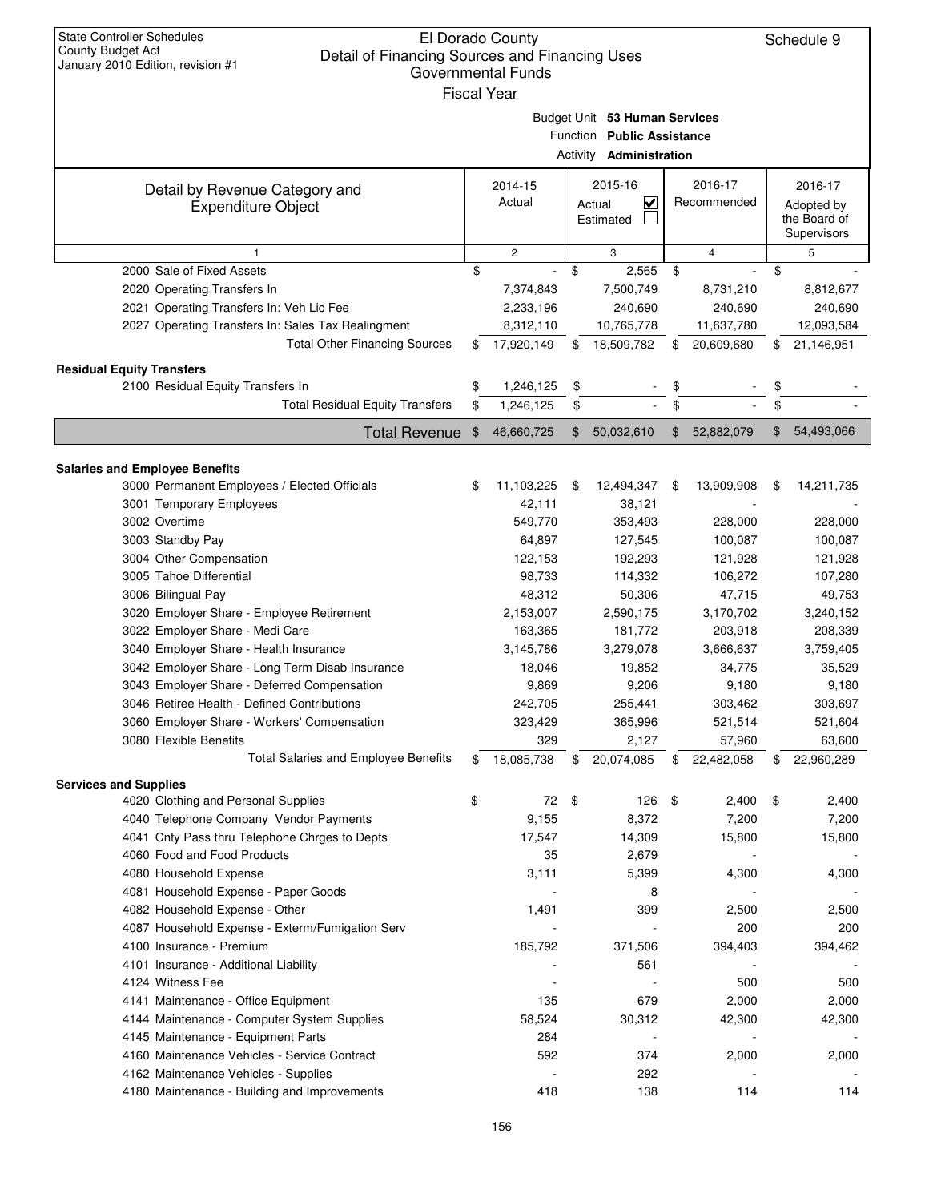State Controller Schedules
County Budget Act
January 2010 Edition, revision #1

# El Dorado County
## Detail of Financing Sources and Financing Uses
### Governmental Funds
Fiscal Year

Schedule 9

Budget Unit **53 Human Services**
Function **Public Assistance**
Activity **Administration**

| Detail by Revenue Category and Expenditure Object | 2014-15 Actual | 2015-16 Actual ☑ Estimated ☐ | 2016-17 Recommended | 2016-17 Adopted by the Board of Supervisors |
|---|---|---|---|---|
| 1 | 2 | 3 | 4 | 5 |
| 2000 Sale of Fixed Assets | $ - | $ 2,565 | $ - | $ - |
| 2020 Operating Transfers In | 7,374,843 | 7,500,749 | 8,731,210 | 8,812,677 |
| 2021 Operating Transfers In: Veh Lic Fee | 2,233,196 | 240,690 | 240,690 | 240,690 |
| 2027 Operating Transfers In: Sales Tax Realingment | 8,312,110 | 10,765,778 | 11,637,780 | 12,093,584 |
| Total Other Financing Sources | $ 17,920,149 | $ 18,509,782 | $ 20,609,680 | $ 21,146,951 |
| **Residual Equity Transfers** | | | | |
| 2100 Residual Equity Transfers In | $ 1,246,125 | $ - | $ - | $ - |
| Total Residual Equity Transfers | $ 1,246,125 | $ - | $ - | $ - |
| **Total Revenue** | **$ 46,660,725** | **$ 50,032,610** | **$ 52,882,079** | **$ 54,493,066** |
| **Salaries and Employee Benefits** | | | | |
| 3000 Permanent Employees / Elected Officials | $ 11,103,225 | $ 12,494,347 | $ 13,909,908 | $ 14,211,735 |
| 3001 Temporary Employees | 42,111 | 38,121 | - | - |
| 3002 Overtime | 549,770 | 353,493 | 228,000 | 228,000 |
| 3003 Standby Pay | 64,897 | 127,545 | 100,087 | 100,087 |
| 3004 Other Compensation | 122,153 | 192,293 | 121,928 | 121,928 |
| 3005 Tahoe Differential | 98,733 | 114,332 | 106,272 | 107,280 |
| 3006 Bilingual Pay | 48,312 | 50,306 | 47,715 | 49,753 |
| 3020 Employer Share - Employee Retirement | 2,153,007 | 2,590,175 | 3,170,702 | 3,240,152 |
| 3022 Employer Share - Medi Care | 163,365 | 181,772 | 203,918 | 208,339 |
| 3040 Employer Share - Health Insurance | 3,145,786 | 3,279,078 | 3,666,637 | 3,759,405 |
| 3042 Employer Share - Long Term Disab Insurance | 18,046 | 19,852 | 34,775 | 35,529 |
| 3043 Employer Share - Deferred Compensation | 9,869 | 9,206 | 9,180 | 9,180 |
| 3046 Retiree Health - Defined Contributions | 242,705 | 255,441 | 303,462 | 303,697 |
| 3060 Employer Share - Workers' Compensation | 323,429 | 365,996 | 521,514 | 521,604 |
| 3080 Flexible Benefits | 329 | 2,127 | 57,960 | 63,600 |
| Total Salaries and Employee Benefits | $ 18,085,738 | $ 20,074,085 | $ 22,482,058 | $ 22,960,289 |
| **Services and Supplies** | | | | |
| 4020 Clothing and Personal Supplies | $ 72 | $ 126 | $ 2,400 | $ 2,400 |
| 4040 Telephone Company Vendor Payments | 9,155 | 8,372 | 7,200 | 7,200 |
| 4041 Cnty Pass thru Telephone Chrges to Depts | 17,547 | 14,309 | 15,800 | 15,800 |
| 4060 Food and Food Products | 35 | 2,679 | - | - |
| 4080 Household Expense | 3,111 | 5,399 | 4,300 | 4,300 |
| 4081 Household Expense - Paper Goods | - | 8 | - | - |
| 4082 Household Expense - Other | 1,491 | 399 | 2,500 | 2,500 |
| 4087 Household Expense - Exterm/Fumigation Serv | - | - | 200 | 200 |
| 4100 Insurance - Premium | 185,792 | 371,506 | 394,403 | 394,462 |
| 4101 Insurance - Additional Liability | - | 561 | - | - |
| 4124 Witness Fee | - | - | 500 | 500 |
| 4141 Maintenance - Office Equipment | 135 | 679 | 2,000 | 2,000 |
| 4144 Maintenance - Computer System Supplies | 58,524 | 30,312 | 42,300 | 42,300 |
| 4145 Maintenance - Equipment Parts | 284 | - | - | - |
| 4160 Maintenance Vehicles - Service Contract | 592 | 374 | 2,000 | 2,000 |
| 4162 Maintenance Vehicles - Supplies | - | 292 | - | - |
| 4180 Maintenance - Building and Improvements | 418 | 138 | 114 | 114 |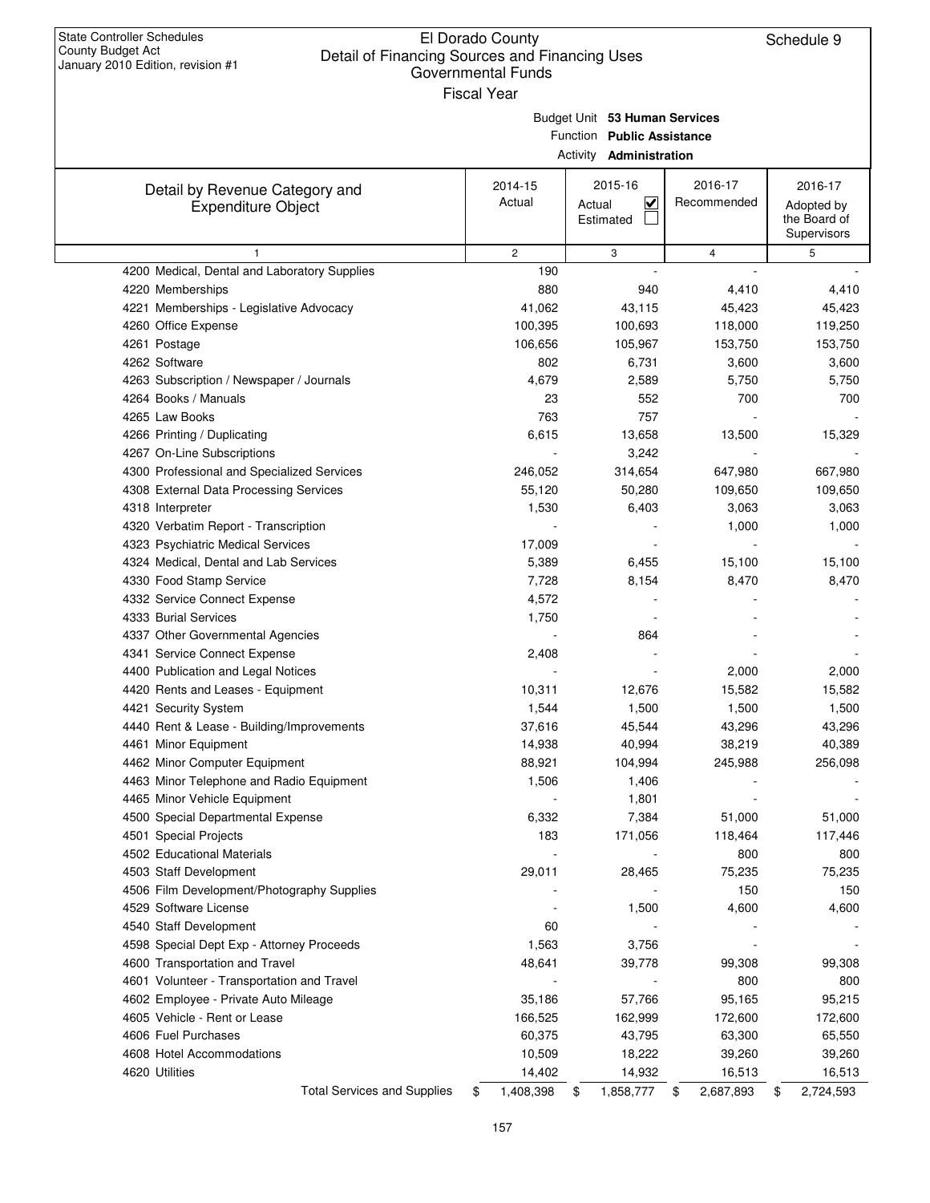State Controller Schedules
County Budget Act
January 2010 Edition, revision #1

# El Dorado County
## Detail of Financing Sources and Financing Uses
### Governmental Funds
### Fiscal Year

Schedule 9

Budget Unit **53 Human Services**
Function **Public Assistance**
Activity **Administration**

| Detail by Revenue Category and Expenditure Object | 2014-15 Actual | 2015-16 Actual ☑ Estimated ☐ | 2016-17 Recommended | 2016-17 Adopted by the Board of Supervisors |
|---|---|---|---|---|
| 1 | 2 | 3 | 4 | 5 |
| 4200 Medical, Dental and Laboratory Supplies | 190 | - | - | - |
| 4220 Memberships | 880 | 940 | 4,410 | 4,410 |
| 4221 Memberships - Legislative Advocacy | 41,062 | 43,115 | 45,423 | 45,423 |
| 4260 Office Expense | 100,395 | 100,693 | 118,000 | 119,250 |
| 4261 Postage | 106,656 | 105,967 | 153,750 | 153,750 |
| 4262 Software | 802 | 6,731 | 3,600 | 3,600 |
| 4263 Subscription / Newspaper / Journals | 4,679 | 2,589 | 5,750 | 5,750 |
| 4264 Books / Manuals | 23 | 552 | 700 | 700 |
| 4265 Law Books | 763 | 757 | - | - |
| 4266 Printing / Duplicating | 6,615 | 13,658 | 13,500 | 15,329 |
| 4267 On-Line Subscriptions | - | 3,242 | - | - |
| 4300 Professional and Specialized Services | 246,052 | 314,654 | 647,980 | 667,980 |
| 4308 External Data Processing Services | 55,120 | 50,280 | 109,650 | 109,650 |
| 4318 Interpreter | 1,530 | 6,403 | 3,063 | 3,063 |
| 4320 Verbatim Report - Transcription | - | - | 1,000 | 1,000 |
| 4323 Psychiatric Medical Services | 17,009 | - | - | - |
| 4324 Medical, Dental and Lab Services | 5,389 | 6,455 | 15,100 | 15,100 |
| 4330 Food Stamp Service | 7,728 | 8,154 | 8,470 | 8,470 |
| 4332 Service Connect Expense | 4,572 | - | - | - |
| 4333 Burial Services | 1,750 | - | - | - |
| 4337 Other Governmental Agencies | - | 864 | - | - |
| 4341 Service Connect Expense | 2,408 | - | - | - |
| 4400 Publication and Legal Notices | - | - | 2,000 | 2,000 |
| 4420 Rents and Leases - Equipment | 10,311 | 12,676 | 15,582 | 15,582 |
| 4421 Security System | 1,544 | 1,500 | 1,500 | 1,500 |
| 4440 Rent & Lease - Building/Improvements | 37,616 | 45,544 | 43,296 | 43,296 |
| 4461 Minor Equipment | 14,938 | 40,994 | 38,219 | 40,389 |
| 4462 Minor Computer Equipment | 88,921 | 104,994 | 245,988 | 256,098 |
| 4463 Minor Telephone and Radio Equipment | 1,506 | 1,406 | - | - |
| 4465 Minor Vehicle Equipment | - | 1,801 | - | - |
| 4500 Special Departmental Expense | 6,332 | 7,384 | 51,000 | 51,000 |
| 4501 Special Projects | 183 | 171,056 | 118,464 | 117,446 |
| 4502 Educational Materials | - | - | 800 | 800 |
| 4503 Staff Development | 29,011 | 28,465 | 75,235 | 75,235 |
| 4506 Film Development/Photography Supplies | - | - | 150 | 150 |
| 4529 Software License | - | 1,500 | 4,600 | 4,600 |
| 4540 Staff Development | 60 | - | - | - |
| 4598 Special Dept Exp - Attorney Proceeds | 1,563 | 3,756 | - | - |
| 4600 Transportation and Travel | 48,641 | 39,778 | 99,308 | 99,308 |
| 4601 Volunteer - Transportation and Travel | - | - | 800 | 800 |
| 4602 Employee - Private Auto Mileage | 35,186 | 57,766 | 95,165 | 95,215 |
| 4605 Vehicle - Rent or Lease | 166,525 | 162,999 | 172,600 | 172,600 |
| 4606 Fuel Purchases | 60,375 | 43,795 | 63,300 | 65,550 |
| 4608 Hotel Accommodations | 10,509 | 18,222 | 39,260 | 39,260 |
| 4620 Utilities | 14,402 | 14,932 | 16,513 | 16,513 |
| Total Services and Supplies | $ 1,408,398 | $ 1,858,777 | $ 2,687,893 | $ 2,724,593 |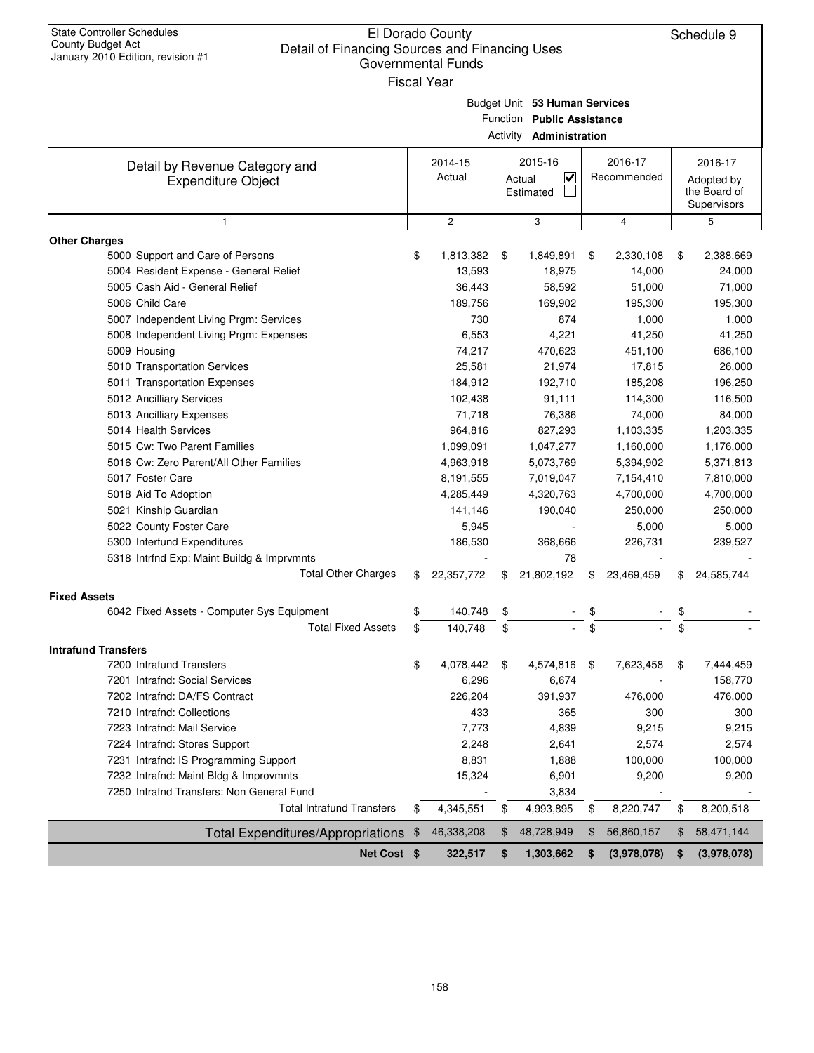State Controller Schedules
County Budget Act
January 2010 Edition, revision #1

# El Dorado County
## Detail of Financing Sources and Financing Uses
### Governmental Funds
Fiscal Year

Schedule 9

Budget Unit **53 Human Services**
Function **Public Assistance**
Activity **Administration**

| Detail by Revenue Category and Expenditure Object | 2014-15 Actual | 2015-16 Actual ☑ Estimated ☐ | 2016-17 Recommended | 2016-17 Adopted by the Board of Supervisors |
|---|---|---|---|---|
| 1 | 2 | 3 | 4 | 5 |
| **Other Charges** | | | | |
| 5000 Support and Care of Persons | $ 1,813,382 | $ 1,849,891 | $ 2,330,108 | $ 2,388,669 |
| 5004 Resident Expense - General Relief | 13,593 | 18,975 | 14,000 | 24,000 |
| 5005 Cash Aid - General Relief | 36,443 | 58,592 | 51,000 | 71,000 |
| 5006 Child Care | 189,756 | 169,902 | 195,300 | 195,300 |
| 5007 Independent Living Prgm: Services | 730 | 874 | 1,000 | 1,000 |
| 5008 Independent Living Prgm: Expenses | 6,553 | 4,221 | 41,250 | 41,250 |
| 5009 Housing | 74,217 | 470,623 | 451,100 | 686,100 |
| 5010 Transportation Services | 25,581 | 21,974 | 17,815 | 26,000 |
| 5011 Transportation Expenses | 184,912 | 192,710 | 185,208 | 196,250 |
| 5012 Ancilliary Services | 102,438 | 91,111 | 114,300 | 116,500 |
| 5013 Ancilliary Expenses | 71,718 | 76,386 | 74,000 | 84,000 |
| 5014 Health Services | 964,816 | 827,293 | 1,103,335 | 1,203,335 |
| 5015 Cw: Two Parent Families | 1,099,091 | 1,047,277 | 1,160,000 | 1,176,000 |
| 5016 Cw: Zero Parent/All Other Families | 4,963,918 | 5,073,769 | 5,394,902 | 5,371,813 |
| 5017 Foster Care | 8,191,555 | 7,019,047 | 7,154,410 | 7,810,000 |
| 5018 Aid To Adoption | 4,285,449 | 4,320,763 | 4,700,000 | 4,700,000 |
| 5021 Kinship Guardian | 141,146 | 190,040 | 250,000 | 250,000 |
| 5022 County Foster Care | 5,945 | - | 5,000 | 5,000 |
| 5300 Interfund Expenditures | 186,530 | 368,666 | 226,731 | 239,527 |
| 5318 Intrfnd Exp: Maint Buildg & Imprvmnts | - | 78 | - | - |
| Total Other Charges | $ 22,357,772 | $ 21,802,192 | $ 23,469,459 | $ 24,585,744 |
| **Fixed Assets** | | | | |
| 6042 Fixed Assets - Computer Sys Equipment | $ 140,748 | $ - | $ - | $ - |
| Total Fixed Assets | $ 140,748 | $ - | $ - | $ - |
| **Intrafund Transfers** | | | | |
| 7200 Intrafund Transfers | $ 4,078,442 | $ 4,574,816 | $ 7,623,458 | $ 7,444,459 |
| 7201 Intrafnd: Social Services | 6,296 | 6,674 | - | 158,770 |
| 7202 Intrafnd: DA/FS Contract | 226,204 | 391,937 | 476,000 | 476,000 |
| 7210 Intrafnd: Collections | 433 | 365 | 300 | 300 |
| 7223 Intrafnd: Mail Service | 7,773 | 4,839 | 9,215 | 9,215 |
| 7224 Intrafnd: Stores Support | 2,248 | 2,641 | 2,574 | 2,574 |
| 7231 Intrafnd: IS Programming Support | 8,831 | 1,888 | 100,000 | 100,000 |
| 7232 Intrafnd: Maint Bldg & Improvmnts | 15,324 | 6,901 | 9,200 | 9,200 |
| 7250 Intrafnd Transfers: Non General Fund | - | 3,834 | - | - |
| Total Intrafund Transfers | $ 4,345,551 | $ 4,993,895 | $ 8,220,747 | $ 8,200,518 |
| Total Expenditures/Appropriations | $ 46,338,208 | $ 48,728,949 | $ 56,860,157 | $ 58,471,144 |
| **Net Cost** | **$ 322,517** | **$ 1,303,662** | **$ (3,978,078)** | **$ (3,978,078)** |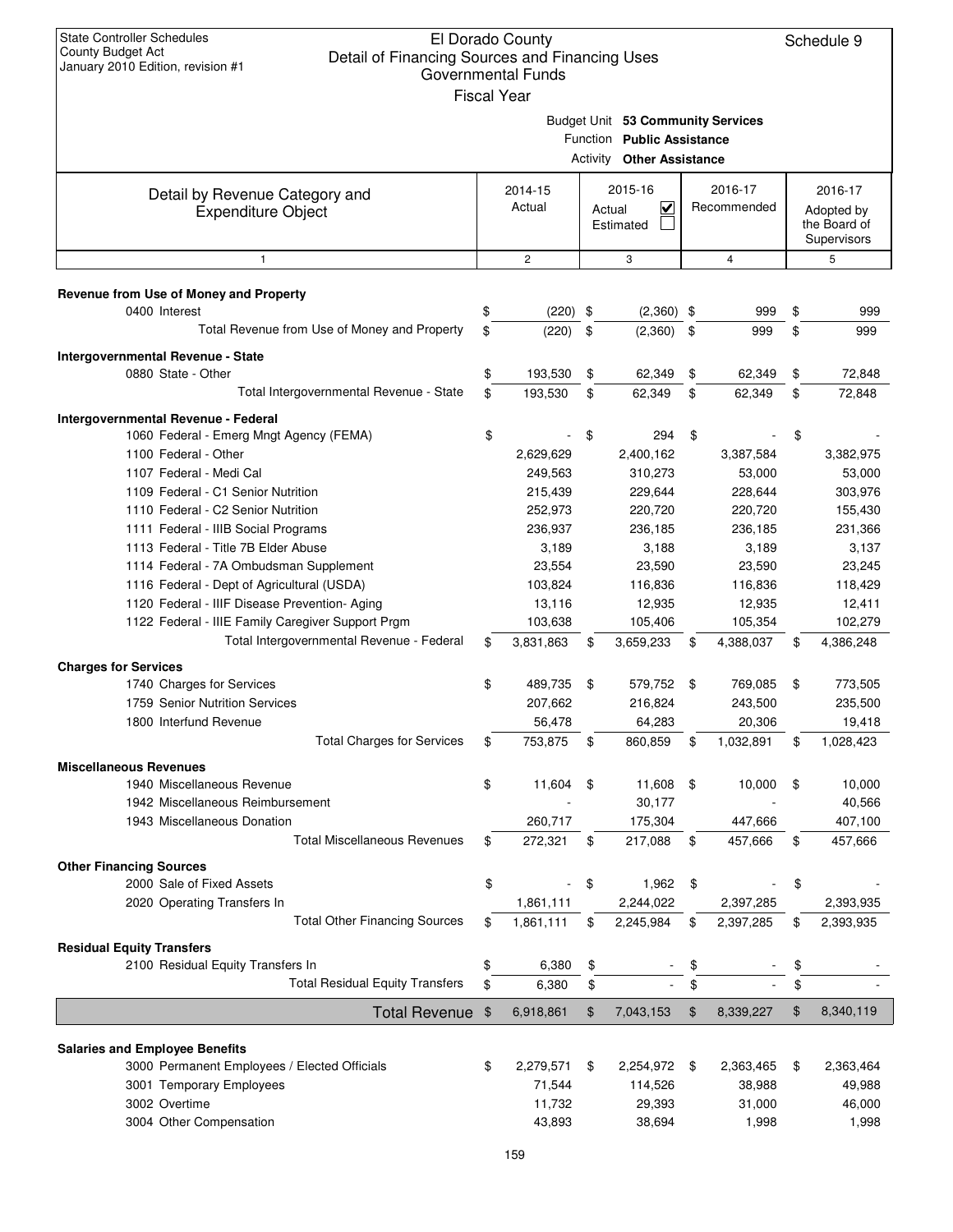State Controller Schedules
County Budget Act
January 2010 Edition, revision #1

# El Dorado County
## Detail of Financing Sources and Financing Uses
### Governmental Funds
### Fiscal Year

Schedule 9

Budget Unit **53 Community Services**
Function **Public Assistance**
Activity **Other Assistance**

| Detail by Revenue Category and Expenditure Object | 2014-15 Actual | 2015-16 Actual ☑ Estimated ☐ | 2016-17 Recommended | 2016-17 Adopted by the Board of Supervisors |
|---|---|---|---|---|
| 1 | 2 | 3 | 4 | 5 |
| **Revenue from Use of Money and Property** | | | | |
| 0400 Interest | $ (220) | $ (2,360) | $ 999 | $ 999 |
| Total Revenue from Use of Money and Property | $ (220) | $ (2,360) | $ 999 | $ 999 |
| **Intergovernmental Revenue - State** | | | | |
| 0880 State - Other | $ 193,530 | $ 62,349 | $ 62,349 | $ 72,848 |
| Total Intergovernmental Revenue - State | $ 193,530 | $ 62,349 | $ 62,349 | $ 72,848 |
| **Intergovernmental Revenue - Federal** | | | | |
| 1060 Federal - Emerg Mngt Agency (FEMA) | $ - | $ 294 | $ - | $ - |
| 1100 Federal - Other | 2,629,629 | 2,400,162 | 3,387,584 | 3,382,975 |
| 1107 Federal - Medi Cal | 249,563 | 310,273 | 53,000 | 53,000 |
| 1109 Federal - C1 Senior Nutrition | 215,439 | 229,644 | 228,644 | 303,976 |
| 1110 Federal - C2 Senior Nutrition | 252,973 | 220,720 | 220,720 | 155,430 |
| 1111 Federal - IIIB Social Programs | 236,937 | 236,185 | 236,185 | 231,366 |
| 1113 Federal - Title 7B Elder Abuse | 3,189 | 3,188 | 3,189 | 3,137 |
| 1114 Federal - 7A Ombudsman Supplement | 23,554 | 23,590 | 23,590 | 23,245 |
| 1116 Federal - Dept of Agricultural (USDA) | 103,824 | 116,836 | 116,836 | 118,429 |
| 1120 Federal - IIIF Disease Prevention- Aging | 13,116 | 12,935 | 12,935 | 12,411 |
| 1122 Federal - IIIE Family Caregiver Support Prgm | 103,638 | 105,406 | 105,354 | 102,279 |
| Total Intergovernmental Revenue - Federal | $ 3,831,863 | $ 3,659,233 | $ 4,388,037 | $ 4,386,248 |
| **Charges for Services** | | | | |
| 1740 Charges for Services | $ 489,735 | $ 579,752 | $ 769,085 | $ 773,505 |
| 1759 Senior Nutrition Services | 207,662 | 216,824 | 243,500 | 235,500 |
| 1800 Interfund Revenue | 56,478 | 64,283 | 20,306 | 19,418 |
| Total Charges for Services | $ 753,875 | $ 860,859 | $ 1,032,891 | $ 1,028,423 |
| **Miscellaneous Revenues** | | | | |
| 1940 Miscellaneous Revenue | $ 11,604 | $ 11,608 | $ 10,000 | $ 10,000 |
| 1942 Miscellaneous Reimbursement | - | 30,177 | - | 40,566 |
| 1943 Miscellaneous Donation | 260,717 | 175,304 | 447,666 | 407,100 |
| Total Miscellaneous Revenues | $ 272,321 | $ 217,088 | $ 457,666 | $ 457,666 |
| **Other Financing Sources** | | | | |
| 2000 Sale of Fixed Assets | $ - | $ 1,962 | $ - | $ - |
| 2020 Operating Transfers In | 1,861,111 | 2,244,022 | 2,397,285 | 2,393,935 |
| Total Other Financing Sources | $ 1,861,111 | $ 2,245,984 | $ 2,397,285 | $ 2,393,935 |
| **Residual Equity Transfers** | | | | |
| 2100 Residual Equity Transfers In | $ 6,380 | $ - | $ - | $ - |
| Total Residual Equity Transfers | $ 6,380 | $ - | $ - | $ - |
| **Total Revenue** | $ 6,918,861 | $ 7,043,153 | $ 8,339,227 | $ 8,340,119 |
| **Salaries and Employee Benefits** | | | | |
| 3000 Permanent Employees / Elected Officials | $ 2,279,571 | $ 2,254,972 | $ 2,363,465 | $ 2,363,464 |
| 3001 Temporary Employees | 71,544 | 114,526 | 38,988 | 49,988 |
| 3002 Overtime | 11,732 | 29,393 | 31,000 | 46,000 |
| 3004 Other Compensation | 43,893 | 38,694 | 1,998 | 1,998 |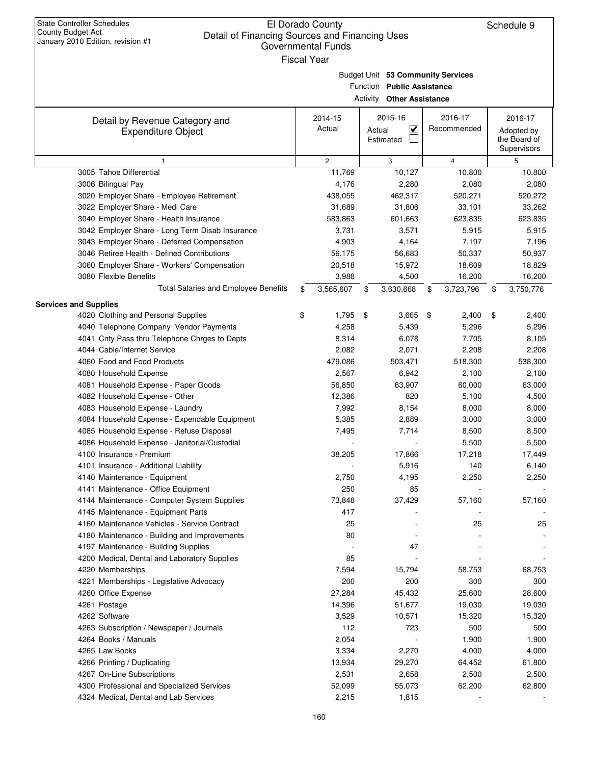State Controller Schedules
County Budget Act
January 2010 Edition, revision #1

# El Dorado County
## Detail of Financing Sources and Financing Uses
### Governmental Funds
Fiscal Year

Schedule 9

Budget Unit **53 Community Services**
Function **Public Assistance**
Activity **Other Assistance**

| Detail by Revenue Category and Expenditure Object | 2014-15 Actual | 2015-16 Actual ☑ Estimated ☐ | 2016-17 Recommended | 2016-17 Adopted by the Board of Supervisors |
|---|---|---|---|---|
| 1 | 2 | 3 | 4 | 5 |
| 3005 Tahoe Differential | 11,769 | 10,127 | 10,800 | 10,800 |
| 3006 Bilingual Pay | 4,176 | 2,280 | 2,080 | 2,080 |
| 3020 Employer Share - Employee Retirement | 438,055 | 462,317 | 520,271 | 520,272 |
| 3022 Employer Share - Medi Care | 31,689 | 31,806 | 33,101 | 33,262 |
| 3040 Employer Share - Health Insurance | 583,863 | 601,663 | 623,835 | 623,835 |
| 3042 Employer Share - Long Term Disab Insurance | 3,731 | 3,571 | 5,915 | 5,915 |
| 3043 Employer Share - Deferred Compensation | 4,903 | 4,164 | 7,197 | 7,196 |
| 3046 Retiree Health - Defined Contributions | 56,175 | 56,683 | 50,337 | 50,937 |
| 3060 Employer Share - Workers' Compensation | 20,518 | 15,972 | 18,609 | 18,829 |
| 3080 Flexible Benefits | 3,988 | 4,500 | 16,200 | 16,200 |
| Total Salaries and Employee Benefits | $ 3,565,607 | $ 3,630,668 | $ 3,723,796 | $ 3,750,776 |
| **Services and Supplies** | | | | |
| 4020 Clothing and Personal Supplies | $ 1,795 | $ 3,665 | $ 2,400 | $ 2,400 |
| 4040 Telephone Company Vendor Payments | 4,258 | 5,439 | 5,296 | 5,296 |
| 4041 Cnty Pass thru Telephone Chrges to Depts | 8,314 | 6,078 | 7,705 | 8,105 |
| 4044 Cable/Internet Service | 2,082 | 2,071 | 2,208 | 2,208 |
| 4060 Food and Food Products | 479,086 | 503,471 | 518,300 | 538,300 |
| 4080 Household Expense | 2,567 | 6,942 | 2,100 | 2,100 |
| 4081 Household Expense - Paper Goods | 56,850 | 63,907 | 60,000 | 63,000 |
| 4082 Household Expense - Other | 12,386 | 820 | 5,100 | 4,500 |
| 4083 Household Expense - Laundry | 7,992 | 8,154 | 8,000 | 8,000 |
| 4084 Household Expense - Expendable Equipment | 5,385 | 2,889 | 3,000 | 3,000 |
| 4085 Household Expense - Refuse Disposal | 7,495 | 7,714 | 8,500 | 8,500 |
| 4086 Household Expense - Janitorial/Custodial | - | - | 5,500 | 5,500 |
| 4100 Insurance - Premium | 38,205 | 17,866 | 17,218 | 17,449 |
| 4101 Insurance - Additional Liability | - | 5,916 | 140 | 6,140 |
| 4140 Maintenance - Equipment | 2,750 | 4,195 | 2,250 | 2,250 |
| 4141 Maintenance - Office Equipment | 250 | 85 | - | - |
| 4144 Maintenance - Computer System Supplies | 73,848 | 37,429 | 57,160 | 57,160 |
| 4145 Maintenance - Equipment Parts | 417 | - | - | - |
| 4160 Maintenance Vehicles - Service Contract | 25 | - | 25 | 25 |
| 4180 Maintenance - Building and Improvements | 80 | - | - | - |
| 4197 Maintenance - Building Supplies | - | 47 | - | - |
| 4200 Medical, Dental and Laboratory Supplies | 85 | - | - | - |
| 4220 Memberships | 7,594 | 15,794 | 58,753 | 68,753 |
| 4221 Memberships - Legislative Advocacy | 200 | 200 | 300 | 300 |
| 4260 Office Expense | 27,284 | 45,432 | 25,600 | 28,600 |
| 4261 Postage | 14,396 | 51,677 | 19,030 | 19,030 |
| 4262 Software | 3,529 | 10,571 | 15,320 | 15,320 |
| 4263 Subscription / Newspaper / Journals | 112 | 723 | 500 | 500 |
| 4264 Books / Manuals | 2,054 | - | 1,900 | 1,900 |
| 4265 Law Books | 3,334 | 2,270 | 4,000 | 4,000 |
| 4266 Printing / Duplicating | 13,934 | 29,270 | 64,452 | 61,800 |
| 4267 On-Line Subscriptions | 2,531 | 2,658 | 2,500 | 2,500 |
| 4300 Professional and Specialized Services | 52,099 | 55,073 | 62,200 | 62,800 |
| 4324 Medical, Dental and Lab Services | 2,215 | 1,815 | - | - |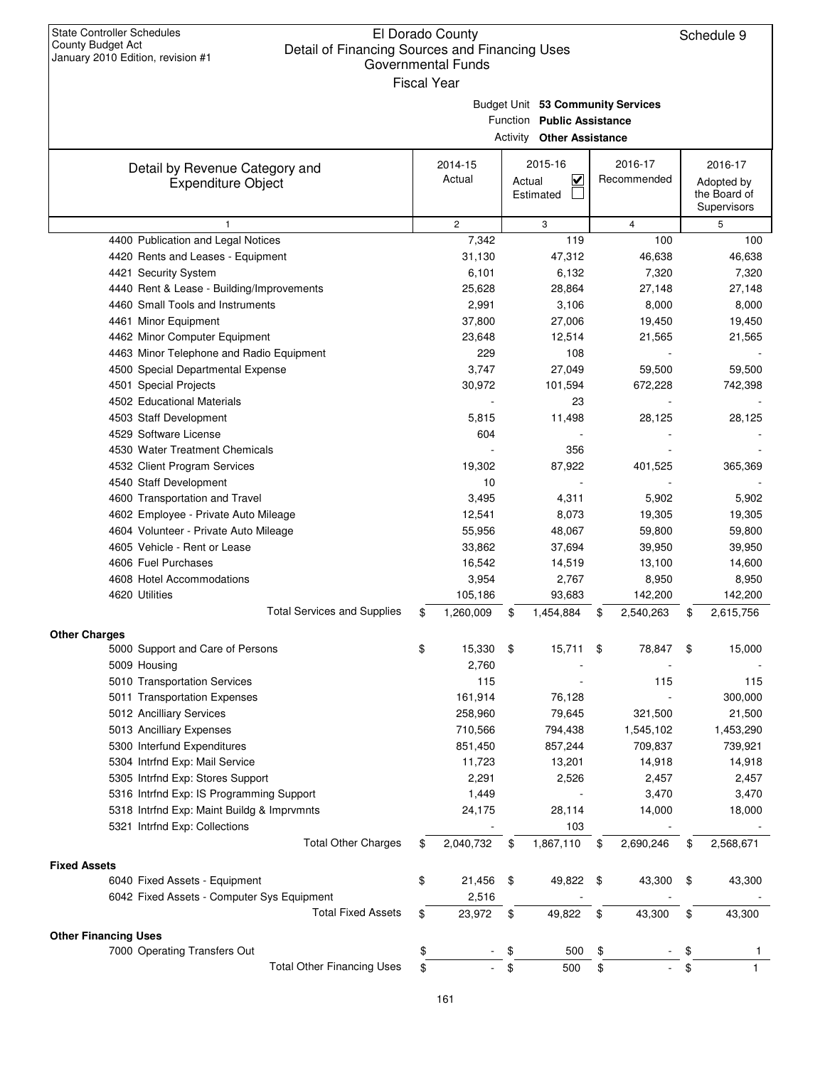State Controller Schedules
County Budget Act
January 2010 Edition, revision #1

# El Dorado County
## Detail of Financing Sources and Financing Uses
### Governmental Funds
### Fiscal Year

Schedule 9

Budget Unit **53 Community Services**
Function **Public Assistance**
Activity **Other Assistance**

| Detail by Revenue Category and Expenditure Object | 2014-15 Actual | 2015-16 Actual ☑ Estimated ☐ | 2016-17 Recommended | 2016-17 Adopted by the Board of Supervisors |
|---|---|---|---|---|
| 1 | 2 | 3 | 4 | 5 |
| 4400 Publication and Legal Notices | 7,342 | 119 | 100 | 100 |
| 4420 Rents and Leases - Equipment | 31,130 | 47,312 | 46,638 | 46,638 |
| 4421 Security System | 6,101 | 6,132 | 7,320 | 7,320 |
| 4440 Rent & Lease - Building/Improvements | 25,628 | 28,864 | 27,148 | 27,148 |
| 4460 Small Tools and Instruments | 2,991 | 3,106 | 8,000 | 8,000 |
| 4461 Minor Equipment | 37,800 | 27,006 | 19,450 | 19,450 |
| 4462 Minor Computer Equipment | 23,648 | 12,514 | 21,565 | 21,565 |
| 4463 Minor Telephone and Radio Equipment | 229 | 108 | - | - |
| 4500 Special Departmental Expense | 3,747 | 27,049 | 59,500 | 59,500 |
| 4501 Special Projects | 30,972 | 101,594 | 672,228 | 742,398 |
| 4502 Educational Materials | - | 23 | - | - |
| 4503 Staff Development | 5,815 | 11,498 | 28,125 | 28,125 |
| 4529 Software License | 604 | - | - | - |
| 4530 Water Treatment Chemicals | - | 356 | - | - |
| 4532 Client Program Services | 19,302 | 87,922 | 401,525 | 365,369 |
| 4540 Staff Development | 10 | - | - | - |
| 4600 Transportation and Travel | 3,495 | 4,311 | 5,902 | 5,902 |
| 4602 Employee - Private Auto Mileage | 12,541 | 8,073 | 19,305 | 19,305 |
| 4604 Volunteer - Private Auto Mileage | 55,956 | 48,067 | 59,800 | 59,800 |
| 4605 Vehicle - Rent or Lease | 33,862 | 37,694 | 39,950 | 39,950 |
| 4606 Fuel Purchases | 16,542 | 14,519 | 13,100 | 14,600 |
| 4608 Hotel Accommodations | 3,954 | 2,767 | 8,950 | 8,950 |
| 4620 Utilities | 105,186 | 93,683 | 142,200 | 142,200 |
| Total Services and Supplies | $ 1,260,009 | $ 1,454,884 | $ 2,540,263 | $ 2,615,756 |
| **Other Charges** | | | | |
| 5000 Support and Care of Persons | $ 15,330 | $ 15,711 | $ 78,847 | $ 15,000 |
| 5009 Housing | 2,760 | - | - | - |
| 5010 Transportation Services | 115 | - | 115 | 115 |
| 5011 Transportation Expenses | 161,914 | 76,128 | - | 300,000 |
| 5012 Ancilliary Services | 258,960 | 79,645 | 321,500 | 21,500 |
| 5013 Ancilliary Expenses | 710,566 | 794,438 | 1,545,102 | 1,453,290 |
| 5300 Interfund Expenditures | 851,450 | 857,244 | 709,837 | 739,921 |
| 5304 Intrfnd Exp: Mail Service | 11,723 | 13,201 | 14,918 | 14,918 |
| 5305 Intrfnd Exp: Stores Support | 2,291 | 2,526 | 2,457 | 2,457 |
| 5316 Intrfnd Exp: IS Programming Support | 1,449 | - | 3,470 | 3,470 |
| 5318 Intrfnd Exp: Maint Buildg & Imprvmnts | 24,175 | 28,114 | 14,000 | 18,000 |
| 5321 Intrfnd Exp: Collections | - | 103 | - | - |
| Total Other Charges | $ 2,040,732 | $ 1,867,110 | $ 2,690,246 | $ 2,568,671 |
| **Fixed Assets** | | | | |
| 6040 Fixed Assets - Equipment | $ 21,456 | $ 49,822 | $ 43,300 | $ 43,300 |
| 6042 Fixed Assets - Computer Sys Equipment | 2,516 | - | - | - |
| Total Fixed Assets | $ 23,972 | $ 49,822 | $ 43,300 | $ 43,300 |
| **Other Financing Uses** | | | | |
| 7000 Operating Transfers Out | $ - | $ 500 | $ - | $ 1 |
| Total Other Financing Uses | $ - | $ 500 | $ - | $ 1 |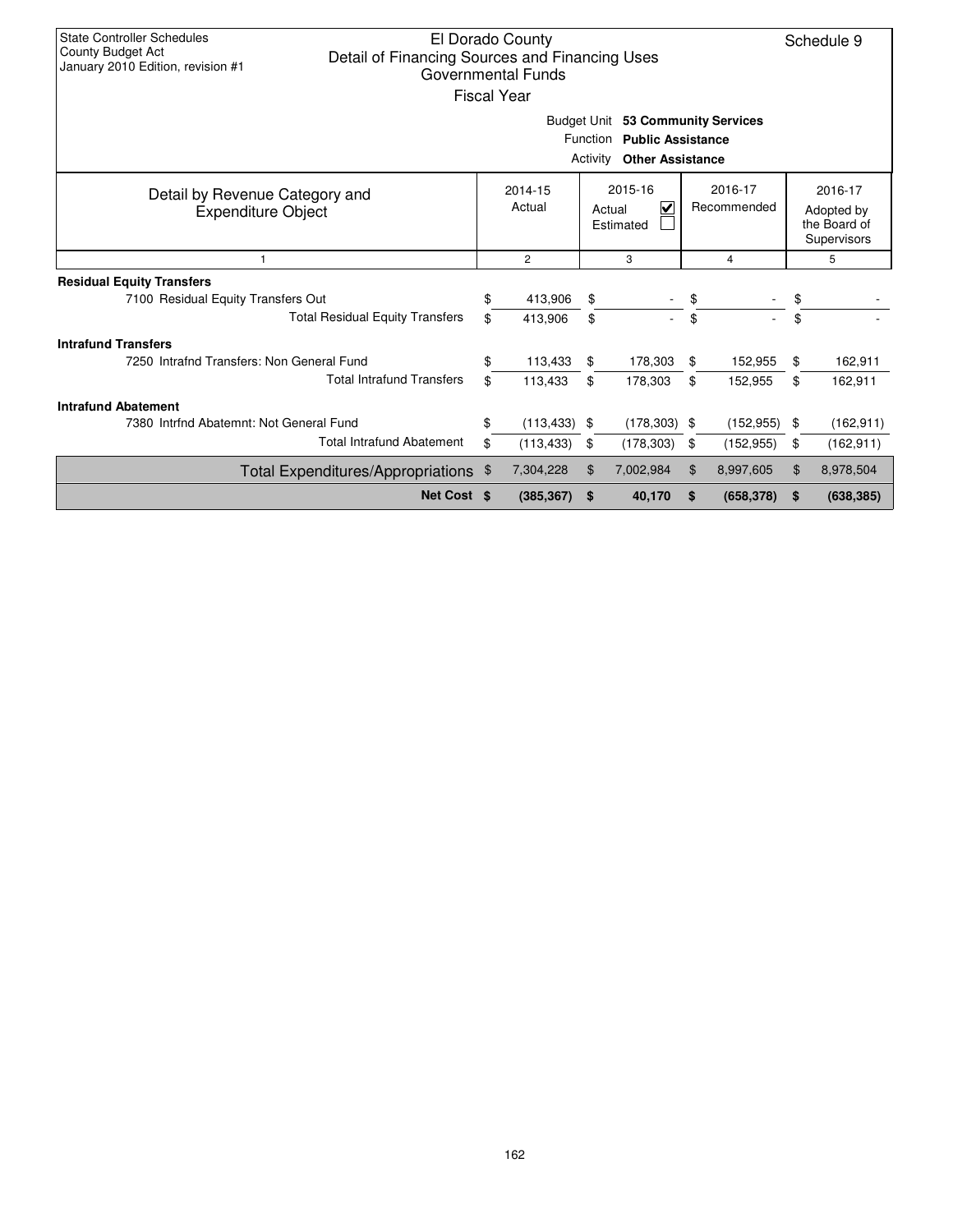State Controller Schedules
County Budget Act
January 2010 Edition, revision #1

El Dorado County
Detail of Financing Sources and Financing Uses
Governmental Funds
Fiscal Year

Schedule 9

Budget Unit **53 Community Services**
Function **Public Assistance**
Activity **Other Assistance**

| Detail by Revenue Category and Expenditure Object | 2014-15 Actual | 2015-16 Actual ☑ Estimated ☐ | 2016-17 Recommended | 2016-17 Adopted by the Board of Supervisors |
|---|---|---|---|---|
| 1 | 2 | 3 | 4 | 5 |
| **Residual Equity Transfers** | | | | |
| 7100 Residual Equity Transfers Out | $ 413,906 | $ - | $ - | $ - |
| Total Residual Equity Transfers | $ 413,906 | $ - | $ - | $ - |
| **Intrafund Transfers** | | | | |
| 7250 Intrafnd Transfers: Non General Fund | $ 113,433 | $ 178,303 | $ 152,955 | $ 162,911 |
| Total Intrafund Transfers | $ 113,433 | $ 178,303 | $ 152,955 | $ 162,911 |
| **Intrafund Abatement** | | | | |
| 7380 Intrfnd Abatemnt: Not General Fund | $ (113,433) | $ (178,303) | $ (152,955) | $ (162,911) |
| Total Intrafund Abatement | $ (113,433) | $ (178,303) | $ (152,955) | $ (162,911) |
| Total Expenditures/Appropriations | $ 7,304,228 | $ 7,002,984 | $ 8,997,605 | $ 8,978,504 |
| **Net Cost** | **$ (385,367)** | **$ 40,170** | **$ (658,378)** | **$ (638,385)** |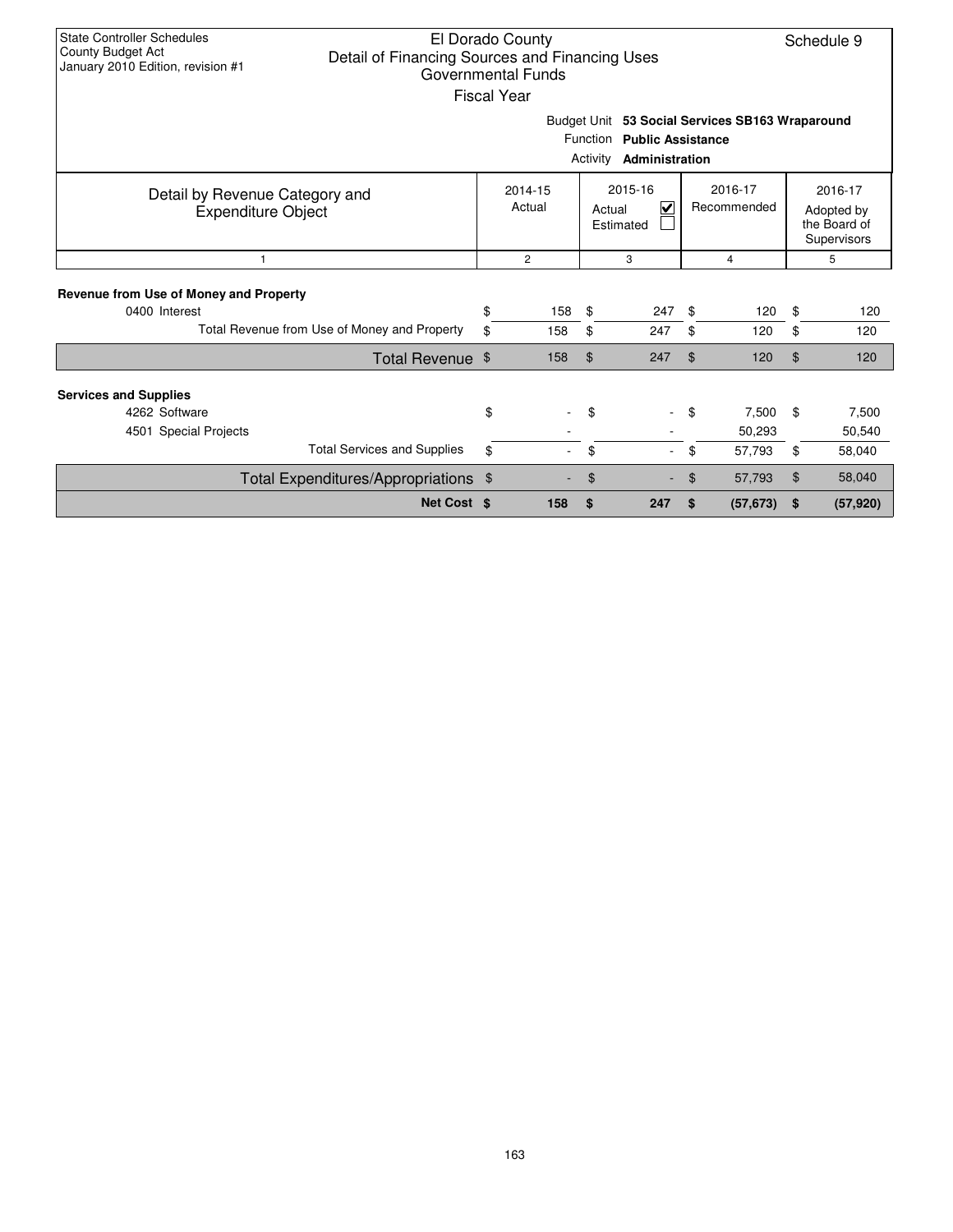State Controller Schedules
County Budget Act
January 2010 Edition, revision #1

# El Dorado County
## Detail of Financing Sources and Financing Uses
### Governmental Funds
Fiscal Year

Schedule 9

Budget Unit **53 Social Services SB163 Wraparound**
Function **Public Assistance**
Activity **Administration**

| Detail by Revenue Category and Expenditure Object | 2014-15 Actual | 2015-16 Actual ☑ Estimated ☐ | 2016-17 Recommended | 2016-17 Adopted by the Board of Supervisors |
|---|---|---|---|---|
| 1 | 2 | 3 | 4 | 5 |
| **Revenue from Use of Money and Property** | | | | |
| 0400 Interest | $ 158 | $ 247 | $ 120 | $ 120 |
| Total Revenue from Use of Money and Property | $ 158 | $ 247 | $ 120 | $ 120 |
| **Total Revenue** | $ 158 | $ 247 | $ 120 | $ 120 |
| **Services and Supplies** | | | | |
| 4262 Software | $ - | $ - | $ 7,500 | $ 7,500 |
| 4501 Special Projects | - | - | 50,293 | 50,540 |
| Total Services and Supplies | $ - | $ - | $ 57,793 | $ 58,040 |
| **Total Expenditures/Appropriations** | $ - | $ - | $ 57,793 | $ 58,040 |
| **Net Cost** | **$ 158** | **$ 247** | **$ (57,673)** | **$ (57,920)** |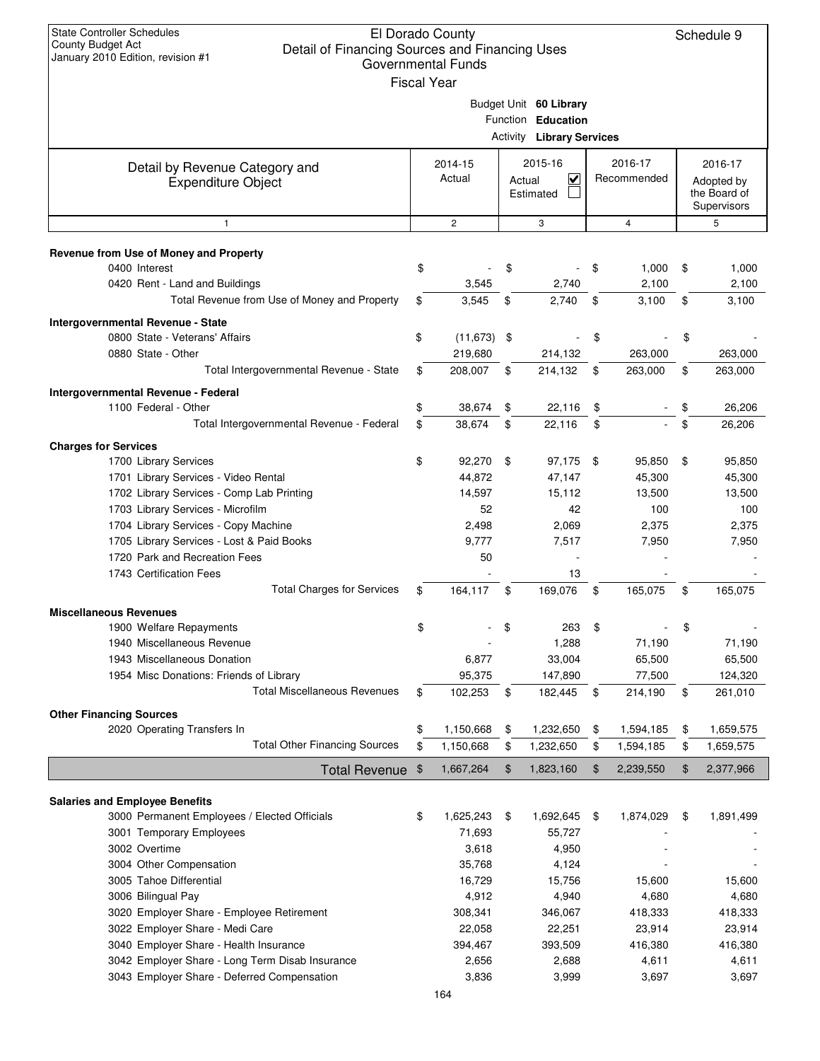State Controller Schedules
County Budget Act
January 2010 Edition, revision #1

# El Dorado County
## Detail of Financing Sources and Financing Uses
### Governmental Funds
Fiscal Year

Schedule 9

Budget Unit **60 Library**
Function **Education**
Activity **Library Services**

| Detail by Revenue Category and Expenditure Object | 2014-15 Actual | 2015-16 Actual ☑ Estimated ☐ | 2016-17 Recommended | 2016-17 Adopted by the Board of Supervisors |
|---|---|---|---|---|
| 1 | 2 | 3 | 4 | 5 |
| **Revenue from Use of Money and Property** | | | | |
| 0400 Interest | $ - | $ - | $ 1,000 | $ 1,000 |
| 0420 Rent - Land and Buildings | 3,545 | 2,740 | 2,100 | 2,100 |
| Total Revenue from Use of Money and Property | $ 3,545 | $ 2,740 | $ 3,100 | $ 3,100 |
| **Intergovernmental Revenue - State** | | | | |
| 0800 State - Veterans' Affairs | $ (11,673) | $ - | $ - | $ - |
| 0880 State - Other | 219,680 | 214,132 | 263,000 | 263,000 |
| Total Intergovernmental Revenue - State | $ 208,007 | $ 214,132 | $ 263,000 | $ 263,000 |
| **Intergovernmental Revenue - Federal** | | | | |
| 1100 Federal - Other | $ 38,674 | $ 22,116 | $ - | $ 26,206 |
| Total Intergovernmental Revenue - Federal | $ 38,674 | $ 22,116 | $ - | $ 26,206 |
| **Charges for Services** | | | | |
| 1700 Library Services | $ 92,270 | $ 97,175 | $ 95,850 | $ 95,850 |
| 1701 Library Services - Video Rental | 44,872 | 47,147 | 45,300 | 45,300 |
| 1702 Library Services - Comp Lab Printing | 14,597 | 15,112 | 13,500 | 13,500 |
| 1703 Library Services - Microfilm | 52 | 42 | 100 | 100 |
| 1704 Library Services - Copy Machine | 2,498 | 2,069 | 2,375 | 2,375 |
| 1705 Library Services - Lost & Paid Books | 9,777 | 7,517 | 7,950 | 7,950 |
| 1720 Park and Recreation Fees | 50 | - | - | - |
| 1743 Certification Fees | - | 13 | - | - |
| Total Charges for Services | $ 164,117 | $ 169,076 | $ 165,075 | $ 165,075 |
| **Miscellaneous Revenues** | | | | |
| 1900 Welfare Repayments | $ - | $ 263 | $ - | $ - |
| 1940 Miscellaneous Revenue | - | 1,288 | 71,190 | 71,190 |
| 1943 Miscellaneous Donation | 6,877 | 33,004 | 65,500 | 65,500 |
| 1954 Misc Donations: Friends of Library | 95,375 | 147,890 | 77,500 | 124,320 |
| Total Miscellaneous Revenues | $ 102,253 | $ 182,445 | $ 214,190 | $ 261,010 |
| **Other Financing Sources** | | | | |
| 2020 Operating Transfers In | $ 1,150,668 | $ 1,232,650 | $ 1,594,185 | $ 1,659,575 |
| Total Other Financing Sources | $ 1,150,668 | $ 1,232,650 | $ 1,594,185 | $ 1,659,575 |
| **Total Revenue** | $ 1,667,264 | $ 1,823,160 | $ 2,239,550 | $ 2,377,966 |
| **Salaries and Employee Benefits** | | | | |
| 3000 Permanent Employees / Elected Officials | $ 1,625,243 | $ 1,692,645 | $ 1,874,029 | $ 1,891,499 |
| 3001 Temporary Employees | 71,693 | 55,727 | - | - |
| 3002 Overtime | 3,618 | 4,950 | - | - |
| 3004 Other Compensation | 35,768 | 4,124 | - | - |
| 3005 Tahoe Differential | 16,729 | 15,756 | 15,600 | 15,600 |
| 3006 Bilingual Pay | 4,912 | 4,940 | 4,680 | 4,680 |
| 3020 Employer Share - Employee Retirement | 308,341 | 346,067 | 418,333 | 418,333 |
| 3022 Employer Share - Medi Care | 22,058 | 22,251 | 23,914 | 23,914 |
| 3040 Employer Share - Health Insurance | 394,467 | 393,509 | 416,380 | 416,380 |
| 3042 Employer Share - Long Term Disab Insurance | 2,656 | 2,688 | 4,611 | 4,611 |
| 3043 Employer Share - Deferred Compensation | 3,836 | 3,999 | 3,697 | 3,697 |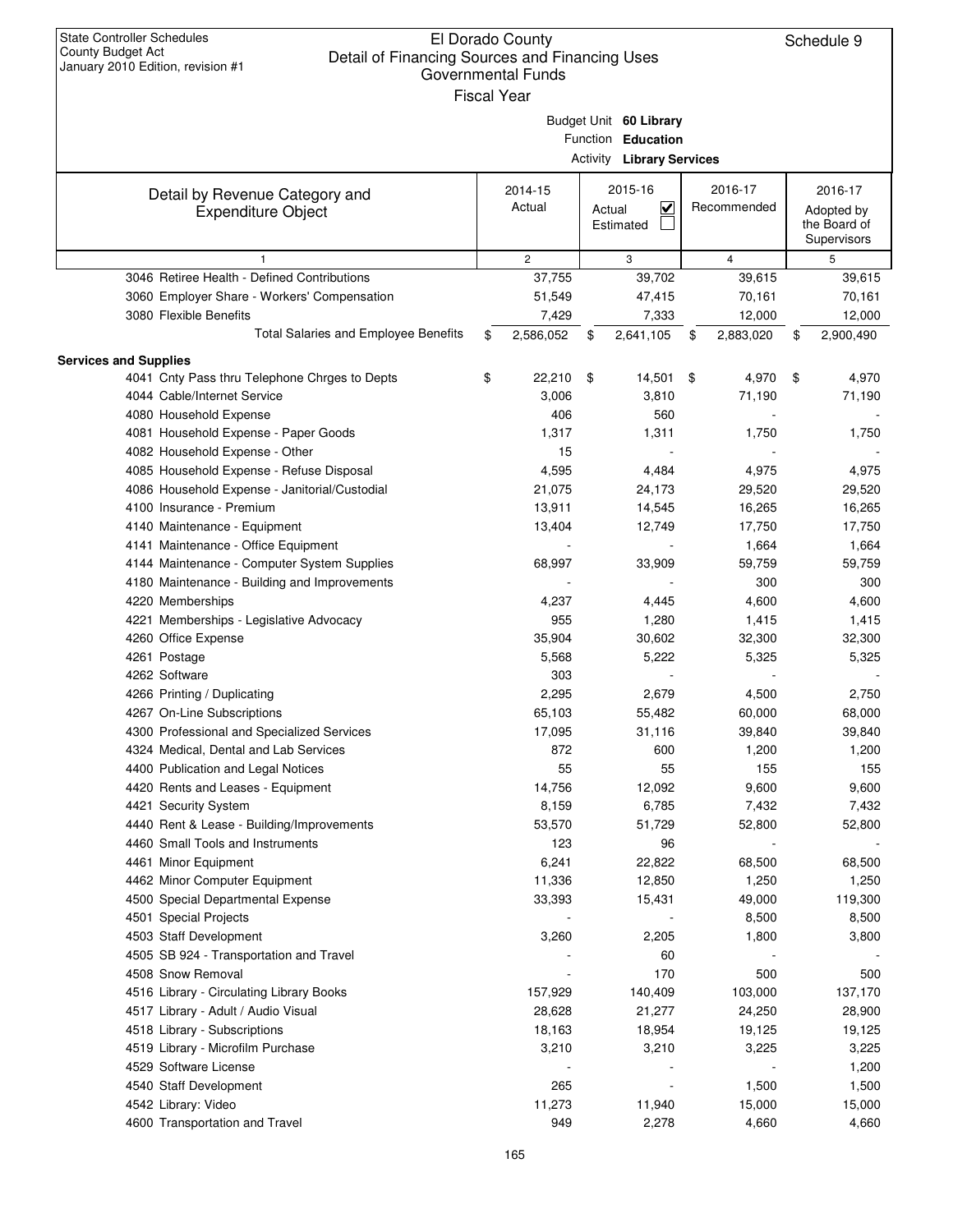State Controller Schedules
County Budget Act
January 2010 Edition, revision #1

# El Dorado County
## Detail of Financing Sources and Financing Uses
### Governmental Funds
Fiscal Year

Schedule 9

Budget Unit **60 Library**
Function **Education**
Activity **Library Services**

| Detail by Revenue Category and Expenditure Object | 2014-15 Actual | 2015-16 Actual ☑ Estimated ☐ | 2016-17 Recommended | 2016-17 Adopted by the Board of Supervisors |
|---|---|---|---|---|
| 1 | 2 | 3 | 4 | 5 |
| 3046 Retiree Health - Defined Contributions | 37,755 | 39,702 | 39,615 | 39,615 |
| 3060 Employer Share - Workers' Compensation | 51,549 | 47,415 | 70,161 | 70,161 |
| 3080 Flexible Benefits | 7,429 | 7,333 | 12,000 | 12,000 |
| Total Salaries and Employee Benefits | $ 2,586,052 | $ 2,641,105 | $ 2,883,020 | $ 2,900,490 |
| **Services and Supplies** | | | | |
| 4041 Cnty Pass thru Telephone Chrges to Depts | $ 22,210 | $ 14,501 | $ 4,970 | $ 4,970 |
| 4044 Cable/Internet Service | 3,006 | 3,810 | 71,190 | 71,190 |
| 4080 Household Expense | 406 | 560 | - | - |
| 4081 Household Expense - Paper Goods | 1,317 | 1,311 | 1,750 | 1,750 |
| 4082 Household Expense - Other | 15 | - | - | - |
| 4085 Household Expense - Refuse Disposal | 4,595 | 4,484 | 4,975 | 4,975 |
| 4086 Household Expense - Janitorial/Custodial | 21,075 | 24,173 | 29,520 | 29,520 |
| 4100 Insurance - Premium | 13,911 | 14,545 | 16,265 | 16,265 |
| 4140 Maintenance - Equipment | 13,404 | 12,749 | 17,750 | 17,750 |
| 4141 Maintenance - Office Equipment | - | - | 1,664 | 1,664 |
| 4144 Maintenance - Computer System Supplies | 68,997 | 33,909 | 59,759 | 59,759 |
| 4180 Maintenance - Building and Improvements | - | - | 300 | 300 |
| 4220 Memberships | 4,237 | 4,445 | 4,600 | 4,600 |
| 4221 Memberships - Legislative Advocacy | 955 | 1,280 | 1,415 | 1,415 |
| 4260 Office Expense | 35,904 | 30,602 | 32,300 | 32,300 |
| 4261 Postage | 5,568 | 5,222 | 5,325 | 5,325 |
| 4262 Software | 303 | - | - | - |
| 4266 Printing / Duplicating | 2,295 | 2,679 | 4,500 | 2,750 |
| 4267 On-Line Subscriptions | 65,103 | 55,482 | 60,000 | 68,000 |
| 4300 Professional and Specialized Services | 17,095 | 31,116 | 39,840 | 39,840 |
| 4324 Medical, Dental and Lab Services | 872 | 600 | 1,200 | 1,200 |
| 4400 Publication and Legal Notices | 55 | 55 | 155 | 155 |
| 4420 Rents and Leases - Equipment | 14,756 | 12,092 | 9,600 | 9,600 |
| 4421 Security System | 8,159 | 6,785 | 7,432 | 7,432 |
| 4440 Rent & Lease - Building/Improvements | 53,570 | 51,729 | 52,800 | 52,800 |
| 4460 Small Tools and Instruments | 123 | 96 | - | - |
| 4461 Minor Equipment | 6,241 | 22,822 | 68,500 | 68,500 |
| 4462 Minor Computer Equipment | 11,336 | 12,850 | 1,250 | 1,250 |
| 4500 Special Departmental Expense | 33,393 | 15,431 | 49,000 | 119,300 |
| 4501 Special Projects | - | - | 8,500 | 8,500 |
| 4503 Staff Development | 3,260 | 2,205 | 1,800 | 3,800 |
| 4505 SB 924 - Transportation and Travel | - | 60 | - | - |
| 4508 Snow Removal | - | 170 | 500 | 500 |
| 4516 Library - Circulating Library Books | 157,929 | 140,409 | 103,000 | 137,170 |
| 4517 Library - Adult / Audio Visual | 28,628 | 21,277 | 24,250 | 28,900 |
| 4518 Library - Subscriptions | 18,163 | 18,954 | 19,125 | 19,125 |
| 4519 Library - Microfilm Purchase | 3,210 | 3,210 | 3,225 | 3,225 |
| 4529 Software License | - | - | - | 1,200 |
| 4540 Staff Development | 265 | - | 1,500 | 1,500 |
| 4542 Library: Video | 11,273 | 11,940 | 15,000 | 15,000 |
| 4600 Transportation and Travel | 949 | 2,278 | 4,660 | 4,660 |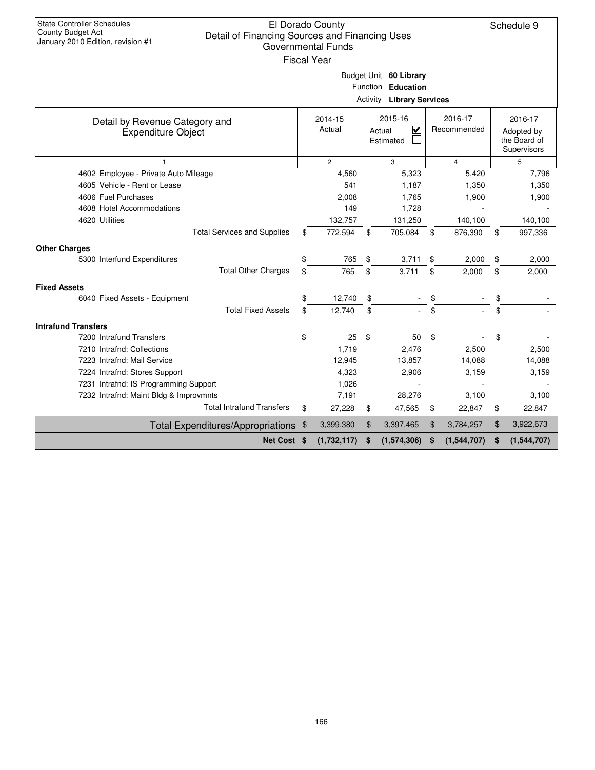State Controller Schedules
County Budget Act
January 2010 Edition, revision #1

# El Dorado County
## Detail of Financing Sources and Financing Uses
### Governmental Funds
Fiscal Year

Schedule 9

Budget Unit **60 Library**
Function **Education**
Activity **Library Services**

| Detail by Revenue Category and Expenditure Object | 2014-15 Actual | 2015-16 Actual ☑ Estimated ☐ | 2016-17 Recommended | 2016-17 Adopted by the Board of Supervisors |
|---|---|---|---|---|
| 1 | 2 | 3 | 4 | 5 |
| 4602 Employee - Private Auto Mileage | 4,560 | 5,323 | 5,420 | 7,796 |
| 4605 Vehicle - Rent or Lease | 541 | 1,187 | 1,350 | 1,350 |
| 4606 Fuel Purchases | 2,008 | 1,765 | 1,900 | 1,900 |
| 4608 Hotel Accommodations | 149 | 1,728 | - | - |
| 4620 Utilities | 132,757 | 131,250 | 140,100 | 140,100 |
| Total Services and Supplies | $ 772,594 | $ 705,084 | $ 876,390 | $ 997,336 |
| **Other Charges** | | | | |
| 5300 Interfund Expenditures | $ 765 | $ 3,711 | $ 2,000 | $ 2,000 |
| Total Other Charges | $ 765 | $ 3,711 | $ 2,000 | $ 2,000 |
| **Fixed Assets** | | | | |
| 6040 Fixed Assets - Equipment | $ 12,740 | $ - | $ - | $ - |
| Total Fixed Assets | $ 12,740 | $ - | $ - | $ - |
| **Intrafund Transfers** | | | | |
| 7200 Intrafund Transfers | $ 25 | $ 50 | $ - | $ - |
| 7210 Intrafnd: Collections | 1,719 | 2,476 | 2,500 | 2,500 |
| 7223 Intrafnd: Mail Service | 12,945 | 13,857 | 14,088 | 14,088 |
| 7224 Intrafnd: Stores Support | 4,323 | 2,906 | 3,159 | 3,159 |
| 7231 Intrafnd: IS Programming Support | 1,026 | - | - | - |
| 7232 Intrafnd: Maint Bldg & Improvmnts | 7,191 | 28,276 | 3,100 | 3,100 |
| Total Intrafund Transfers | $ 27,228 | $ 47,565 | $ 22,847 | $ 22,847 |
| Total Expenditures/Appropriations | $ 3,399,380 | $ 3,397,465 | $ 3,784,257 | $ 3,922,673 |
| **Net Cost** | **$ (1,732,117)** | **$ (1,574,306)** | **$ (1,544,707)** | **$ (1,544,707)** |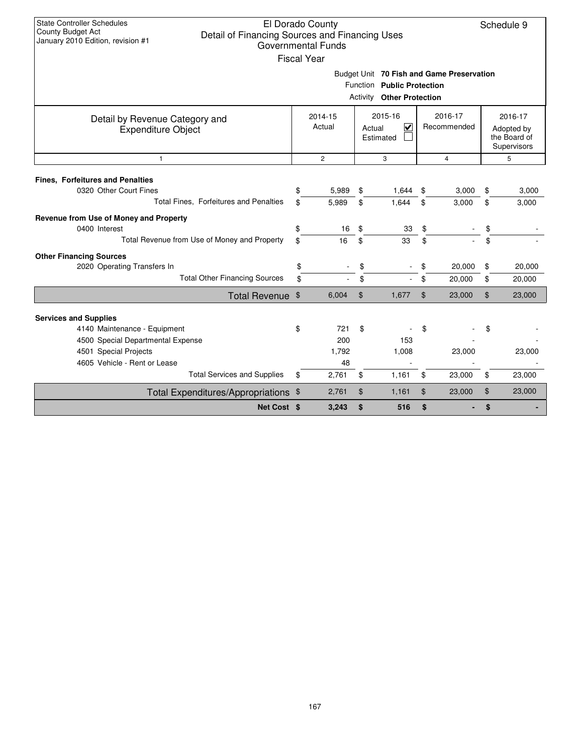State Controller Schedules
County Budget Act
January 2010 Edition, revision #1

# El Dorado County
## Detail of Financing Sources and Financing Uses
### Governmental Funds
Fiscal Year

Schedule 9

Budget Unit **70 Fish and Game Preservation**
Function **Public Protection**
Activity **Other Protection**

| Detail by Revenue Category and Expenditure Object | 2014-15 Actual | 2015-16 Actual ☑ Estimated ☐ | 2016-17 Recommended | 2016-17 Adopted by the Board of Supervisors |
|---|---|---|---|---|
| 1 | 2 | 3 | 4 | 5 |
| **Fines, Forfeitures and Penalties** | | | | |
| 0320 Other Court Fines | $ 5,989 | $ 1,644 | $ 3,000 | $ 3,000 |
| Total Fines, Forfeitures and Penalties | $ 5,989 | $ 1,644 | $ 3,000 | $ 3,000 |
| **Revenue from Use of Money and Property** | | | | |
| 0400 Interest | $ 16 | $ 33 | $ - | $ - |
| Total Revenue from Use of Money and Property | $ 16 | $ 33 | $ - | $ - |
| **Other Financing Sources** | | | | |
| 2020 Operating Transfers In | $ - | $ - | $ 20,000 | $ 20,000 |
| Total Other Financing Sources | $ - | $ - | $ 20,000 | $ 20,000 |
| **Total Revenue** | $ 6,004 | $ 1,677 | $ 23,000 | $ 23,000 |
| **Services and Supplies** | | | | |
| 4140 Maintenance - Equipment | $ 721 | $ - | $ - | $ - |
| 4500 Special Departmental Expense | 200 | 153 | - | - |
| 4501 Special Projects | 1,792 | 1,008 | 23,000 | 23,000 |
| 4605 Vehicle - Rent or Lease | 48 | - | - | - |
| Total Services and Supplies | $ 2,761 | $ 1,161 | $ 23,000 | $ 23,000 |
| **Total Expenditures/Appropriations** | $ 2,761 | $ 1,161 | $ 23,000 | $ 23,000 |
| **Net Cost** | **$ 3,243** | **$ 516** | **$ -** | **$ -** |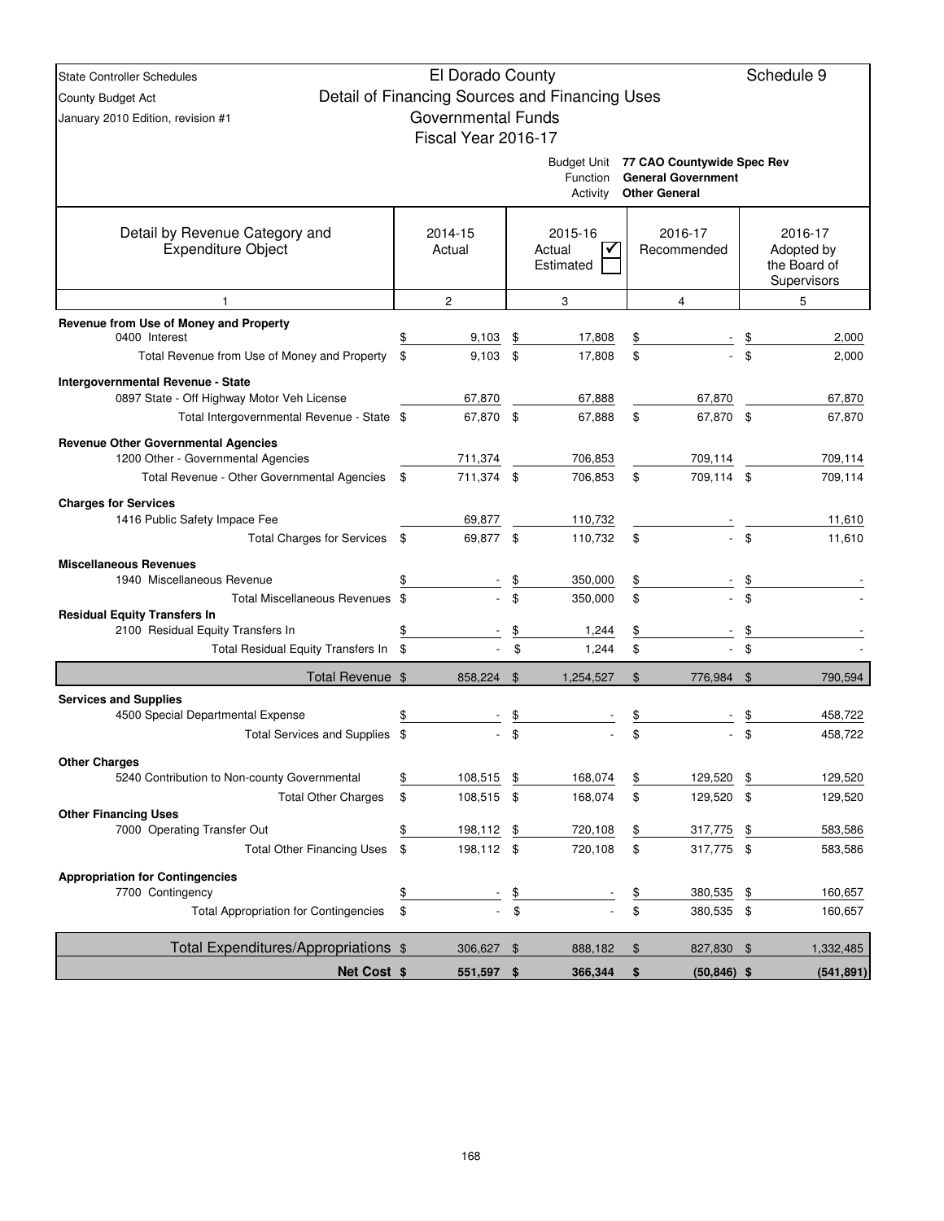State Controller Schedules
County Budget Act
January 2010 Edition, revision #1

# El Dorado County
## Detail of Financing Sources and Financing Uses
### Governmental Funds
### Fiscal Year 2016-17

Schedule 9

Budget Unit **77 CAO Countywide Spec Rev**
Function **General Government**
Activity **Other General**

| Detail by Revenue Category and Expenditure Object | 2014-15 Actual | 2015-16 Actual ☑ Estimated ☐ | 2016-17 Recommended | 2016-17 Adopted by the Board of Supervisors |
|---|---|---|---|---|
| 1 | 2 | 3 | 4 | 5 |
| **Revenue from Use of Money and Property** | | | | |
| 0400 Interest | $ 9,103 | $ 17,808 | $ - | $ 2,000 |
| Total Revenue from Use of Money and Property | $ 9,103 | $ 17,808 | $ - | $ 2,000 |
| **Intergovernmental Revenue - State** | | | | |
| 0897 State - Off Highway Motor Veh License | 67,870 | 67,888 | 67,870 | 67,870 |
| Total Intergovernmental Revenue - State | $ 67,870 | $ 67,888 | $ 67,870 | $ 67,870 |
| **Revenue Other Governmental Agencies** | | | | |
| 1200 Other - Governmental Agencies | 711,374 | 706,853 | 709,114 | 709,114 |
| Total Revenue - Other Governmental Agencies | $ 711,374 | $ 706,853 | $ 709,114 | $ 709,114 |
| **Charges for Services** | | | | |
| 1416 Public Safety Impace Fee | 69,877 | 110,732 | - | 11,610 |
| Total Charges for Services | $ 69,877 | $ 110,732 | $ - | $ 11,610 |
| **Miscellaneous Revenues** | | | | |
| 1940 Miscellaneous Revenue | $ - | $ 350,000 | $ - | $ - |
| Total Miscellaneous Revenues | $ - | $ 350,000 | $ - | $ - |
| **Residual Equity Transfers In** | | | | |
| 2100 Residual Equity Transfers In | $ - | $ 1,244 | $ - | $ - |
| Total Residual Equity Transfers In | $ - | $ 1,244 | $ - | $ - |
| **Total Revenue** | $ 858,224 | $ 1,254,527 | $ 776,984 | $ 790,594 |
| **Services and Supplies** | | | | |
| 4500 Special Departmental Expense | $ - | $ - | $ - | $ 458,722 |
| Total Services and Supplies | $ - | $ - | $ - | $ 458,722 |
| **Other Charges** | | | | |
| 5240 Contribution to Non-county Governmental | $ 108,515 | $ 168,074 | $ 129,520 | $ 129,520 |
| Total Other Charges | $ 108,515 | $ 168,074 | $ 129,520 | $ 129,520 |
| **Other Financing Uses** | | | | |
| 7000 Operating Transfer Out | $ 198,112 | $ 720,108 | $ 317,775 | $ 583,586 |
| Total Other Financing Uses | $ 198,112 | $ 720,108 | $ 317,775 | $ 583,586 |
| **Appropriation for Contingencies** | | | | |
| 7700 Contingency | $ - | $ - | $ 380,535 | $ 160,657 |
| Total Appropriation for Contingencies | $ - | $ - | $ 380,535 | $ 160,657 |
| **Total Expenditures/Appropriations** | $ 306,627 | $ 888,182 | $ 827,830 | $ 1,332,485 |
| **Net Cost** | **$ 551,597** | **$ 366,344** | **$ (50,846)** | **$ (541,891)** |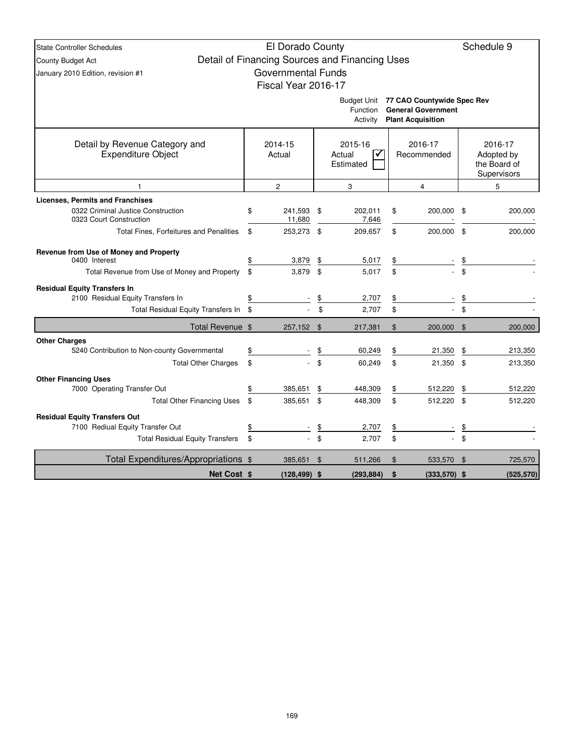State Controller Schedules
County Budget Act
January 2010 Edition, revision #1

# El Dorado County
## Detail of Financing Sources and Financing Uses
## Governmental Funds
## Fiscal Year 2016-17

Schedule 9

Budget Unit: **77 CAO Countywide Spec Rev**
Function: **General Government**
Activity: **Plant Acquisition**

| Detail by Revenue Category and Expenditure Object | 2014-15 Actual | 2015-16 Actual ✓ / Estimated | 2016-17 Recommended | 2016-17 Adopted by the Board of Supervisors |
|---|---|---|---|---|
| 1 | 2 | 3 | 4 | 5 |
| **Licenses, Permits and Franchises** | | | | |
| 0322 Criminal Justice Construction | $ 241,593 | $ 202,011 | $ 200,000 | $ 200,000 |
| 0323 Court Construction | 11,680 | 7,646 | - | - |
| Total Fines, Forfeitures and Penalities | $ 253,273 | $ 209,657 | $ 200,000 | $ 200,000 |
| **Revenue from Use of Money and Property** | | | | |
| 0400 Interest | $ 3,879 | $ 5,017 | $ - | $ - |
| Total Revenue from Use of Money and Property | $ 3,879 | $ 5,017 | $ - | $ - |
| **Residual Equity Transfers In** | | | | |
| 2100 Residual Equity Transfers In | $ - | $ 2,707 | $ - | $ - |
| Total Residual Equity Transfers In | $ - | $ 2,707 | $ - | $ - |
| Total Revenue | $ 257,152 | $ 217,381 | $ 200,000 | $ 200,000 |
| **Other Charges** | | | | |
| 5240 Contribution to Non-county Governmental | $ - | $ 60,249 | $ 21,350 | $ 213,350 |
| Total Other Charges | $ - | $ 60,249 | $ 21,350 | $ 213,350 |
| **Other Financing Uses** | | | | |
| 7000 Operating Transfer Out | $ 385,651 | $ 448,309 | $ 512,220 | $ 512,220 |
| Total Other Financing Uses | $ 385,651 | $ 448,309 | $ 512,220 | $ 512,220 |
| **Residual Equity Transfers Out** | | | | |
| 7100 Rediual Equity Transfer Out | $ - | $ 2,707 | $ - | $ - |
| Total Residual Equity Transfers | $ - | $ 2,707 | $ - | $ - |
| Total Expenditures/Appropriations | $ 385,651 | $ 511,266 | $ 533,570 | $ 725,570 |
| **Net Cost** | **$ (128,499)** | **$ (293,884)** | **$ (333,570)** | **$ (525,570)** |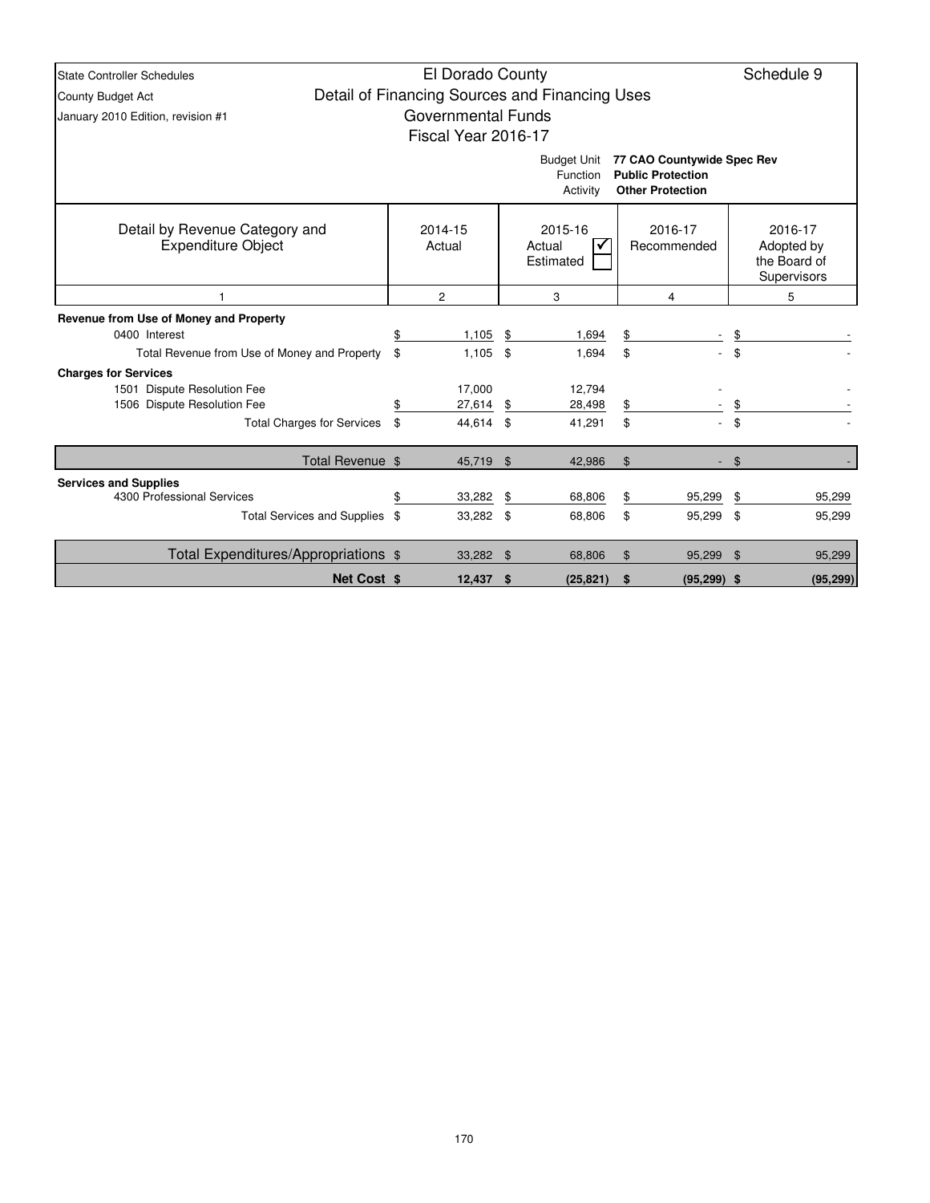State Controller Schedules
County Budget Act
January 2010 Edition, revision #1

# El Dorado County

## Detail of Financing Sources and Financing Uses

### Governmental Funds

### Fiscal Year 2016-17

**Schedule 9**

Budget Unit: **77 CAO Countywide Spec Rev**
Function: **Public Protection**
Activity: **Other Protection**

| Detail by Revenue Category and Expenditure Object | 2014-15 Actual | 2015-16 Actual ☑ Estimated ☐ | 2016-17 Recommended | 2016-17 Adopted by the Board of Supervisors |
|---|---|---|---|---|
| 1 | 2 | 3 | 4 | 5 |
| **Revenue from Use of Money and Property** | | | | |
| 0400 Interest | $ 1,105 | $ 1,694 | $ - | $ - |
| Total Revenue from Use of Money and Property | $ 1,105 | $ 1,694 | $ - | $ - |
| **Charges for Services** | | | | |
| 1501 Dispute Resolution Fee | 17,000 | 12,794 | - | - |
| 1506 Dispute Resolution Fee | $ 27,614 | $ 28,498 | $ - | $ - |
| Total Charges for Services | $ 44,614 | $ 41,291 | $ - | $ - |
| Total Revenue | $ 45,719 | $ 42,986 | $ - | $ - |
| **Services and Supplies** | | | | |
| 4300 Professional Services | $ 33,282 | $ 68,806 | $ 95,299 | $ 95,299 |
| Total Services and Supplies | $ 33,282 | $ 68,806 | $ 95,299 | $ 95,299 |
| Total Expenditures/Appropriations | $ 33,282 | $ 68,806 | $ 95,299 | $ 95,299 |
| **Net Cost** | **$ 12,437** | **$ (25,821)** | **$ (95,299)** | **$ (95,299)** |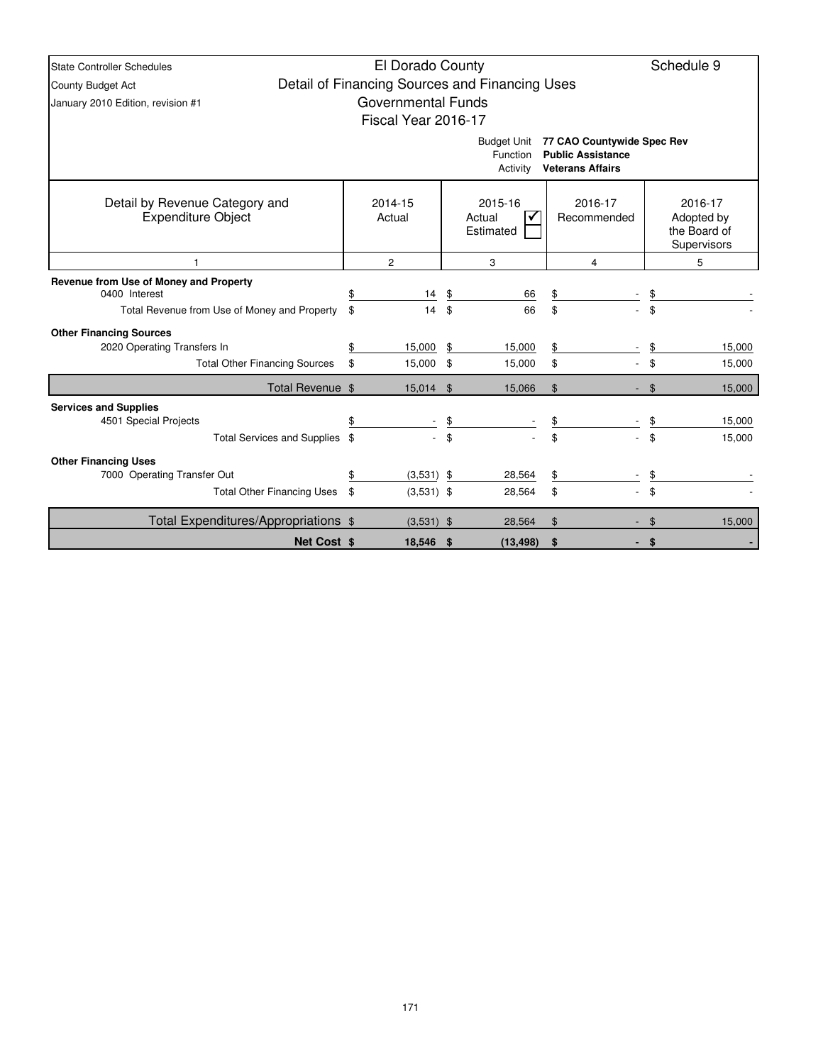| State Controller Schedules | El Dorado County | Schedule 9 |
|---|---|---|
| County Budget Act | Detail of Financing Sources and Financing Uses | |
| January 2010 Edition, revision #1 | Governmental Funds | |
| | Fiscal Year 2016-17 | |

Budget Unit **77 CAO Countywide Spec Rev**
Function **Public Assistance**
Activity **Veterans Affairs**

| Detail by Revenue Category and Expenditure Object | 2014-15 Actual | 2015-16 Actual ☑ Estimated ☐ | 2016-17 Recommended | 2016-17 Adopted by the Board of Supervisors |
|---|---|---|---|---|
| 1 | 2 | 3 | 4 | 5 |
| **Revenue from Use of Money and Property** | | | | |
| 0400 Interest | $ 14 | $ 66 | $ - | $ - |
| Total Revenue from Use of Money and Property | $ 14 | $ 66 | $ - | $ - |
| **Other Financing Sources** | | | | |
| 2020 Operating Transfers In | $ 15,000 | $ 15,000 | $ - | $ 15,000 |
| Total Other Financing Sources | $ 15,000 | $ 15,000 | $ - | $ 15,000 |
| Total Revenue | $ 15,014 | $ 15,066 | $ - | $ 15,000 |
| **Services and Supplies** | | | | |
| 4501 Special Projects | $ - | $ - | $ - | $ 15,000 |
| Total Services and Supplies | $ - | $ - | $ - | $ 15,000 |
| **Other Financing Uses** | | | | |
| 7000 Operating Transfer Out | $ (3,531) | $ 28,564 | $ - | $ - |
| Total Other Financing Uses | $ (3,531) | $ 28,564 | $ - | $ - |
| Total Expenditures/Appropriations | $ (3,531) | $ 28,564 | $ - | $ 15,000 |
| **Net Cost** | **$ 18,546** | **$ (13,498)** | **$ -** | **$ -** |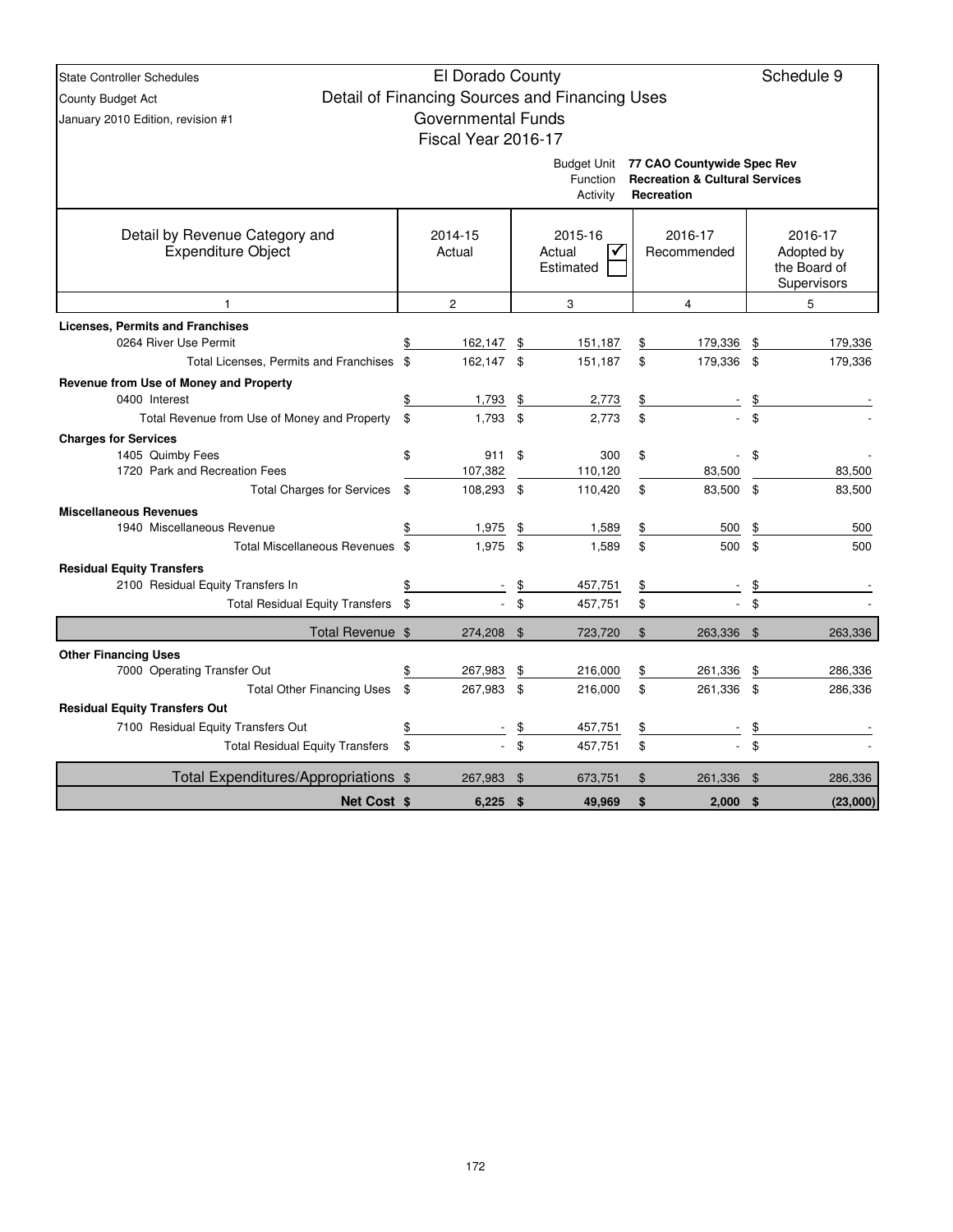State Controller Schedules
County Budget Act
January 2010 Edition, revision #1

# El Dorado County

## Detail of Financing Sources and Financing Uses

### Governmental Funds

### Fiscal Year 2016-17

Schedule 9

Budget Unit **77 CAO Countywide Spec Rev**
Function **Recreation & Cultural Services**
Activity **Recreation**

| Detail by Revenue Category and Expenditure Object | 2014-15 Actual | 2015-16 Actual ☑ Estimated ☐ | 2016-17 Recommended | 2016-17 Adopted by the Board of Supervisors |
|---|---|---|---|---|
| 1 | 2 | 3 | 4 | 5 |
| **Licenses, Permits and Franchises** | | | | |
| 0264 River Use Permit | $ 162,147 | $ 151,187 | $ 179,336 | $ 179,336 |
| Total Licenses, Permits and Franchises | $ 162,147 | $ 151,187 | $ 179,336 | $ 179,336 |
| **Revenue from Use of Money and Property** | | | | |
| 0400 Interest | $ 1,793 | $ 2,773 | $ - | $ - |
| Total Revenue from Use of Money and Property | $ 1,793 | $ 2,773 | $ - | $ - |
| **Charges for Services** | | | | |
| 1405 Quimby Fees | $ 911 | $ 300 | $ - | $ - |
| 1720 Park and Recreation Fees | 107,382 | 110,120 | 83,500 | 83,500 |
| Total Charges for Services | $ 108,293 | $ 110,420 | $ 83,500 | $ 83,500 |
| **Miscellaneous Revenues** | | | | |
| 1940 Miscellaneous Revenue | $ 1,975 | $ 1,589 | $ 500 | $ 500 |
| Total Miscellaneous Revenues | $ 1,975 | $ 1,589 | $ 500 | $ 500 |
| **Residual Equity Transfers** | | | | |
| 2100 Residual Equity Transfers In | $ - | $ 457,751 | $ - | $ - |
| Total Residual Equity Transfers | $ - | $ 457,751 | $ - | $ - |
| Total Revenue | $ 274,208 | $ 723,720 | $ 263,336 | $ 263,336 |
| **Other Financing Uses** | | | | |
| 7000 Operating Transfer Out | $ 267,983 | $ 216,000 | $ 261,336 | $ 286,336 |
| Total Other Financing Uses | $ 267,983 | $ 216,000 | $ 261,336 | $ 286,336 |
| **Residual Equity Transfers Out** | | | | |
| 7100 Residual Equity Transfers Out | $ - | $ 457,751 | $ - | $ - |
| Total Residual Equity Transfers | $ - | $ 457,751 | $ - | $ - |
| Total Expenditures/Appropriations | $ 267,983 | $ 673,751 | $ 261,336 | $ 286,336 |
| **Net Cost** | **$ 6,225** | **$ 49,969** | **$ 2,000** | **$ (23,000)** |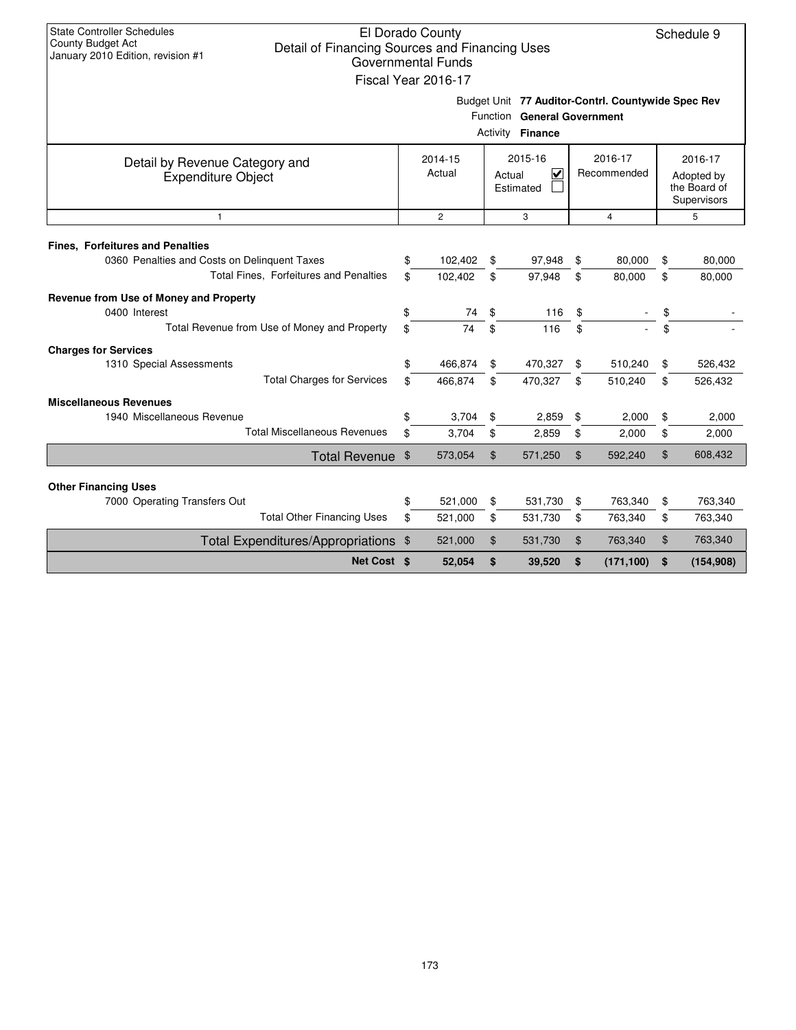State Controller Schedules
County Budget Act
January 2010 Edition, revision #1

# El Dorado County
## Detail of Financing Sources and Financing Uses
### Governmental Funds
### Fiscal Year 2016-17

Schedule 9

Budget Unit **77 Auditor-Contrl. Countywide Spec Rev**
Function **General Government**
Activity **Finance**

| Detail by Revenue Category and Expenditure Object | 2014-15 Actual | 2015-16 Actual ☑ Estimated ☐ | 2016-17 Recommended | 2016-17 Adopted by the Board of Supervisors |
|---|---|---|---|---|
| 1 | 2 | 3 | 4 | 5 |
| **Fines, Forfeitures and Penalties** | | | | |
| 0360 Penalties and Costs on Delinquent Taxes | $ 102,402 | $ 97,948 | $ 80,000 | $ 80,000 |
| Total Fines, Forfeitures and Penalties | $ 102,402 | $ 97,948 | $ 80,000 | $ 80,000 |
| **Revenue from Use of Money and Property** | | | | |
| 0400 Interest | $ 74 | $ 116 | $ - | $ - |
| Total Revenue from Use of Money and Property | $ 74 | $ 116 | $ - | $ - |
| **Charges for Services** | | | | |
| 1310 Special Assessments | $ 466,874 | $ 470,327 | $ 510,240 | $ 526,432 |
| Total Charges for Services | $ 466,874 | $ 470,327 | $ 510,240 | $ 526,432 |
| **Miscellaneous Revenues** | | | | |
| 1940 Miscellaneous Revenue | $ 3,704 | $ 2,859 | $ 2,000 | $ 2,000 |
| Total Miscellaneous Revenues | $ 3,704 | $ 2,859 | $ 2,000 | $ 2,000 |
| Total Revenue | $ 573,054 | $ 571,250 | $ 592,240 | $ 608,432 |
| **Other Financing Uses** | | | | |
| 7000 Operating Transfers Out | $ 521,000 | $ 531,730 | $ 763,340 | $ 763,340 |
| Total Other Financing Uses | $ 521,000 | $ 531,730 | $ 763,340 | $ 763,340 |
| Total Expenditures/Appropriations | $ 521,000 | $ 531,730 | $ 763,340 | $ 763,340 |
| **Net Cost** | **$ 52,054** | **$ 39,520** | **$ (171,100)** | **$ (154,908)** |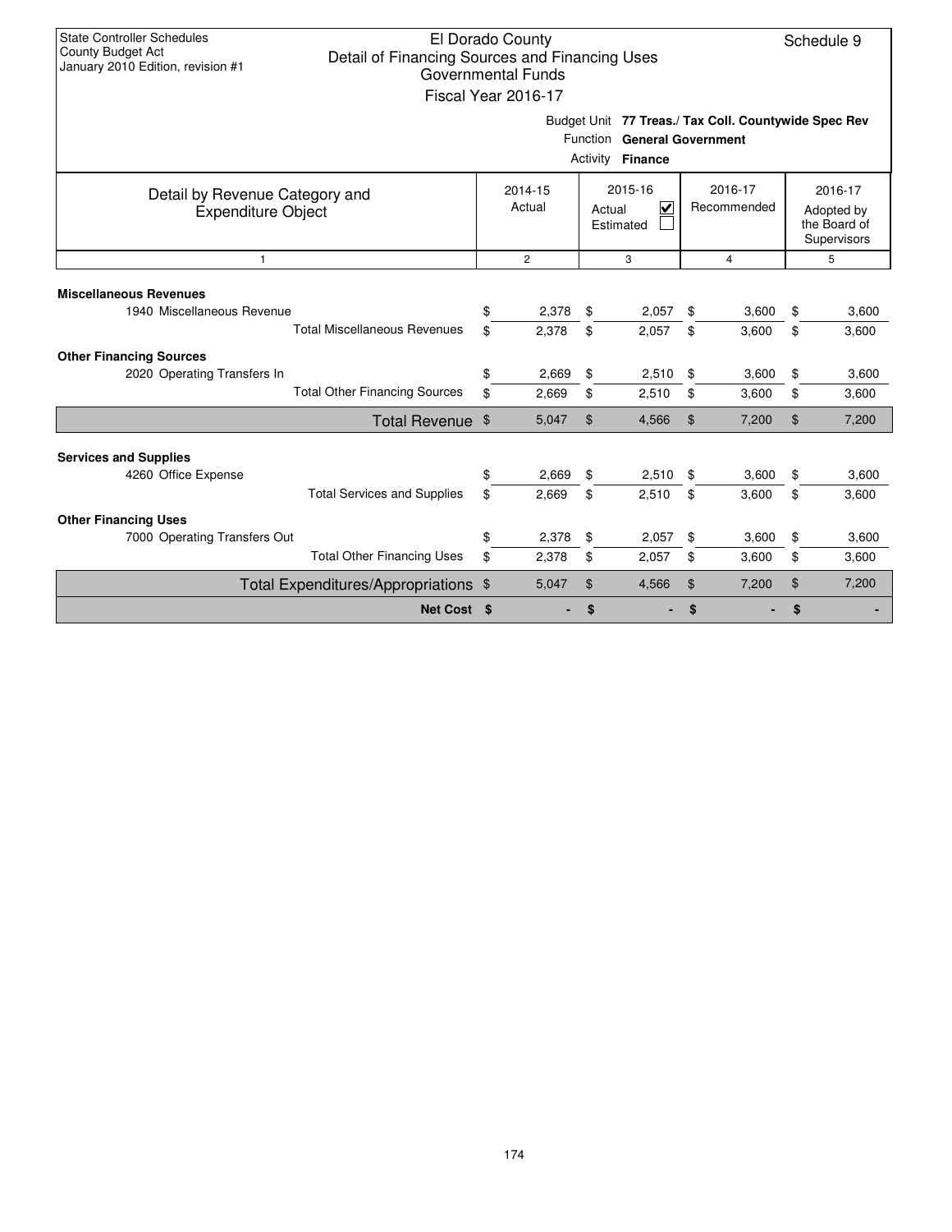State Controller Schedules
County Budget Act
January 2010 Edition, revision #1

# El Dorado County
## Detail of Financing Sources and Financing Uses
### Governmental Funds
### Fiscal Year 2016-17

Schedule 9

Budget Unit **77 Treas./ Tax Coll. Countywide Spec Rev**
Function **General Government**
Activity **Finance**

| Detail by Revenue Category and Expenditure Object | 2014-15 Actual | 2015-16 Actual ☑ Estimated ☐ | 2016-17 Recommended | 2016-17 Adopted by the Board of Supervisors |
|---|---|---|---|---|
| 1 | 2 | 3 | 4 | 5 |
| **Miscellaneous Revenues** | | | | |
| 1940 Miscellaneous Revenue | $ 2,378 | $ 2,057 | $ 3,600 | $ 3,600 |
| Total Miscellaneous Revenues | $ 2,378 | $ 2,057 | $ 3,600 | $ 3,600 |
| **Other Financing Sources** | | | | |
| 2020 Operating Transfers In | $ 2,669 | $ 2,510 | $ 3,600 | $ 3,600 |
| Total Other Financing Sources | $ 2,669 | $ 2,510 | $ 3,600 | $ 3,600 |
| Total Revenue | $ 5,047 | $ 4,566 | $ 7,200 | $ 7,200 |
| **Services and Supplies** | | | | |
| 4260 Office Expense | $ 2,669 | $ 2,510 | $ 3,600 | $ 3,600 |
| Total Services and Supplies | $ 2,669 | $ 2,510 | $ 3,600 | $ 3,600 |
| **Other Financing Uses** | | | | |
| 7000 Operating Transfers Out | $ 2,378 | $ 2,057 | $ 3,600 | $ 3,600 |
| Total Other Financing Uses | $ 2,378 | $ 2,057 | $ 3,600 | $ 3,600 |
| Total Expenditures/Appropriations | $ 5,047 | $ 4,566 | $ 7,200 | $ 7,200 |
| **Net Cost** | **$ -** | **$ -** | **$ -** | **$ -** |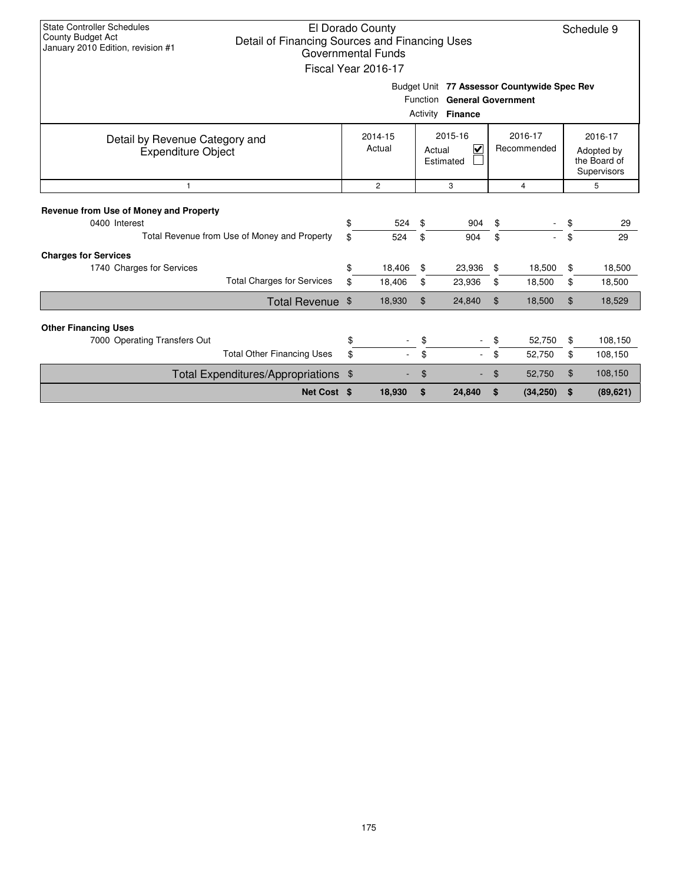State Controller Schedules
County Budget Act
January 2010 Edition, revision #1

# El Dorado County
## Detail of Financing Sources and Financing Uses
### Governmental Funds
### Fiscal Year 2016-17

Schedule 9

Budget Unit **77 Assessor Countywide Spec Rev**
Function **General Government**
Activity **Finance**

| Detail by Revenue Category and Expenditure Object | 2014-15 Actual | 2015-16 Actual ☑ Estimated ☐ | 2016-17 Recommended | 2016-17 Adopted by the Board of Supervisors |
|---|---|---|---|---|
| 1 | 2 | 3 | 4 | 5 |
| **Revenue from Use of Money and Property** | | | | |
| 0400 Interest | $ 524 | $ 904 | $ - | $ 29 |
| Total Revenue from Use of Money and Property | $ 524 | $ 904 | $ - | $ 29 |
| **Charges for Services** | | | | |
| 1740 Charges for Services | $ 18,406 | $ 23,936 | $ 18,500 | $ 18,500 |
| Total Charges for Services | $ 18,406 | $ 23,936 | $ 18,500 | $ 18,500 |
| Total Revenue | $ 18,930 | $ 24,840 | $ 18,500 | $ 18,529 |
| **Other Financing Uses** | | | | |
| 7000 Operating Transfers Out | $ - | $ - | $ 52,750 | $ 108,150 |
| Total Other Financing Uses | $ - | $ - | $ 52,750 | $ 108,150 |
| Total Expenditures/Appropriations | $ - | $ - | $ 52,750 | $ 108,150 |
| **Net Cost** | **$ 18,930** | **$ 24,840** | **$ (34,250)** | **$ (89,621)** |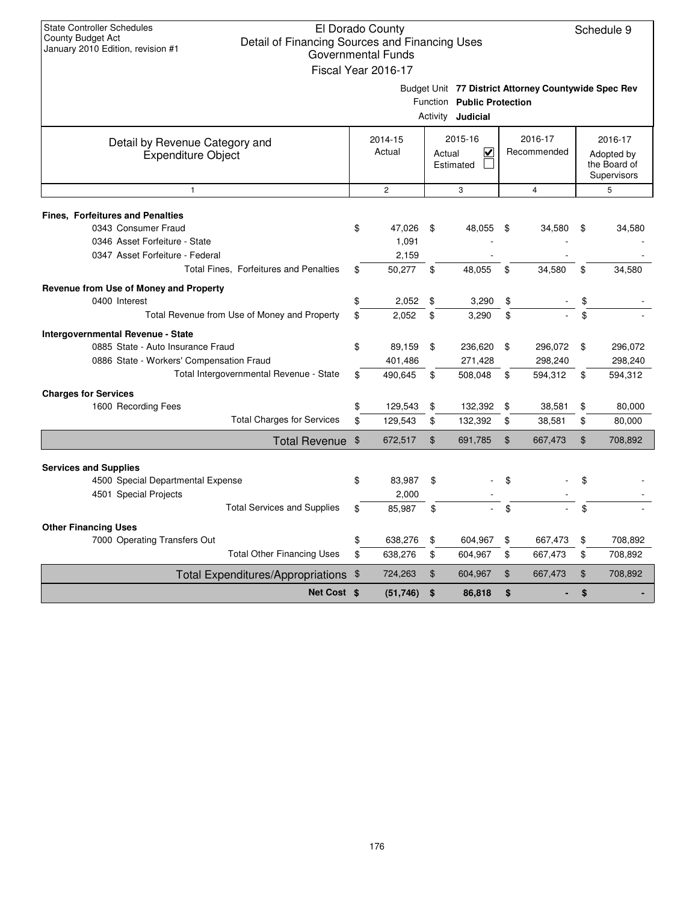State Controller Schedules
County Budget Act
January 2010 Edition, revision #1

# El Dorado County
## Detail of Financing Sources and Financing Uses
### Governmental Funds
### Fiscal Year 2016-17

Schedule 9

Budget Unit **77 District Attorney Countywide Spec Rev**
Function **Public Protection**
Activity **Judicial**

| Detail by Revenue Category and Expenditure Object | 2014-15 Actual | 2015-16 Actual ☑ Estimated ☐ | 2016-17 Recommended | 2016-17 Adopted by the Board of Supervisors |
|---|---|---|---|---|
| 1 | 2 | 3 | 4 | 5 |
| **Fines, Forfeitures and Penalties** | | | | |
| 0343 Consumer Fraud | $ 47,026 | $ 48,055 | $ 34,580 | $ 34,580 |
| 0346 Asset Forfeiture - State | 1,091 | - | - | - |
| 0347 Asset Forfeiture - Federal | 2,159 | - | - | - |
| Total Fines, Forfeitures and Penalties | $ 50,277 | $ 48,055 | $ 34,580 | $ 34,580 |
| **Revenue from Use of Money and Property** | | | | |
| 0400 Interest | $ 2,052 | $ 3,290 | $ - | $ - |
| Total Revenue from Use of Money and Property | $ 2,052 | $ 3,290 | $ - | $ - |
| **Intergovernmental Revenue - State** | | | | |
| 0885 State - Auto Insurance Fraud | $ 89,159 | $ 236,620 | $ 296,072 | $ 296,072 |
| 0886 State - Workers' Compensation Fraud | 401,486 | 271,428 | 298,240 | 298,240 |
| Total Intergovernmental Revenue - State | $ 490,645 | $ 508,048 | $ 594,312 | $ 594,312 |
| **Charges for Services** | | | | |
| 1600 Recording Fees | $ 129,543 | $ 132,392 | $ 38,581 | $ 80,000 |
| Total Charges for Services | $ 129,543 | $ 132,392 | $ 38,581 | $ 80,000 |
| **Total Revenue** | $ 672,517 | $ 691,785 | $ 667,473 | $ 708,892 |
| **Services and Supplies** | | | | |
| 4500 Special Departmental Expense | $ 83,987 | $ - | $ - | $ - |
| 4501 Special Projects | 2,000 | - | - | - |
| Total Services and Supplies | $ 85,987 | $ - | $ - | $ - |
| **Other Financing Uses** | | | | |
| 7000 Operating Transfers Out | $ 638,276 | $ 604,967 | $ 667,473 | $ 708,892 |
| Total Other Financing Uses | $ 638,276 | $ 604,967 | $ 667,473 | $ 708,892 |
| **Total Expenditures/Appropriations** | $ 724,263 | $ 604,967 | $ 667,473 | $ 708,892 |
| **Net Cost** | **$ (51,746)** | **$ 86,818** | **$ -** | **$ -** |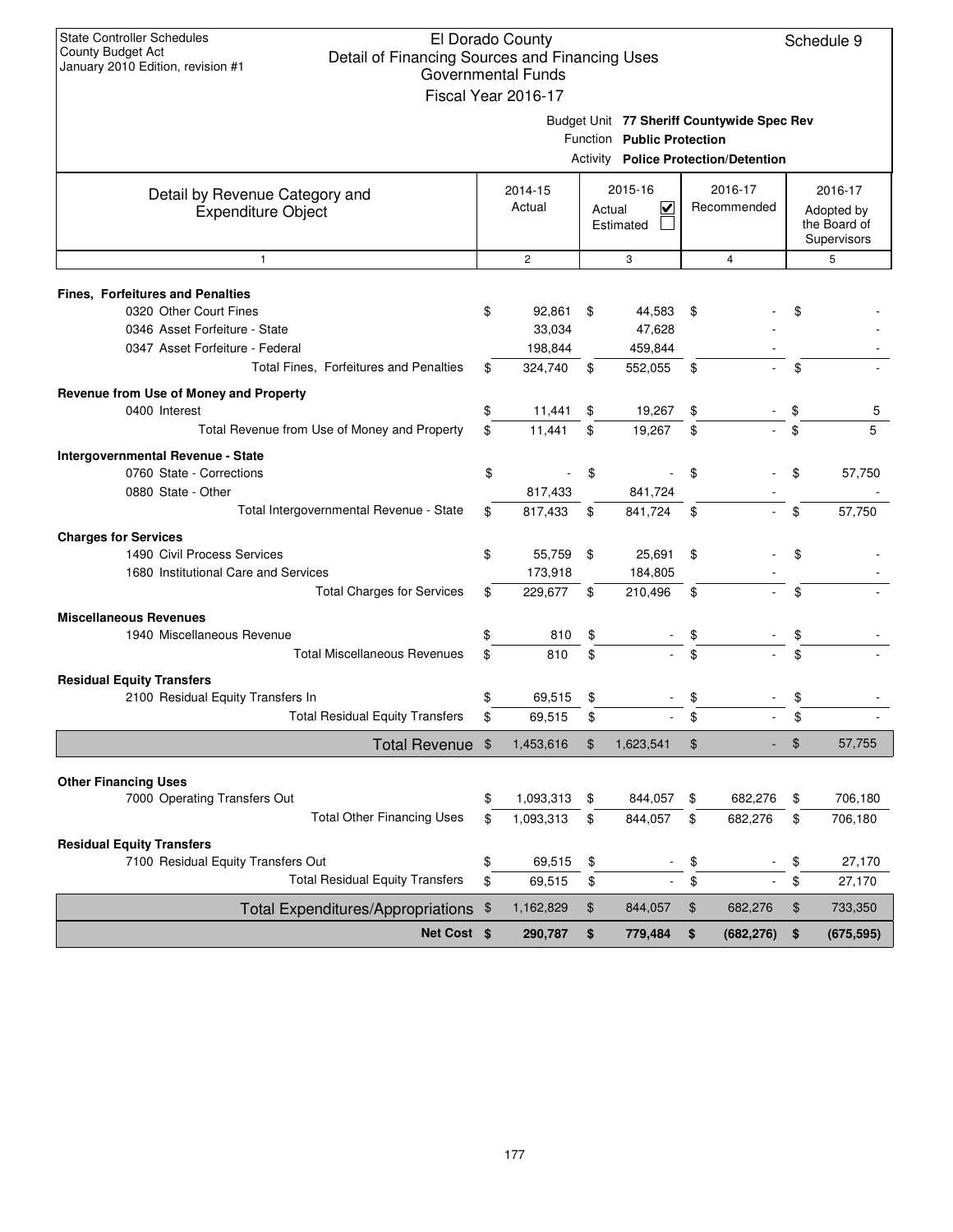State Controller Schedules
County Budget Act
January 2010 Edition, revision #1

# El Dorado County
## Detail of Financing Sources and Financing Uses
### Governmental Funds
### Fiscal Year 2016-17

Schedule 9

Budget Unit **77 Sheriff Countywide Spec Rev**
Function **Public Protection**
Activity **Police Protection/Detention**

| Detail by Revenue Category and Expenditure Object | 2014-15 Actual | 2015-16 Actual ☑ Estimated ☐ | 2016-17 Recommended | 2016-17 Adopted by the Board of Supervisors |
|---|---|---|---|---|
| 1 | 2 | 3 | 4 | 5 |
| **Fines, Forfeitures and Penalties** | | | | |
| 0320 Other Court Fines | $ 92,861 | $ 44,583 | $ - | $ - |
| 0346 Asset Forfeiture - State | 33,034 | 47,628 | - | - |
| 0347 Asset Forfeiture - Federal | 198,844 | 459,844 | - | - |
| Total Fines, Forfeitures and Penalties | $ 324,740 | $ 552,055 | $ - | $ - |
| **Revenue from Use of Money and Property** | | | | |
| 0400 Interest | $ 11,441 | $ 19,267 | $ - | $ 5 |
| Total Revenue from Use of Money and Property | $ 11,441 | $ 19,267 | $ - | $ 5 |
| **Intergovernmental Revenue - State** | | | | |
| 0760 State - Corrections | $ - | $ - | $ - | $ 57,750 |
| 0880 State - Other | 817,433 | 841,724 | - | - |
| Total Intergovernmental Revenue - State | $ 817,433 | $ 841,724 | $ - | $ 57,750 |
| **Charges for Services** | | | | |
| 1490 Civil Process Services | $ 55,759 | $ 25,691 | $ - | $ - |
| 1680 Institutional Care and Services | 173,918 | 184,805 | - | - |
| Total Charges for Services | $ 229,677 | $ 210,496 | $ - | $ - |
| **Miscellaneous Revenues** | | | | |
| 1940 Miscellaneous Revenue | $ 810 | $ - | $ - | $ - |
| Total Miscellaneous Revenues | $ 810 | $ - | $ - | $ - |
| **Residual Equity Transfers** | | | | |
| 2100 Residual Equity Transfers In | $ 69,515 | $ - | $ - | $ - |
| Total Residual Equity Transfers | $ 69,515 | $ - | $ - | $ - |
| **Total Revenue** | $ 1,453,616 | $ 1,623,541 | $ - | $ 57,755 |
| **Other Financing Uses** | | | | |
| 7000 Operating Transfers Out | $ 1,093,313 | $ 844,057 | $ 682,276 | $ 706,180 |
| Total Other Financing Uses | $ 1,093,313 | $ 844,057 | $ 682,276 | $ 706,180 |
| **Residual Equity Transfers** | | | | |
| 7100 Residual Equity Transfers Out | $ 69,515 | $ - | $ - | $ 27,170 |
| Total Residual Equity Transfers | $ 69,515 | $ - | $ - | $ 27,170 |
| **Total Expenditures/Appropriations** | $ 1,162,829 | $ 844,057 | $ 682,276 | $ 733,350 |
| **Net Cost** | **$ 290,787** | **$ 779,484** | **$ (682,276)** | **$ (675,595)** |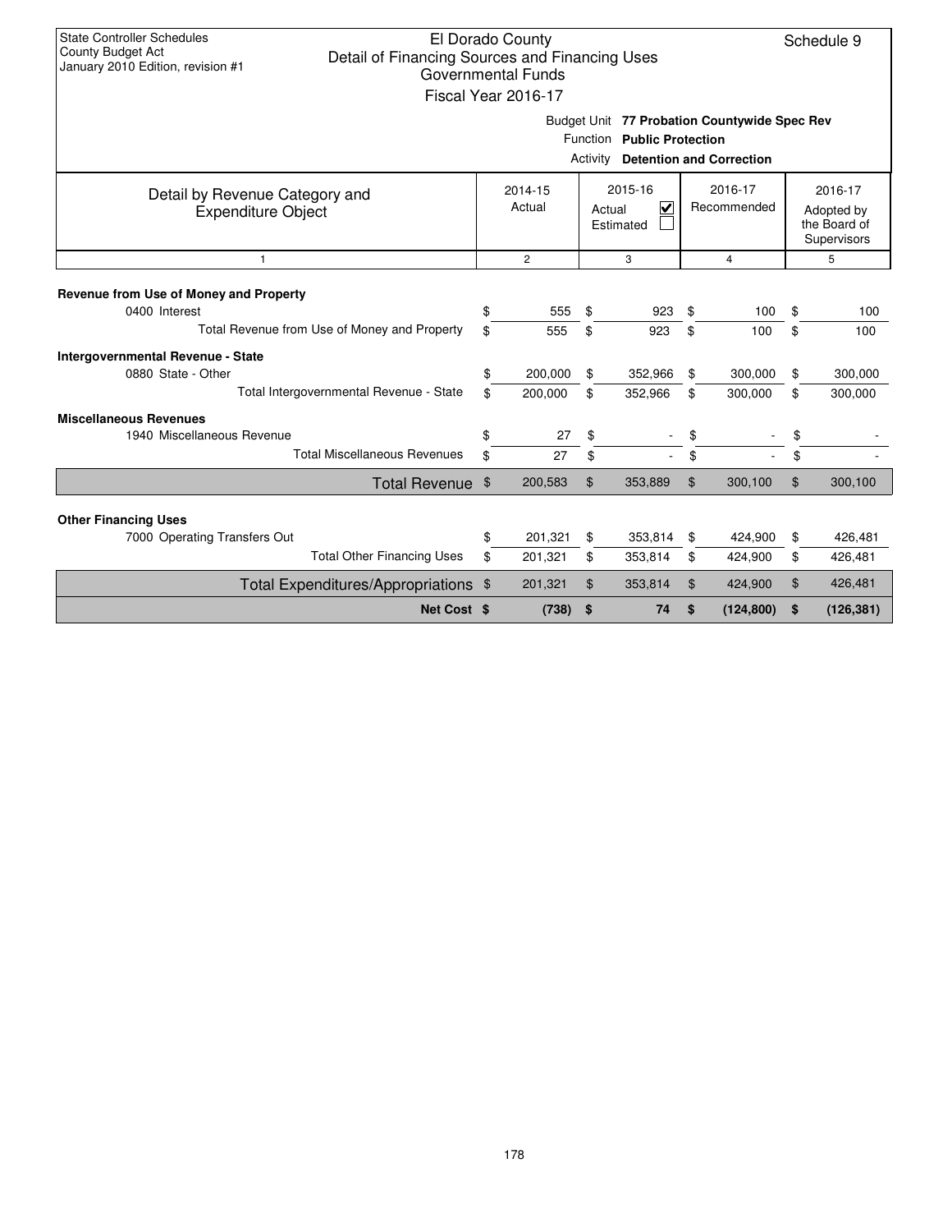State Controller Schedules
County Budget Act
January 2010 Edition, revision #1

# El Dorado County
## Detail of Financing Sources and Financing Uses
### Governmental Funds
### Fiscal Year 2016-17

Schedule 9

Budget Unit **77 Probation Countywide Spec Rev**
Function **Public Protection**
Activity **Detention and Correction**

| Detail by Revenue Category and Expenditure Object | 2014-15 Actual | 2015-16 Actual ☑ Estimated ☐ | 2016-17 Recommended | 2016-17 Adopted by the Board of Supervisors |
|---|---|---|---|---|
| 1 | 2 | 3 | 4 | 5 |
| **Revenue from Use of Money and Property** | | | | |
| 0400 Interest | $ 555 | $ 923 | $ 100 | $ 100 |
| Total Revenue from Use of Money and Property | $ 555 | $ 923 | $ 100 | $ 100 |
| **Intergovernmental Revenue - State** | | | | |
| 0880 State - Other | $ 200,000 | $ 352,966 | $ 300,000 | $ 300,000 |
| Total Intergovernmental Revenue - State | $ 200,000 | $ 352,966 | $ 300,000 | $ 300,000 |
| **Miscellaneous Revenues** | | | | |
| 1940 Miscellaneous Revenue | $ 27 | $ - | $ - | $ - |
| Total Miscellaneous Revenues | $ 27 | $ - | $ - | $ - |
| Total Revenue | $ 200,583 | $ 353,889 | $ 300,100 | $ 300,100 |
| **Other Financing Uses** | | | | |
| 7000 Operating Transfers Out | $ 201,321 | $ 353,814 | $ 424,900 | $ 426,481 |
| Total Other Financing Uses | $ 201,321 | $ 353,814 | $ 424,900 | $ 426,481 |
| Total Expenditures/Appropriations | $ 201,321 | $ 353,814 | $ 424,900 | $ 426,481 |
| **Net Cost** | **$ (738)** | **$ 74** | **$ (124,800)** | **$ (126,381)** |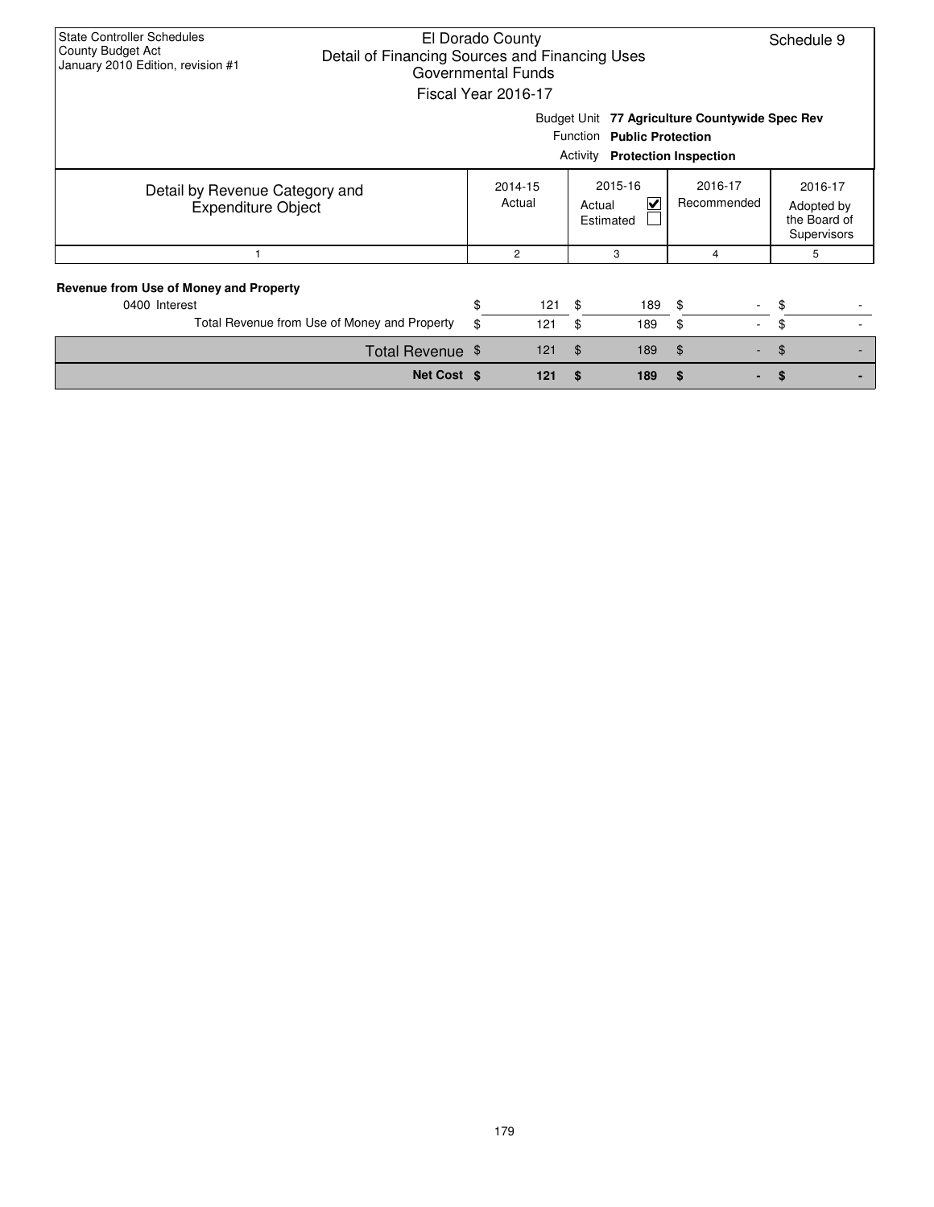State Controller Schedules
County Budget Act
January 2010 Edition, revision #1

El Dorado County
Detail of Financing Sources and Financing Uses
Governmental Funds
Fiscal Year 2016-17

Schedule 9

Budget Unit **77 Agriculture Countywide Spec Rev**
Function **Public Protection**
Activity **Protection Inspection**

| Detail by Revenue Category and Expenditure Object | 2014-15 Actual | 2015-16 Actual ☑ Estimated ☐ | 2016-17 Recommended | 2016-17 Adopted by the Board of Supervisors |
|---|---|---|---|---|
| 1 | 2 | 3 | 4 | 5 |
| **Revenue from Use of Money and Property** | | | | |
| 0400 Interest | $ 121 | $ 189 | $ - | $ - |
| Total Revenue from Use of Money and Property | $ 121 | $ 189 | $ - | $ - |
| Total Revenue | $ 121 | $ 189 | $ - | $ - |
| **Net Cost** | **$ 121** | **$ 189** | **$ -** | **$ -** |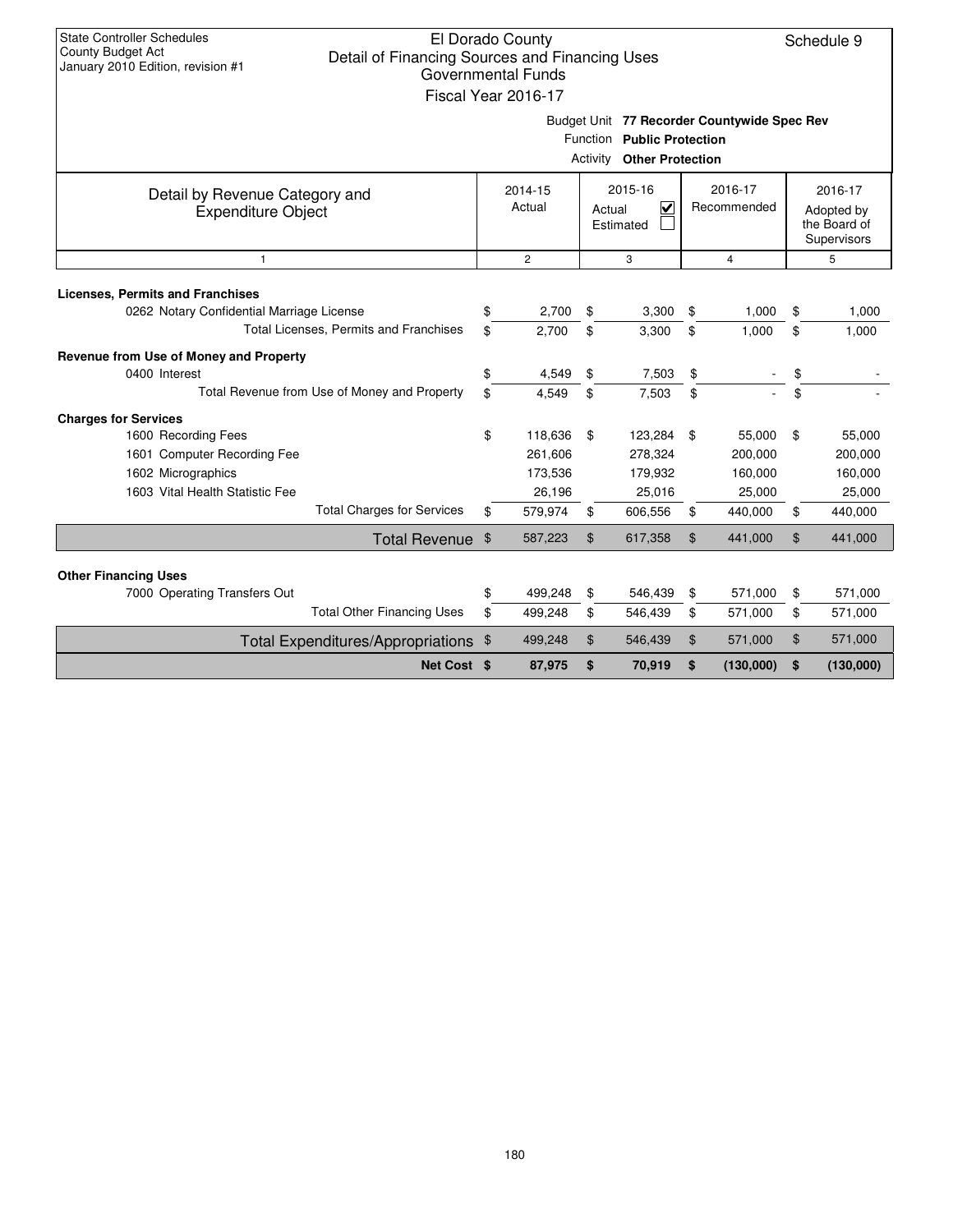State Controller Schedules
County Budget Act
January 2010 Edition, revision #1

# El Dorado County
## Detail of Financing Sources and Financing Uses
### Governmental Funds
### Fiscal Year 2016-17

Schedule 9

Budget Unit **77 Recorder Countywide Spec Rev**
Function **Public Protection**
Activity **Other Protection**

| Detail by Revenue Category and Expenditure Object | 2014-15 Actual | 2015-16 Actual ☑ Estimated ☐ | 2016-17 Recommended | 2016-17 Adopted by the Board of Supervisors |
|---|---|---|---|---|
| 1 | 2 | 3 | 4 | 5 |
| **Licenses, Permits and Franchises** | | | | |
| 0262 Notary Confidential Marriage License | $ 2,700 | $ 3,300 | $ 1,000 | $ 1,000 |
| Total Licenses, Permits and Franchises | $ 2,700 | $ 3,300 | $ 1,000 | $ 1,000 |
| **Revenue from Use of Money and Property** | | | | |
| 0400 Interest | $ 4,549 | $ 7,503 | $ - | $ - |
| Total Revenue from Use of Money and Property | $ 4,549 | $ 7,503 | $ - | $ - |
| **Charges for Services** | | | | |
| 1600 Recording Fees | $ 118,636 | $ 123,284 | $ 55,000 | $ 55,000 |
| 1601 Computer Recording Fee | 261,606 | 278,324 | 200,000 | 200,000 |
| 1602 Micrographics | 173,536 | 179,932 | 160,000 | 160,000 |
| 1603 Vital Health Statistic Fee | 26,196 | 25,016 | 25,000 | 25,000 |
| Total Charges for Services | $ 579,974 | $ 606,556 | $ 440,000 | $ 440,000 |
| Total Revenue | $ 587,223 | $ 617,358 | $ 441,000 | $ 441,000 |
| **Other Financing Uses** | | | | |
| 7000 Operating Transfers Out | $ 499,248 | $ 546,439 | $ 571,000 | $ 571,000 |
| Total Other Financing Uses | $ 499,248 | $ 546,439 | $ 571,000 | $ 571,000 |
| Total Expenditures/Appropriations | $ 499,248 | $ 546,439 | $ 571,000 | $ 571,000 |
| **Net Cost** | **$ 87,975** | **$ 70,919** | **$ (130,000)** | **$ (130,000)** |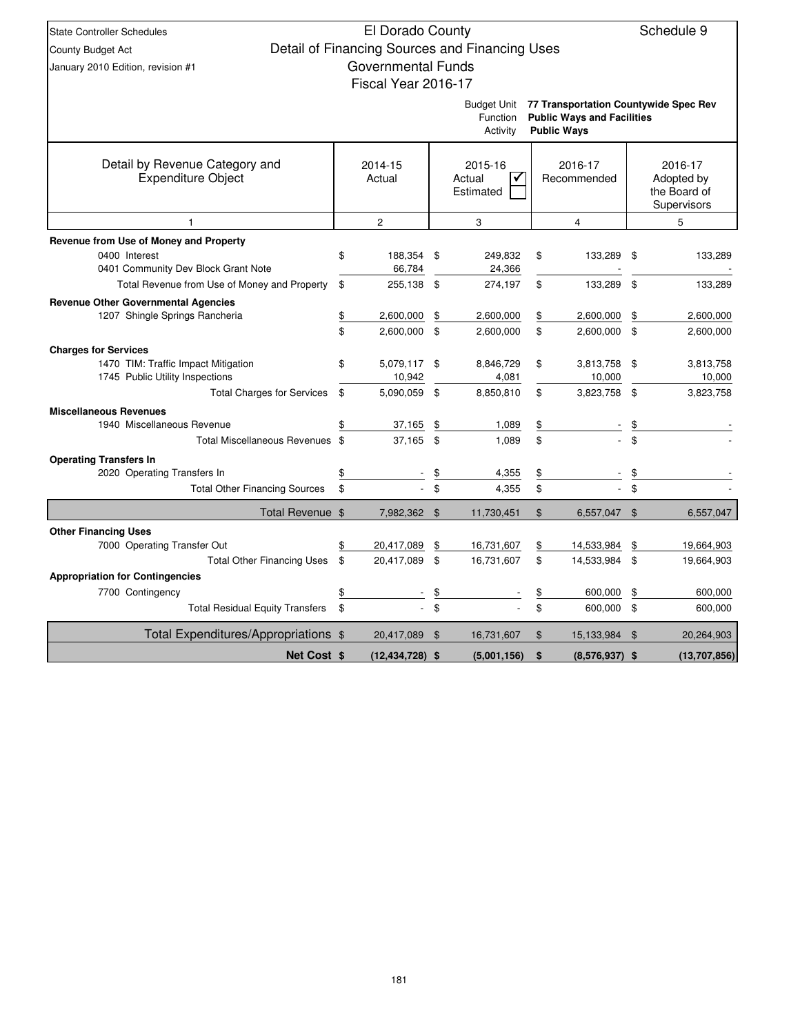State Controller Schedules
County Budget Act
January 2010 Edition, revision #1

# El Dorado County
## Detail of Financing Sources and Financing Uses
### Governmental Funds
### Fiscal Year 2016-17

Schedule 9

Budget Unit: **77 Transportation Countywide Spec Rev**
Function: **Public Ways and Facilities**
Activity: **Public Ways**

| Detail by Revenue Category and Expenditure Object | 2014-15 Actual | 2015-16 Actual ☑ Estimated ☐ | 2016-17 Recommended | 2016-17 Adopted by the Board of Supervisors |
|---|---|---|---|---|
| 1 | 2 | 3 | 4 | 5 |
| **Revenue from Use of Money and Property** | | | | |
| 0400 Interest | $ 188,354 | $ 249,832 | $ 133,289 | $ 133,289 |
| 0401 Community Dev Block Grant Note | 66,784 | 24,366 | - | - |
| Total Revenue from Use of Money and Property | $ 255,138 | $ 274,197 | $ 133,289 | $ 133,289 |
| **Revenue Other Governmental Agencies** | | | | |
| 1207 Shingle Springs Rancheria | $ 2,600,000 | $ 2,600,000 | $ 2,600,000 | $ 2,600,000 |
| | $ 2,600,000 | $ 2,600,000 | $ 2,600,000 | $ 2,600,000 |
| **Charges for Services** | | | | |
| 1470 TIM: Traffic Impact Mitigation | $ 5,079,117 | $ 8,846,729 | $ 3,813,758 | $ 3,813,758 |
| 1745 Public Utility Inspections | 10,942 | 4,081 | 10,000 | 10,000 |
| Total Charges for Services | $ 5,090,059 | $ 8,850,810 | $ 3,823,758 | $ 3,823,758 |
| **Miscellaneous Revenues** | | | | |
| 1940 Miscellaneous Revenue | $ 37,165 | $ 1,089 | $ - | $ - |
| Total Miscellaneous Revenues | $ 37,165 | $ 1,089 | $ - | $ - |
| **Operating Transfers In** | | | | |
| 2020 Operating Transfers In | $ - | $ 4,355 | $ - | $ - |
| Total Other Financing Sources | $ - | $ 4,355 | $ - | $ - |
| **Total Revenue** | $ 7,982,362 | $ 11,730,451 | $ 6,557,047 | $ 6,557,047 |
| **Other Financing Uses** | | | | |
| 7000 Operating Transfer Out | $ 20,417,089 | $ 16,731,607 | $ 14,533,984 | $ 19,664,903 |
| Total Other Financing Uses | $ 20,417,089 | $ 16,731,607 | $ 14,533,984 | $ 19,664,903 |
| **Appropriation for Contingencies** | | | | |
| 7700 Contingency | $ - | $ - | $ 600,000 | $ 600,000 |
| Total Residual Equity Transfers | $ - | $ - | $ 600,000 | $ 600,000 |
| **Total Expenditures/Appropriations** | $ 20,417,089 | $ 16,731,607 | $ 15,133,984 | $ 20,264,903 |
| **Net Cost** | **$ (12,434,728)** | **$ (5,001,156)** | **$ (8,576,937)** | **$ (13,707,856)** |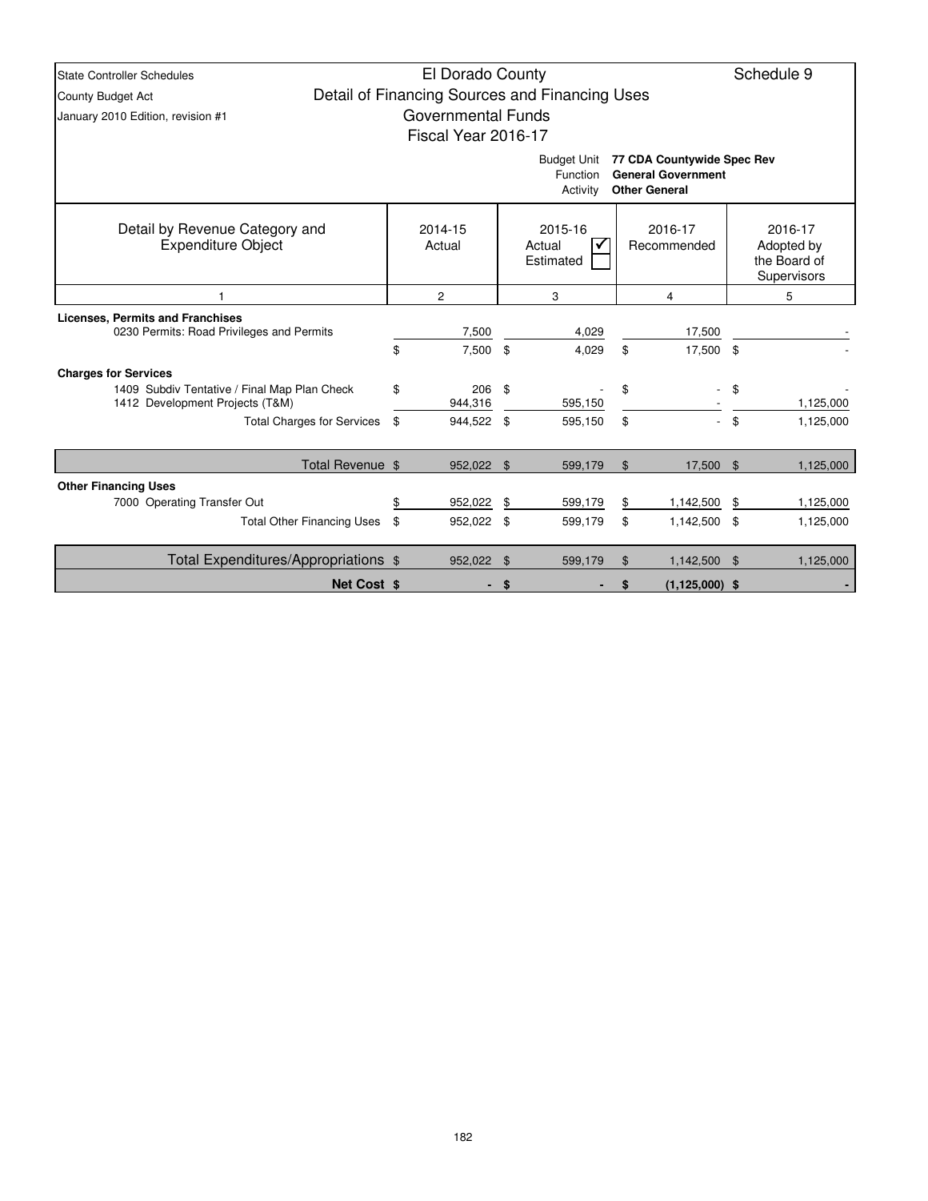State Controller Schedules
County Budget Act
January 2010 Edition, revision #1

# El Dorado County
## Detail of Financing Sources and Financing Uses
### Governmental Funds
### Fiscal Year 2016-17

Schedule 9

Budget Unit: **77 CDA Countywide Spec Rev**
Function: **General Government**
Activity: **Other General**

| Detail by Revenue Category and Expenditure Object | 2014-15 Actual | 2015-16 Actual ☑ / Estimated ☐ | 2016-17 Recommended | 2016-17 Adopted by the Board of Supervisors |
|---|---|---|---|---|
| 1 | 2 | 3 | 4 | 5 |
| **Licenses, Permits and Franchises** | | | | |
| 0230 Permits: Road Privileges and Permits | 7,500 | 4,029 | 17,500 | - |
| | $ 7,500 | $ 4,029 | $ 17,500 | $ - |
| **Charges for Services** | | | | |
| 1409 Subdiv Tentative / Final Map Plan Check | $ 206 | $ - | $ - | $ - |
| 1412 Development Projects (T&M) | 944,316 | 595,150 | - | 1,125,000 |
| Total Charges for Services | $ 944,522 | $ 595,150 | $ - | $ 1,125,000 |
| Total Revenue | $ 952,022 | $ 599,179 | $ 17,500 | $ 1,125,000 |
| **Other Financing Uses** | | | | |
| 7000 Operating Transfer Out | $ 952,022 | $ 599,179 | $ 1,142,500 | $ 1,125,000 |
| Total Other Financing Uses | $ 952,022 | $ 599,179 | $ 1,142,500 | $ 1,125,000 |
| Total Expenditures/Appropriations | $ 952,022 | $ 599,179 | $ 1,142,500 | $ 1,125,000 |
| **Net Cost** | **$ -** | **$ -** | **$ (1,125,000)** | **$ -** |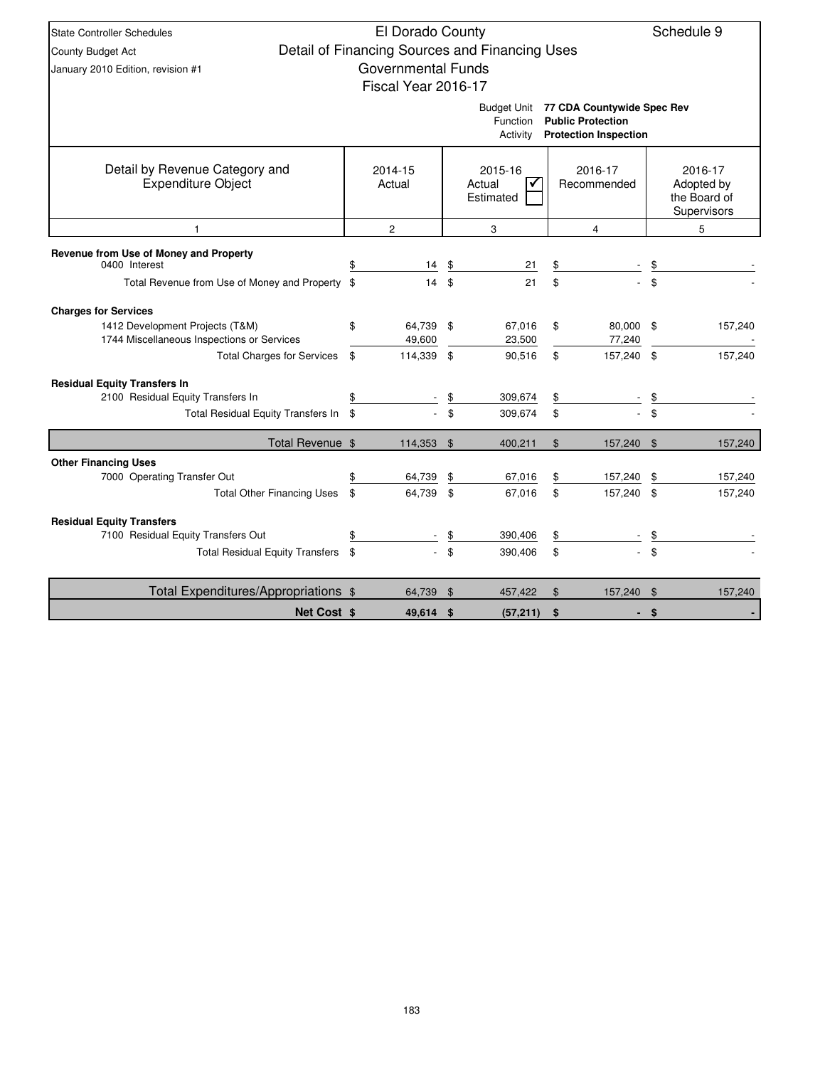State Controller Schedules
County Budget Act
January 2010 Edition, revision #1

# El Dorado County
## Detail of Financing Sources and Financing Uses
### Governmental Funds
### Fiscal Year 2016-17

Schedule 9

Budget Unit: **77 CDA Countywide Spec Rev**
Function: **Public Protection**
Activity: **Protection Inspection**

| Detail by Revenue Category and Expenditure Object | 2014-15 Actual | 2015-16 Actual ☑ Estimated ☐ | 2016-17 Recommended | 2016-17 Adopted by the Board of Supervisors |
|---|---|---|---|---|
| 1 | 2 | 3 | 4 | 5 |
| **Revenue from Use of Money and Property** | | | | |
| 0400 Interest | $ 14 | $ 21 | $ - | $ - |
| Total Revenue from Use of Money and Property | $ 14 | $ 21 | $ - | $ - |
| **Charges for Services** | | | | |
| 1412 Development Projects (T&M) | $ 64,739 | $ 67,016 | $ 80,000 | $ 157,240 |
| 1744 Miscellaneous Inspections or Services | 49,600 | 23,500 | 77,240 | - |
| Total Charges for Services | $ 114,339 | $ 90,516 | $ 157,240 | $ 157,240 |
| **Residual Equity Transfers In** | | | | |
| 2100 Residual Equity Transfers In | $ - | $ 309,674 | $ - | $ - |
| Total Residual Equity Transfers In | $ - | $ 309,674 | $ - | $ - |
| Total Revenue | $ 114,353 | $ 400,211 | $ 157,240 | $ 157,240 |
| **Other Financing Uses** | | | | |
| 7000 Operating Transfer Out | $ 64,739 | $ 67,016 | $ 157,240 | $ 157,240 |
| Total Other Financing Uses | $ 64,739 | $ 67,016 | $ 157,240 | $ 157,240 |
| **Residual Equity Transfers** | | | | |
| 7100 Residual Equity Transfers Out | $ - | $ 390,406 | $ - | $ - |
| Total Residual Equity Transfers | $ - | $ 390,406 | $ - | $ - |
| Total Expenditures/Appropriations | $ 64,739 | $ 457,422 | $ 157,240 | $ 157,240 |
| **Net Cost** | **$ 49,614** | **$ (57,211)** | **$ -** | **$ -** |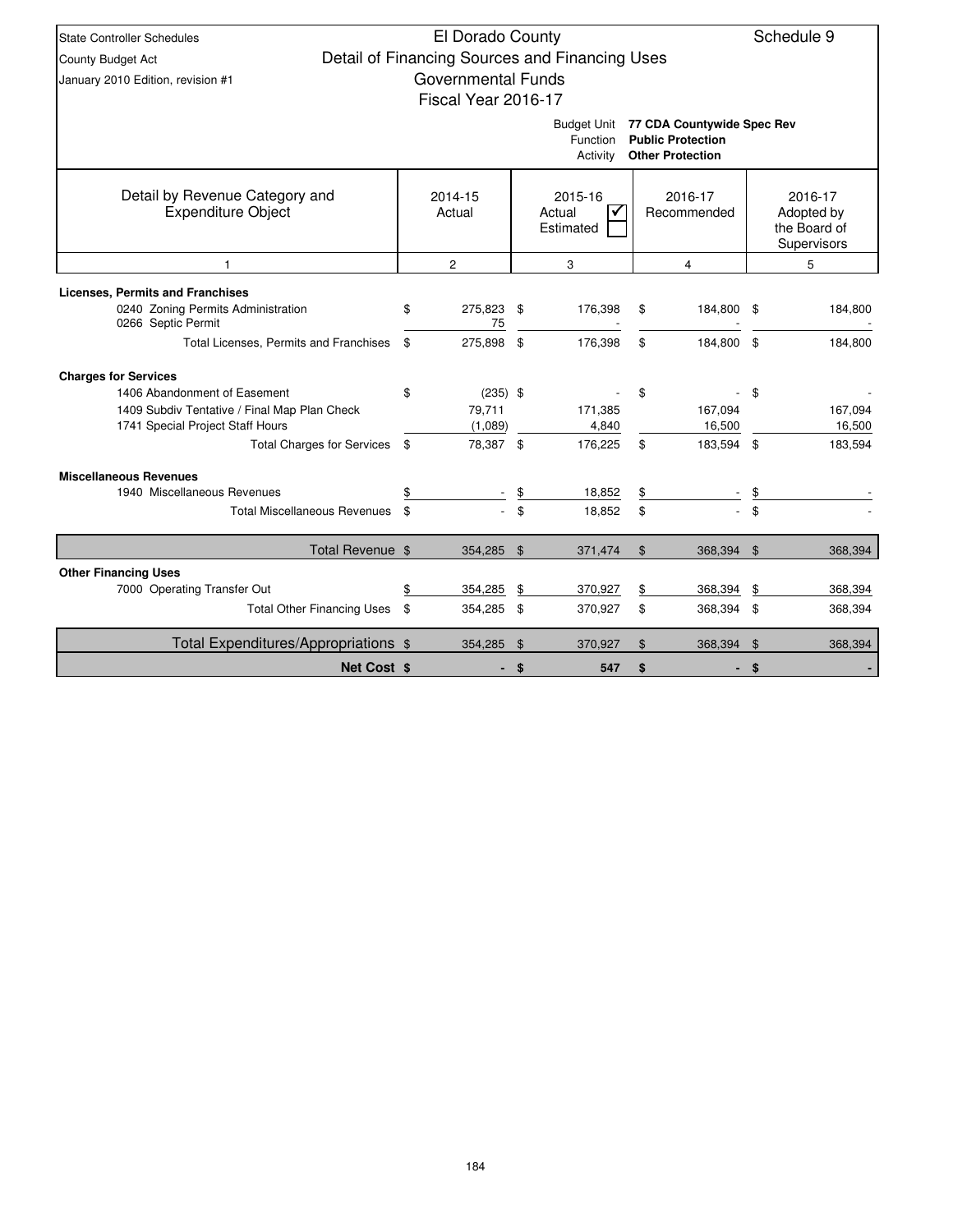State Controller Schedules
County Budget Act
January 2010 Edition, revision #1

# El Dorado County
## Detail of Financing Sources and Financing Uses
## Governmental Funds
## Fiscal Year 2016-17

Schedule 9

Budget Unit **77 CDA Countywide Spec Rev**
Function **Public Protection**
Activity **Other Protection**

| Detail by Revenue Category and Expenditure Object | 2014-15 Actual | 2015-16 Actual ☑ Estimated ☐ | 2016-17 Recommended | 2016-17 Adopted by the Board of Supervisors |
|---|---|---|---|---|
| 1 | 2 | 3 | 4 | 5 |
| **Licenses, Permits and Franchises** | | | | |
| 0240 Zoning Permits Administration | $ 275,823 | $ 176,398 | $ 184,800 | $ 184,800 |
| 0266 Septic Permit | 75 | - | - | - |
| Total Licenses, Permits and Franchises | $ 275,898 | $ 176,398 | $ 184,800 | $ 184,800 |
| **Charges for Services** | | | | |
| 1406 Abandonment of Easement | $ (235) | $ - | $ - | $ - |
| 1409 Subdiv Tentative / Final Map Plan Check | 79,711 | 171,385 | 167,094 | 167,094 |
| 1741 Special Project Staff Hours | (1,089) | 4,840 | 16,500 | 16,500 |
| Total Charges for Services | $ 78,387 | $ 176,225 | $ 183,594 | $ 183,594 |
| **Miscellaneous Revenues** | | | | |
| 1940 Miscellaneous Revenues | $ - | $ 18,852 | $ - | $ - |
| Total Miscellaneous Revenues | $ - | $ 18,852 | $ - | $ - |
| Total Revenue | $ 354,285 | $ 371,474 | $ 368,394 | $ 368,394 |
| **Other Financing Uses** | | | | |
| 7000 Operating Transfer Out | $ 354,285 | $ 370,927 | $ 368,394 | $ 368,394 |
| Total Other Financing Uses | $ 354,285 | $ 370,927 | $ 368,394 | $ 368,394 |
| Total Expenditures/Appropriations | $ 354,285 | $ 370,927 | $ 368,394 | $ 368,394 |
| **Net Cost** | **$ -** | **$ 547** | **$ -** | **$ -** |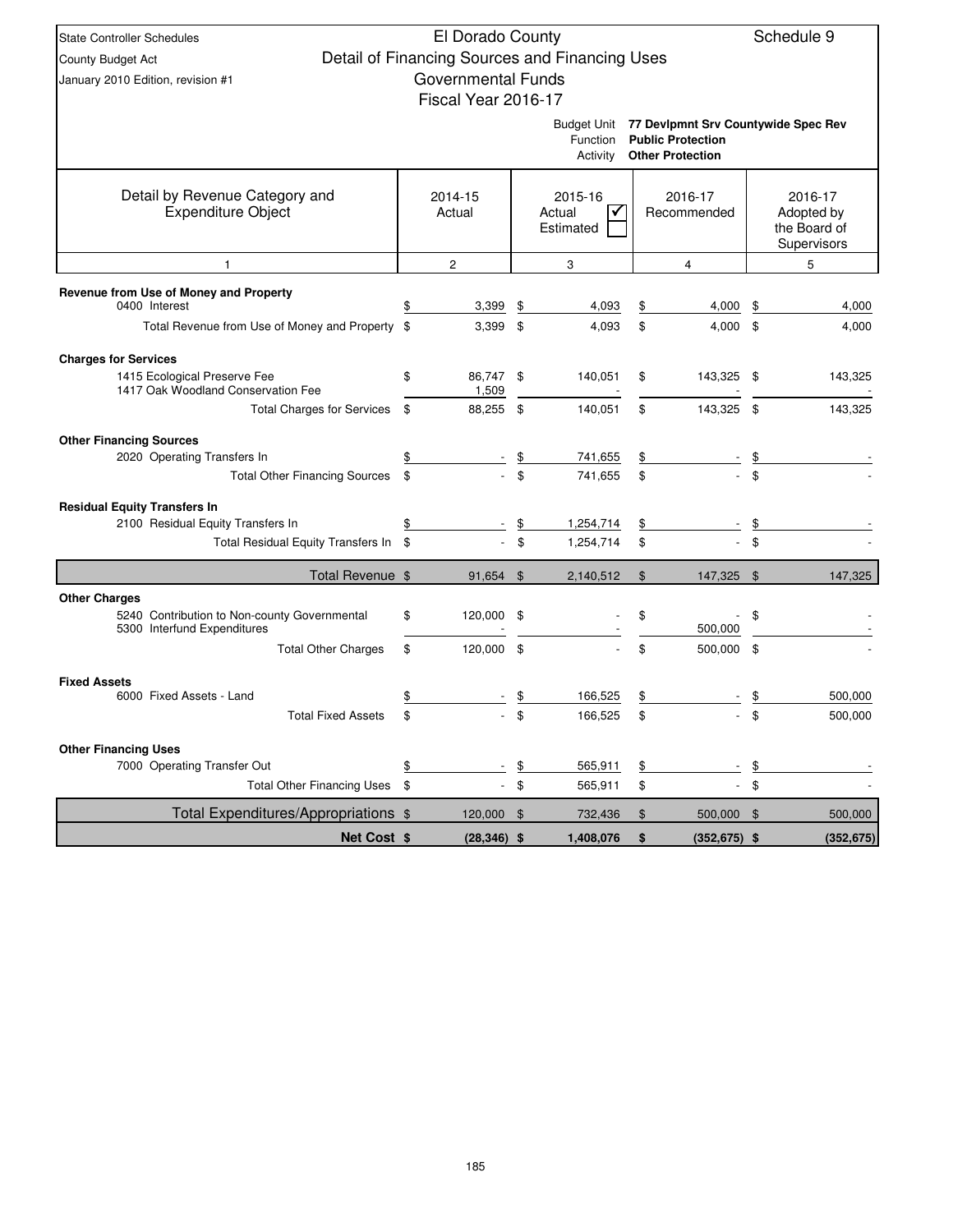State Controller Schedules
County Budget Act
January 2010 Edition, revision #1

# El Dorado County
## Detail of Financing Sources and Financing Uses
### Governmental Funds
### Fiscal Year 2016-17

Schedule 9

Budget Unit: **77 Devlpmnt Srv Countywide Spec Rev**
Function: **Public Protection**
Activity: **Other Protection**

| Detail by Revenue Category and Expenditure Object | 2014-15 Actual | 2015-16 Actual ☑ / Estimated ☐ | 2016-17 Recommended | 2016-17 Adopted by the Board of Supervisors |
|---|---|---|---|---|
| 1 | 2 | 3 | 4 | 5 |
| **Revenue from Use of Money and Property** | | | | |
| 0400 Interest | $ 3,399 | $ 4,093 | $ 4,000 | $ 4,000 |
| Total Revenue from Use of Money and Property | $ 3,399 | $ 4,093 | $ 4,000 | $ 4,000 |
| **Charges for Services** | | | | |
| 1415 Ecological Preserve Fee | $ 86,747 | $ 140,051 | $ 143,325 | $ 143,325 |
| 1417 Oak Woodland Conservation Fee | 1,509 | - | - | - |
| Total Charges for Services | $ 88,255 | $ 140,051 | $ 143,325 | $ 143,325 |
| **Other Financing Sources** | | | | |
| 2020 Operating Transfers In | $ - | $ 741,655 | $ - | $ - |
| Total Other Financing Sources | $ - | $ 741,655 | $ - | $ - |
| **Residual Equity Transfers In** | | | | |
| 2100 Residual Equity Transfers In | $ - | $ 1,254,714 | $ - | $ - |
| Total Residual Equity Transfers In | $ - | $ 1,254,714 | $ - | $ - |
| **Total Revenue** | $ 91,654 | $ 2,140,512 | $ 147,325 | $ 147,325 |
| **Other Charges** | | | | |
| 5240 Contribution to Non-county Governmental | $ 120,000 | $ - | $ - | $ - |
| 5300 Interfund Expenditures | - | - | 500,000 | - |
| Total Other Charges | $ 120,000 | $ - | $ 500,000 | $ - |
| **Fixed Assets** | | | | |
| 6000 Fixed Assets - Land | $ - | $ 166,525 | $ - | $ 500,000 |
| Total Fixed Assets | $ - | $ 166,525 | $ - | $ 500,000 |
| **Other Financing Uses** | | | | |
| 7000 Operating Transfer Out | $ - | $ 565,911 | $ - | $ - |
| Total Other Financing Uses | $ - | $ 565,911 | $ - | $ - |
| **Total Expenditures/Appropriations** | $ 120,000 | $ 732,436 | $ 500,000 | $ 500,000 |
| **Net Cost** | $ (28,346) | $ 1,408,076 | $ (352,675) | $ (352,675) |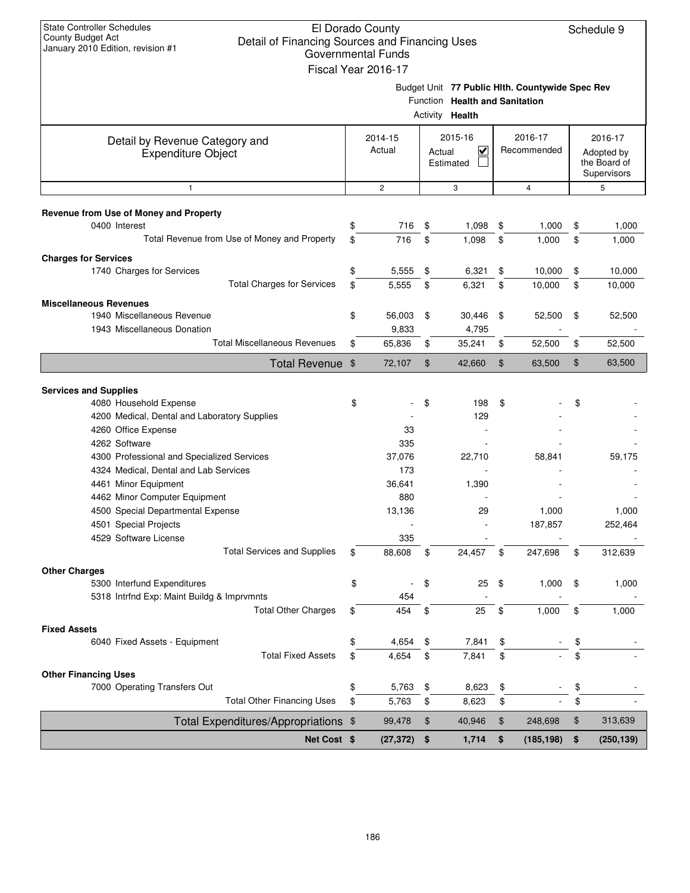State Controller Schedules
County Budget Act
January 2010 Edition, revision #1

# El Dorado County
## Detail of Financing Sources and Financing Uses
### Governmental Funds
### Fiscal Year 2016-17

Schedule 9

Budget Unit **77 Public Hlth. Countywide Spec Rev**
Function **Health and Sanitation**
Activity **Health**

| Detail by Revenue Category and Expenditure Object | 2014-15 Actual | 2015-16 Actual ☑ Estimated ☐ | 2016-17 Recommended | 2016-17 Adopted by the Board of Supervisors |
|---|---|---|---|---|
| 1 | 2 | 3 | 4 | 5 |
| **Revenue from Use of Money and Property** | | | | |
| 0400 Interest | $ 716 | $ 1,098 | $ 1,000 | $ 1,000 |
| Total Revenue from Use of Money and Property | $ 716 | $ 1,098 | $ 1,000 | $ 1,000 |
| **Charges for Services** | | | | |
| 1740 Charges for Services | $ 5,555 | $ 6,321 | $ 10,000 | $ 10,000 |
| Total Charges for Services | $ 5,555 | $ 6,321 | $ 10,000 | $ 10,000 |
| **Miscellaneous Revenues** | | | | |
| 1940 Miscellaneous Revenue | $ 56,003 | $ 30,446 | $ 52,500 | $ 52,500 |
| 1943 Miscellaneous Donation | 9,833 | 4,795 | - | - |
| Total Miscellaneous Revenues | $ 65,836 | $ 35,241 | $ 52,500 | $ 52,500 |
| **Total Revenue** | $ 72,107 | $ 42,660 | $ 63,500 | $ 63,500 |
| **Services and Supplies** | | | | |
| 4080 Household Expense | $ - | $ 198 | $ - | $ - |
| 4200 Medical, Dental and Laboratory Supplies | - | 129 | - | - |
| 4260 Office Expense | 33 | - | - | - |
| 4262 Software | 335 | - | - | - |
| 4300 Professional and Specialized Services | 37,076 | 22,710 | 58,841 | 59,175 |
| 4324 Medical, Dental and Lab Services | 173 | - | - | - |
| 4461 Minor Equipment | 36,641 | 1,390 | - | - |
| 4462 Minor Computer Equipment | 880 | - | - | - |
| 4500 Special Departmental Expense | 13,136 | 29 | 1,000 | 1,000 |
| 4501 Special Projects | - | - | 187,857 | 252,464 |
| 4529 Software License | 335 | - | - | - |
| Total Services and Supplies | $ 88,608 | $ 24,457 | $ 247,698 | $ 312,639 |
| **Other Charges** | | | | |
| 5300 Interfund Expenditures | $ - | $ 25 | $ 1,000 | $ 1,000 |
| 5318 Intrfnd Exp: Maint Buildg & Imprvmnts | 454 | - | - | - |
| Total Other Charges | $ 454 | $ 25 | $ 1,000 | $ 1,000 |
| **Fixed Assets** | | | | |
| 6040 Fixed Assets - Equipment | $ 4,654 | $ 7,841 | $ - | $ - |
| Total Fixed Assets | $ 4,654 | $ 7,841 | $ - | $ - |
| **Other Financing Uses** | | | | |
| 7000 Operating Transfers Out | $ 5,763 | $ 8,623 | $ - | $ - |
| Total Other Financing Uses | $ 5,763 | $ 8,623 | $ - | $ - |
| **Total Expenditures/Appropriations** | $ 99,478 | $ 40,946 | $ 248,698 | $ 313,639 |
| **Net Cost** | **$ (27,372)** | **$ 1,714** | **$ (185,198)** | **$ (250,139)** |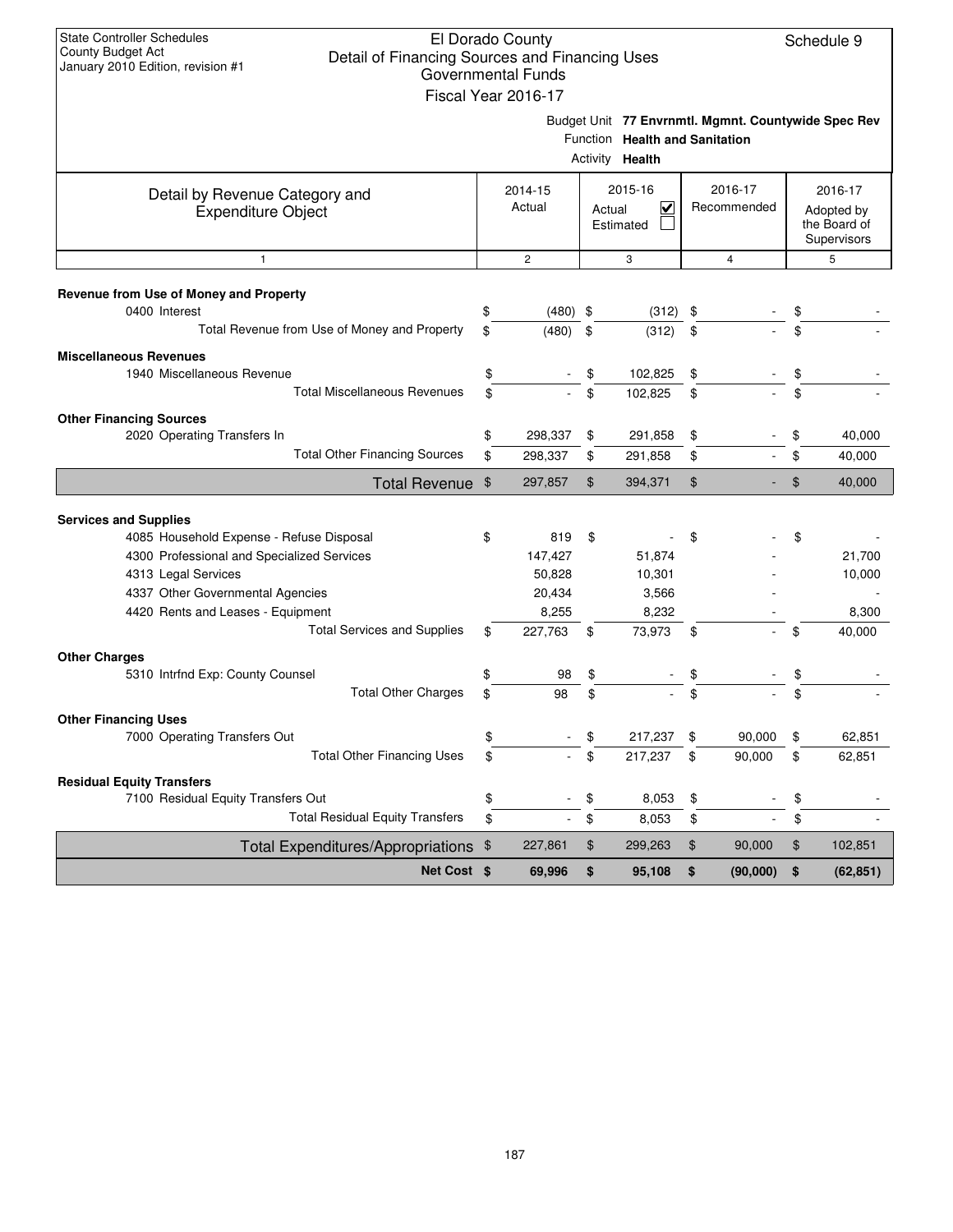State Controller Schedules
County Budget Act
January 2010 Edition, revision #1

# El Dorado County
## Detail of Financing Sources and Financing Uses
### Governmental Funds
### Fiscal Year 2016-17

Schedule 9

Budget Unit **77 Envrnmtl. Mgmnt. Countywide Spec Rev**
Function **Health and Sanitation**
Activity **Health**

| Detail by Revenue Category and Expenditure Object | 2014-15 Actual | 2015-16 Actual ☑ Estimated ☐ | 2016-17 Recommended | 2016-17 Adopted by the Board of Supervisors |
|---|---|---|---|---|
| 1 | 2 | 3 | 4 | 5 |
| **Revenue from Use of Money and Property** | | | | |
| 0400 Interest | $ (480) | $ (312) | $ - | $ - |
| Total Revenue from Use of Money and Property | $ (480) | $ (312) | $ - | $ - |
| **Miscellaneous Revenues** | | | | |
| 1940 Miscellaneous Revenue | $ - | $ 102,825 | $ - | $ - |
| Total Miscellaneous Revenues | $ - | $ 102,825 | $ - | $ - |
| **Other Financing Sources** | | | | |
| 2020 Operating Transfers In | $ 298,337 | $ 291,858 | $ - | $ 40,000 |
| Total Other Financing Sources | $ 298,337 | $ 291,858 | $ - | $ 40,000 |
| **Total Revenue** | $ 297,857 | $ 394,371 | $ - | $ 40,000 |
| **Services and Supplies** | | | | |
| 4085 Household Expense - Refuse Disposal | $ 819 | $ - | $ - | $ - |
| 4300 Professional and Specialized Services | 147,427 | 51,874 | - | 21,700 |
| 4313 Legal Services | 50,828 | 10,301 | - | 10,000 |
| 4337 Other Governmental Agencies | 20,434 | 3,566 | - | - |
| 4420 Rents and Leases - Equipment | 8,255 | 8,232 | - | 8,300 |
| Total Services and Supplies | $ 227,763 | $ 73,973 | $ - | $ 40,000 |
| **Other Charges** | | | | |
| 5310 Intrfnd Exp: County Counsel | $ 98 | $ - | $ - | $ - |
| Total Other Charges | $ 98 | $ - | $ - | $ - |
| **Other Financing Uses** | | | | |
| 7000 Operating Transfers Out | $ - | $ 217,237 | $ 90,000 | $ 62,851 |
| Total Other Financing Uses | $ - | $ 217,237 | $ 90,000 | $ 62,851 |
| **Residual Equity Transfers** | | | | |
| 7100 Residual Equity Transfers Out | $ - | $ 8,053 | $ - | $ - |
| Total Residual Equity Transfers | $ - | $ 8,053 | $ - | $ - |
| **Total Expenditures/Appropriations** | $ 227,861 | $ 299,263 | $ 90,000 | $ 102,851 |
| **Net Cost** | **$ 69,996** | **$ 95,108** | **$ (90,000)** | **$ (62,851)** |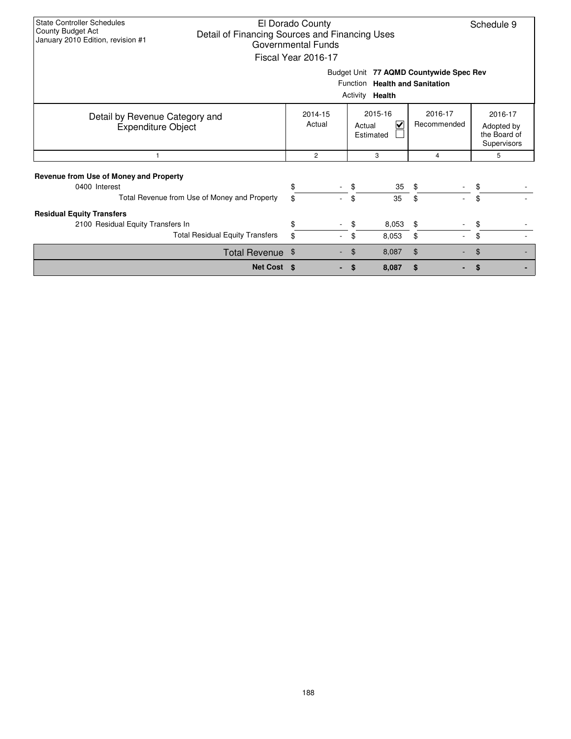State Controller Schedules
County Budget Act
January 2010 Edition, revision #1

# El Dorado County
## Detail of Financing Sources and Financing Uses
### Governmental Funds
### Fiscal Year 2016-17

Schedule 9

Budget Unit **77 AQMD Countywide Spec Rev**
Function **Health and Sanitation**
Activity **Health**

| Detail by Revenue Category and Expenditure Object | 2014-15 Actual | 2015-16 Actual ☑ Estimated ☐ | 2016-17 Recommended | 2016-17 Adopted by the Board of Supervisors |
|---|---|---|---|---|
| 1 | 2 | 3 | 4 | 5 |
| **Revenue from Use of Money and Property** | | | | |
| 0400 Interest | $ - | $ 35 | $ - | $ - |
| Total Revenue from Use of Money and Property | $ - | $ 35 | $ - | $ - |
| **Residual Equity Transfers** | | | | |
| 2100 Residual Equity Transfers In | $ - | $ 8,053 | $ - | $ - |
| Total Residual Equity Transfers | $ - | $ 8,053 | $ - | $ - |
| Total Revenue | $ - | $ 8,087 | $ - | $ - |
| **Net Cost** | **$ -** | **$ 8,087** | **$ -** | **$ -** |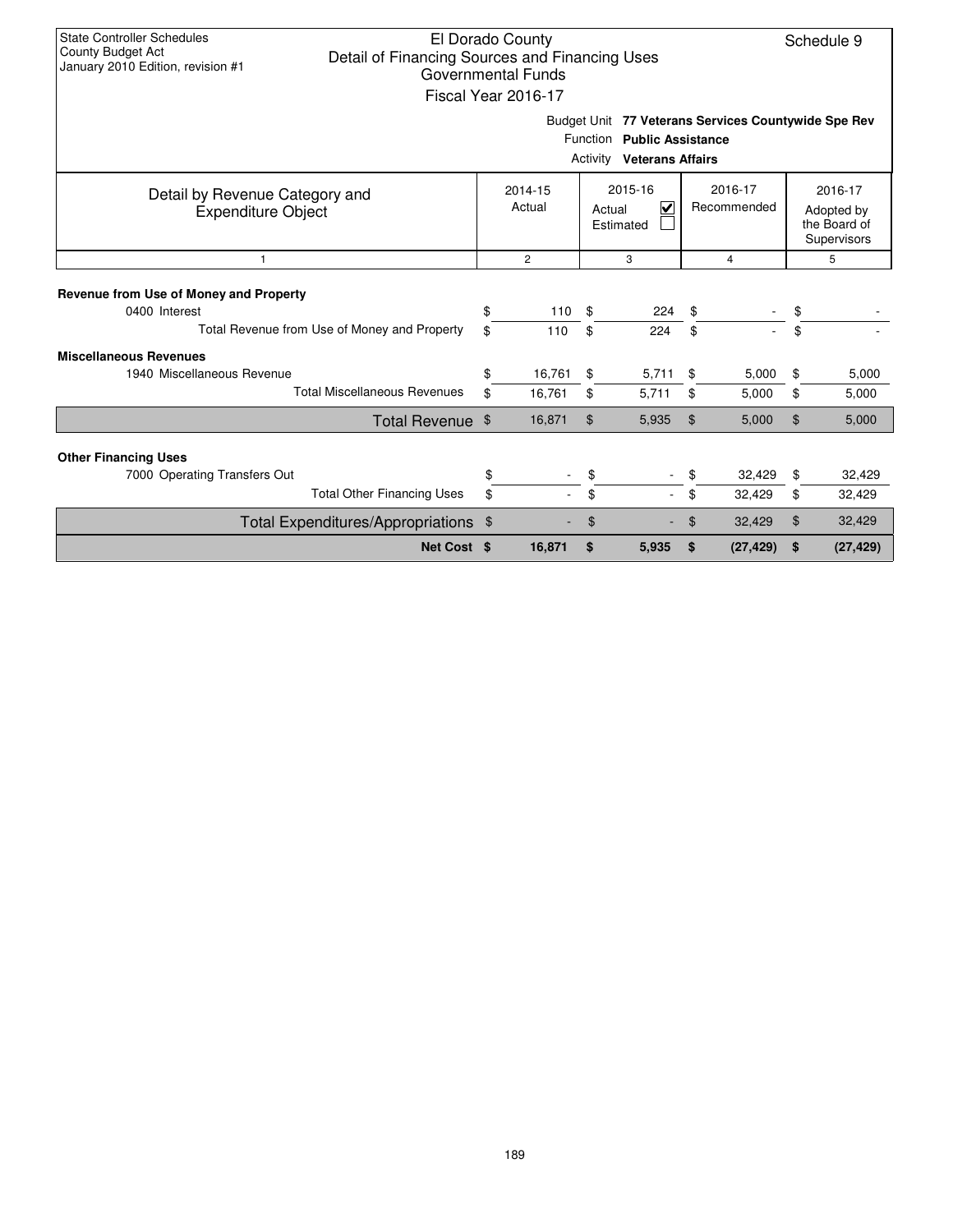State Controller Schedules
County Budget Act
January 2010 Edition, revision #1

# El Dorado County
## Detail of Financing Sources and Financing Uses
### Governmental Funds
### Fiscal Year 2016-17

Schedule 9

Budget Unit **77 Veterans Services Countywide Spe Rev**
Function **Public Assistance**
Activity **Veterans Affairs**

| Detail by Revenue Category and Expenditure Object | 2014-15 Actual | 2015-16 Actual ☑ Estimated ☐ | 2016-17 Recommended | 2016-17 Adopted by the Board of Supervisors |
|---|---|---|---|---|
| 1 | 2 | 3 | 4 | 5 |
| **Revenue from Use of Money and Property** | | | | |
| 0400 Interest | $ 110 | $ 224 | $ - | $ - |
| Total Revenue from Use of Money and Property | $ 110 | $ 224 | $ - | $ - |
| **Miscellaneous Revenues** | | | | |
| 1940 Miscellaneous Revenue | $ 16,761 | $ 5,711 | $ 5,000 | $ 5,000 |
| Total Miscellaneous Revenues | $ 16,761 | $ 5,711 | $ 5,000 | $ 5,000 |
| Total Revenue | $ 16,871 | $ 5,935 | $ 5,000 | $ 5,000 |
| **Other Financing Uses** | | | | |
| 7000 Operating Transfers Out | $ - | $ - | $ 32,429 | $ 32,429 |
| Total Other Financing Uses | $ - | $ - | $ 32,429 | $ 32,429 |
| Total Expenditures/Appropriations | $ - | $ - | $ 32,429 | $ 32,429 |
| **Net Cost** | **$ 16,871** | **$ 5,935** | **$ (27,429)** | **$ (27,429)** |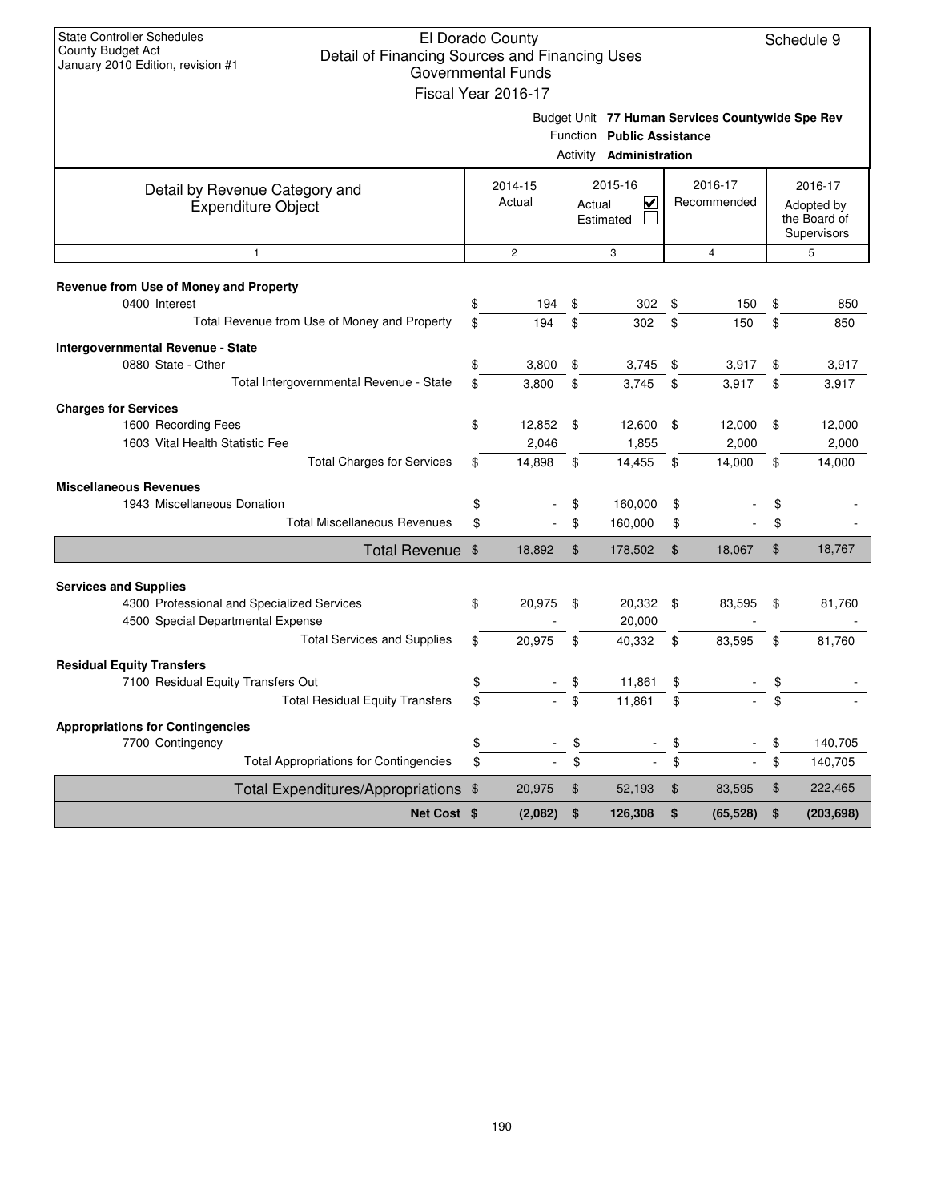State Controller Schedules
County Budget Act
January 2010 Edition, revision #1

# El Dorado County
## Detail of Financing Sources and Financing Uses
### Governmental Funds
### Fiscal Year 2016-17

Schedule 9

Budget Unit **77 Human Services Countywide Spe Rev**
Function **Public Assistance**
Activity **Administration**

| Detail by Revenue Category and Expenditure Object | 2014-15 Actual | 2015-16 Actual ☑ Estimated ☐ | 2016-17 Recommended | 2016-17 Adopted by the Board of Supervisors |
|---|---|---|---|---|
| 1 | 2 | 3 | 4 | 5 |
| **Revenue from Use of Money and Property** | | | | |
| 0400 Interest | $ 194 | $ 302 | $ 150 | $ 850 |
| Total Revenue from Use of Money and Property | $ 194 | $ 302 | $ 150 | $ 850 |
| **Intergovernmental Revenue - State** | | | | |
| 0880 State - Other | $ 3,800 | $ 3,745 | $ 3,917 | $ 3,917 |
| Total Intergovernmental Revenue - State | $ 3,800 | $ 3,745 | $ 3,917 | $ 3,917 |
| **Charges for Services** | | | | |
| 1600 Recording Fees | $ 12,852 | $ 12,600 | $ 12,000 | $ 12,000 |
| 1603 Vital Health Statistic Fee | 2,046 | 1,855 | 2,000 | 2,000 |
| Total Charges for Services | $ 14,898 | $ 14,455 | $ 14,000 | $ 14,000 |
| **Miscellaneous Revenues** | | | | |
| 1943 Miscellaneous Donation | $ - | $ 160,000 | $ - | $ - |
| Total Miscellaneous Revenues | $ - | $ 160,000 | $ - | $ - |
| **Total Revenue** | $ 18,892 | $ 178,502 | $ 18,067 | $ 18,767 |
| **Services and Supplies** | | | | |
| 4300 Professional and Specialized Services | $ 20,975 | $ 20,332 | $ 83,595 | $ 81,760 |
| 4500 Special Departmental Expense | - | 20,000 | - | - |
| Total Services and Supplies | $ 20,975 | $ 40,332 | $ 83,595 | $ 81,760 |
| **Residual Equity Transfers** | | | | |
| 7100 Residual Equity Transfers Out | $ - | $ 11,861 | $ - | $ - |
| Total Residual Equity Transfers | $ - | $ 11,861 | $ - | $ - |
| **Appropriations for Contingencies** | | | | |
| 7700 Contingency | $ - | $ - | $ - | $ 140,705 |
| Total Appropriations for Contingencies | $ - | $ - | $ - | $ 140,705 |
| **Total Expenditures/Appropriations** | $ 20,975 | $ 52,193 | $ 83,595 | $ 222,465 |
| **Net Cost** | **$ (2,082)** | **$ 126,308** | **$ (65,528)** | **$ (203,698)** |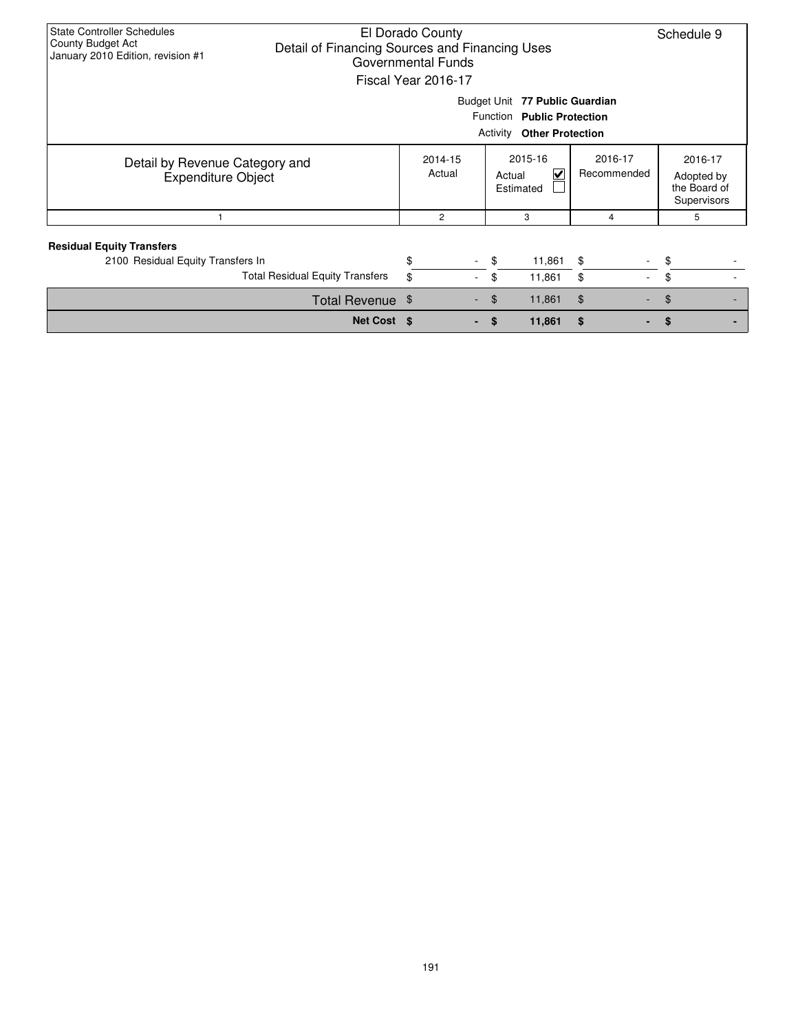State Controller Schedules
County Budget Act
January 2010 Edition, revision #1

# El Dorado County
## Detail of Financing Sources and Financing Uses
### Governmental Funds
### Fiscal Year 2016-17

Schedule 9

Budget Unit **77 Public Guardian**
Function **Public Protection**
Activity **Other Protection**

| Detail by Revenue Category and Expenditure Object | 2014-15 Actual | 2015-16 Actual ☑ Estimated ☐ | 2016-17 Recommended | 2016-17 Adopted by the Board of Supervisors |
|---|---|---|---|---|
| 1 | 2 | 3 | 4 | 5 |
| **Residual Equity Transfers** | | | | |
| 2100 Residual Equity Transfers In | $ - | $ 11,861 | $ - | $ - |
| Total Residual Equity Transfers | $ - | $ 11,861 | $ - | $ - |
| Total Revenue | $ - | $ 11,861 | $ - | $ - |
| **Net Cost** | **$ -** | **$ 11,861** | **$ -** | **$ -** |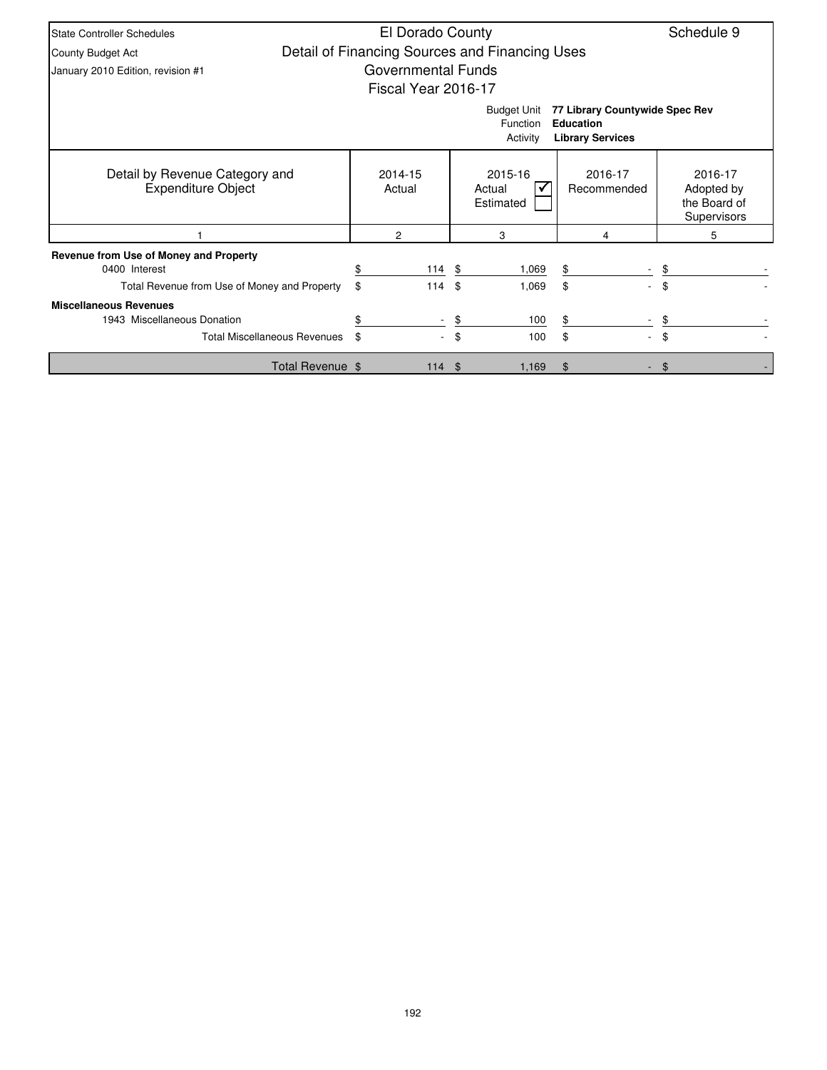State Controller Schedules
County Budget Act
January 2010 Edition, revision #1

# El Dorado County
## Detail of Financing Sources and Financing Uses
## Governmental Funds
## Fiscal Year 2016-17

Schedule 9

Budget Unit: **77 Library Countywide Spec Rev**
Function: **Education**
Activity: **Library Services**

| Detail by Revenue Category and Expenditure Object | 2014-15 Actual | 2015-16 Actual ☑ / Estimated ☐ | 2016-17 Recommended | 2016-17 Adopted by the Board of Supervisors |
|---|---|---|---|---|
| 1 | 2 | 3 | 4 | 5 |
| **Revenue from Use of Money and Property** | | | | |
| 0400 Interest | $ 114 | $ 1,069 | $ - | $ - |
| Total Revenue from Use of Money and Property | $ 114 | $ 1,069 | $ - | $ - |
| **Miscellaneous Revenues** | | | | |
| 1943 Miscellaneous Donation | $ - | $ 100 | $ - | $ - |
| Total Miscellaneous Revenues | $ - | $ 100 | $ - | $ - |
| Total Revenue | $ 114 | $ 1,169 | $ - | $ - |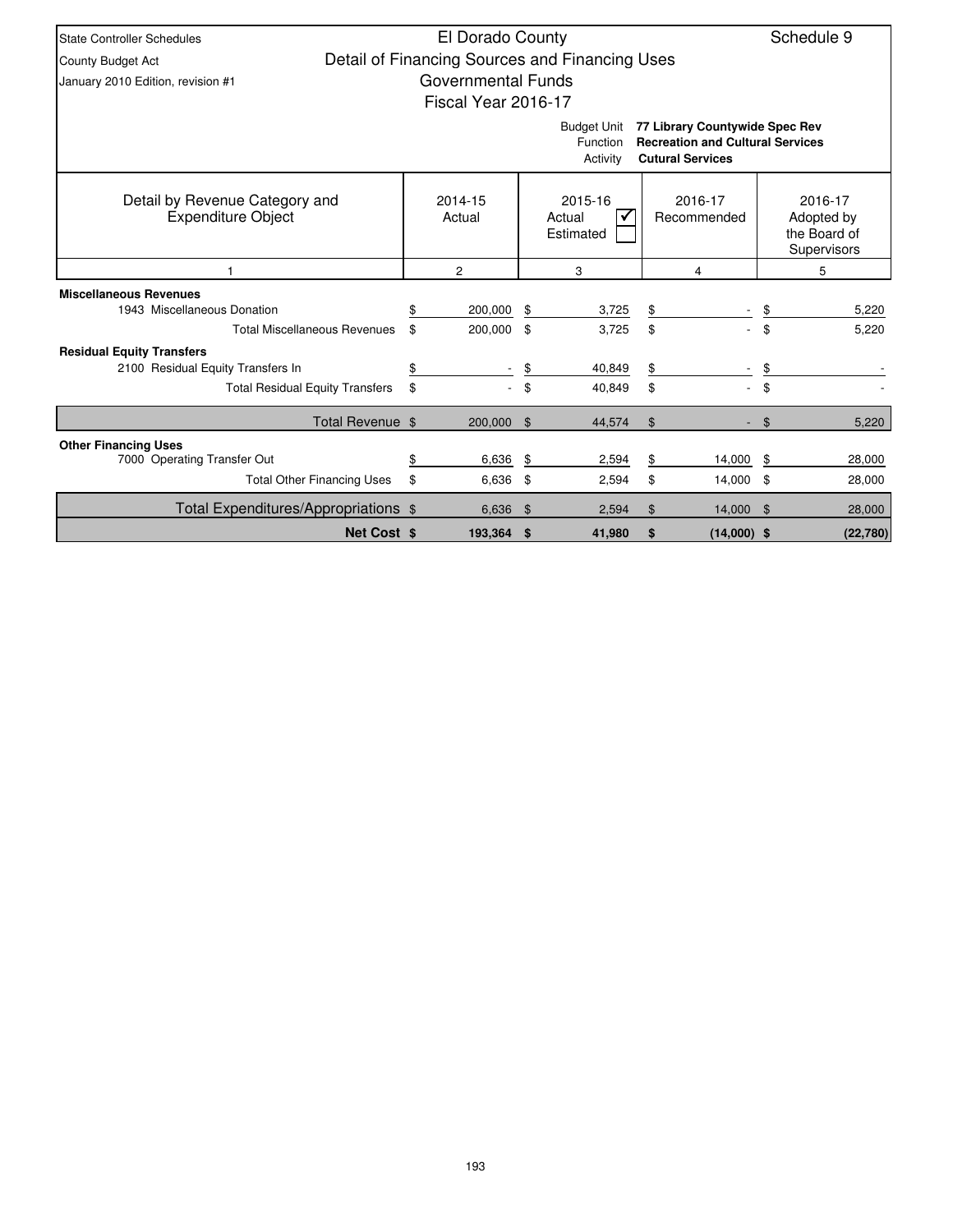State Controller Schedules
County Budget Act
January 2010 Edition, revision #1

# El Dorado County
## Detail of Financing Sources and Financing Uses
### Governmental Funds
### Fiscal Year 2016-17

Schedule 9

Budget Unit **77 Library Countywide Spec Rev**
Function **Recreation and Cultural Services**
Activity **Cutural Services**

| Detail by Revenue Category and Expenditure Object | 2014-15 Actual | 2015-16 Actual ☑ Estimated ☐ | 2016-17 Recommended | 2016-17 Adopted by the Board of Supervisors |
|---|---|---|---|---|
| 1 | 2 | 3 | 4 | 5 |
| **Miscellaneous Revenues** | | | | |
| 1943 Miscellaneous Donation | $ 200,000 | $ 3,725 | $ - | $ 5,220 |
| Total Miscellaneous Revenues | $ 200,000 | $ 3,725 | $ - | $ 5,220 |
| **Residual Equity Transfers** | | | | |
| 2100 Residual Equity Transfers In | $ - | $ 40,849 | $ - | $ - |
| Total Residual Equity Transfers | $ - | $ 40,849 | $ - | $ - |
| Total Revenue | $ 200,000 | $ 44,574 | $ - | $ 5,220 |
| **Other Financing Uses** | | | | |
| 7000 Operating Transfer Out | $ 6,636 | $ 2,594 | $ 14,000 | $ 28,000 |
| Total Other Financing Uses | $ 6,636 | $ 2,594 | $ 14,000 | $ 28,000 |
| Total Expenditures/Appropriations | $ 6,636 | $ 2,594 | $ 14,000 | $ 28,000 |
| **Net Cost** | **$ 193,364** | **$ 41,980** | **$ (14,000)** | **$ (22,780)** |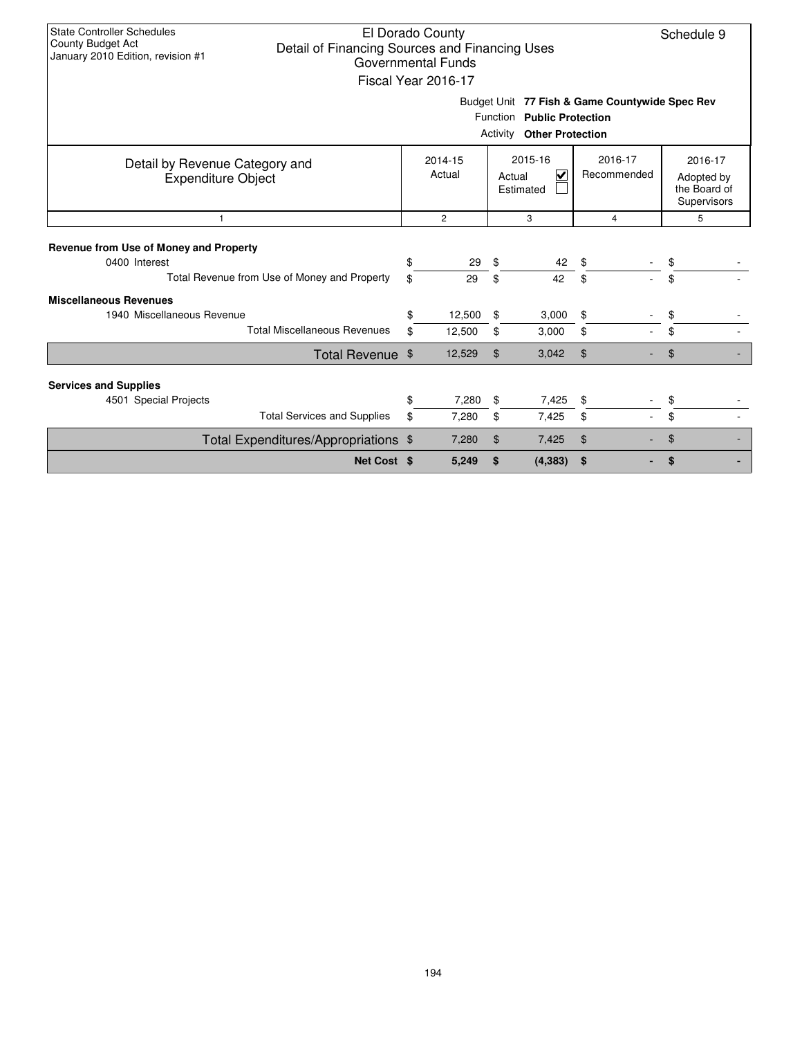State Controller Schedules
County Budget Act
January 2010 Edition, revision #1

# El Dorado County
## Detail of Financing Sources and Financing Uses
### Governmental Funds
### Fiscal Year 2016-17

Schedule 9

Budget Unit **77 Fish & Game Countywide Spec Rev**
Function **Public Protection**
Activity **Other Protection**

| Detail by Revenue Category and Expenditure Object | 2014-15 Actual | 2015-16 Actual ☑ Estimated ☐ | 2016-17 Recommended | 2016-17 Adopted by the Board of Supervisors |
|---|---|---|---|---|
| 1 | 2 | 3 | 4 | 5 |
| **Revenue from Use of Money and Property** | | | | |
| 0400 Interest | $ 29 | $ 42 | $ - | $ - |
| Total Revenue from Use of Money and Property | $ 29 | $ 42 | $ - | $ - |
| **Miscellaneous Revenues** | | | | |
| 1940 Miscellaneous Revenue | $ 12,500 | $ 3,000 | $ - | $ - |
| Total Miscellaneous Revenues | $ 12,500 | $ 3,000 | $ - | $ - |
| Total Revenue | $ 12,529 | $ 3,042 | $ - | $ - |
| **Services and Supplies** | | | | |
| 4501 Special Projects | $ 7,280 | $ 7,425 | $ - | $ - |
| Total Services and Supplies | $ 7,280 | $ 7,425 | $ - | $ - |
| Total Expenditures/Appropriations | $ 7,280 | $ 7,425 | $ - | $ - |
| **Net Cost** | **$ 5,249** | **$ (4,383)** | **$ -** | **$ -** |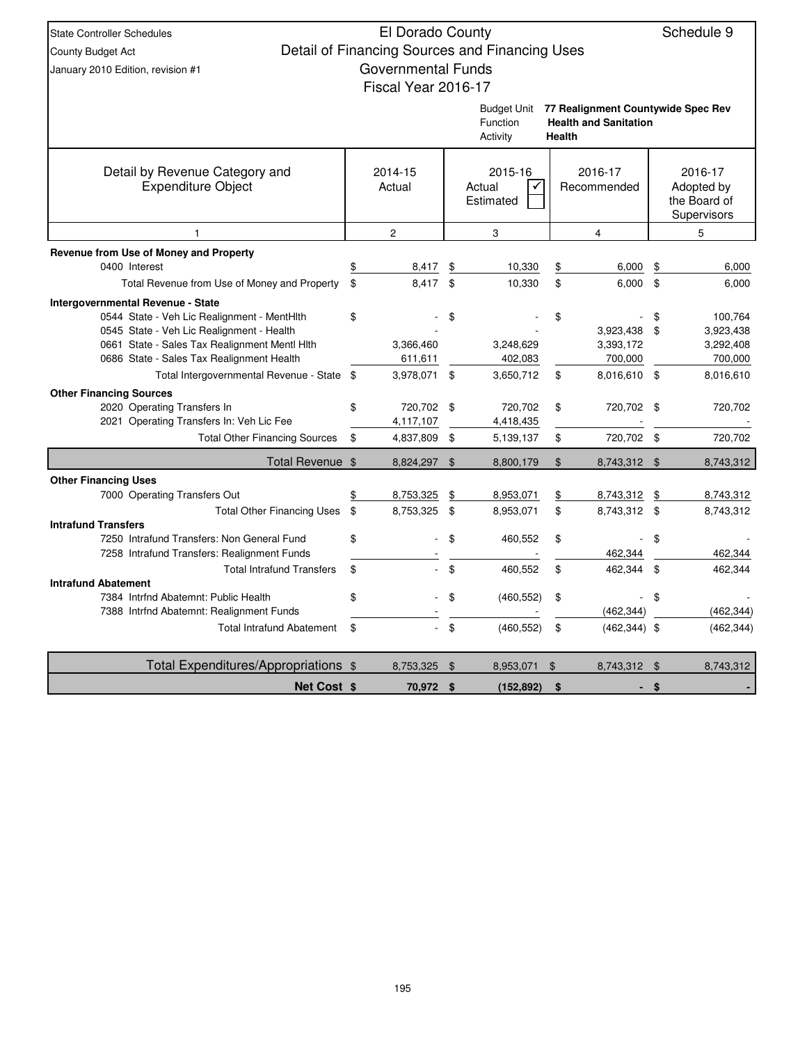State Controller Schedules
County Budget Act
January 2010 Edition, revision #1

# El Dorado County

## Detail of Financing Sources and Financing Uses

### Governmental Funds

### Fiscal Year 2016-17

Schedule 9

Budget Unit: 77 Realignment Countywide Spec Rev
Function: Health and Sanitation
Activity: Health

| Detail by Revenue Category and Expenditure Object | 2014-15 Actual | 2015-16 Actual ✓ Estimated | 2016-17 Recommended | 2016-17 Adopted by the Board of Supervisors |
|---|---|---|---|---|
| 1 | 2 | 3 | 4 | 5 |
| **Revenue from Use of Money and Property** | | | | |
| 0400 Interest | $ 8,417 | $ 10,330 | $ 6,000 | $ 6,000 |
| Total Revenue from Use of Money and Property | $ 8,417 | $ 10,330 | $ 6,000 | $ 6,000 |
| **Intergovernmental Revenue - State** | | | | |
| 0544 State - Veh Lic Realignment - MentHlth | $ - | $ - | $ - | $ 100,764 |
| 0545 State - Veh Lic Realignment - Health | - | - | 3,923,438 | $ 3,923,438 |
| 0661 State - Sales Tax Realignment Mentl Hlth | 3,366,460 | 3,248,629 | 3,393,172 | 3,292,408 |
| 0686 State - Sales Tax Realignment Health | 611,611 | 402,083 | 700,000 | 700,000 |
| Total Intergovernmental Revenue - State | $ 3,978,071 | $ 3,650,712 | $ 8,016,610 | $ 8,016,610 |
| **Other Financing Sources** | | | | |
| 2020 Operating Transfers In | $ 720,702 | $ 720,702 | $ 720,702 | $ 720,702 |
| 2021 Operating Transfers In: Veh Lic Fee | 4,117,107 | 4,418,435 | - | - |
| Total Other Financing Sources | $ 4,837,809 | $ 5,139,137 | $ 720,702 | $ 720,702 |
| **Total Revenue** | $ 8,824,297 | $ 8,800,179 | $ 8,743,312 | $ 8,743,312 |
| **Other Financing Uses** | | | | |
| 7000 Operating Transfers Out | $ 8,753,325 | $ 8,953,071 | $ 8,743,312 | $ 8,743,312 |
| Total Other Financing Uses | $ 8,753,325 | $ 8,953,071 | $ 8,743,312 | $ 8,743,312 |
| **Intrafund Transfers** | | | | |
| 7250 Intrafund Transfers: Non General Fund | $ - | $ 460,552 | $ - | $ - |
| 7258 Intrafund Transfers: Realignment Funds | - | - | 462,344 | 462,344 |
| Total Intrafund Transfers | $ - | $ 460,552 | $ 462,344 | $ 462,344 |
| **Intrafund Abatement** | | | | |
| 7384 Intrfnd Abatemnt: Public Health | $ - | $ (460,552) | $ - | $ - |
| 7388 Intrfnd Abatemnt: Realignment Funds | - | - | (462,344) | (462,344) |
| Total Intrafund Abatement | $ - | $ (460,552) | $ (462,344) | $ (462,344) |
| **Total Expenditures/Appropriations** | $ 8,753,325 | $ 8,953,071 | $ 8,743,312 | $ 8,743,312 |
| **Net Cost** | **$ 70,972** | **$ (152,892)** | **$ -** | **$ -** |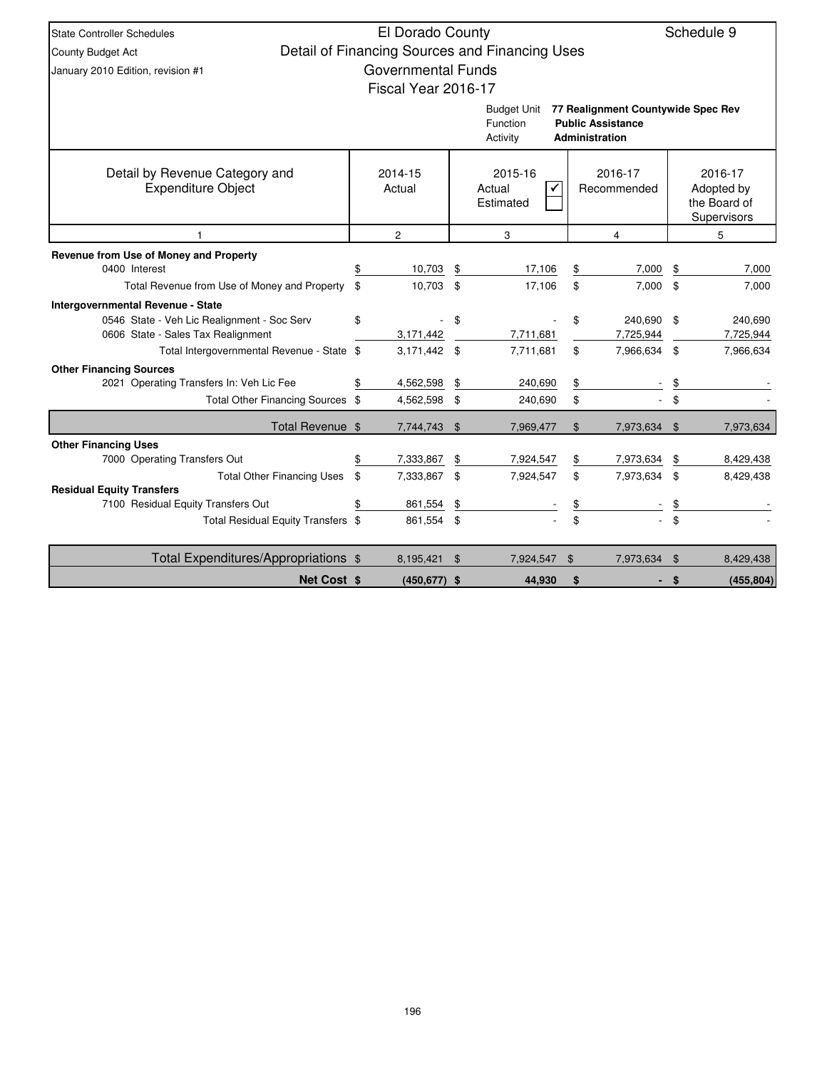State Controller Schedules
County Budget Act
January 2010 Edition, revision #1

# El Dorado County
## Detail of Financing Sources and Financing Uses
### Governmental Funds
### Fiscal Year 2016-17

Schedule 9

Budget Unit: **77 Realignment Countywide Spec Rev**
Function: **Public Assistance**
Activity: **Administration**

| Detail by Revenue Category and Expenditure Object | 2014-15 Actual | 2015-16 Actual ☑ / Estimated ☐ | 2016-17 Recommended | 2016-17 Adopted by the Board of Supervisors |
|---|---|---|---|---|
| 1 | 2 | 3 | 4 | 5 |
| **Revenue from Use of Money and Property** | | | | |
| 0400 Interest | $ 10,703 | $ 17,106 | $ 7,000 | $ 7,000 |
| Total Revenue from Use of Money and Property | $ 10,703 | $ 17,106 | $ 7,000 | $ 7,000 |
| **Intergovernmental Revenue - State** | | | | |
| 0546 State - Veh Lic Realignment - Soc Serv | $ - | $ - | $ 240,690 | $ 240,690 |
| 0606 State - Sales Tax Realignment | 3,171,442 | 7,711,681 | 7,725,944 | 7,725,944 |
| Total Intergovernmental Revenue - State | $ 3,171,442 | $ 7,711,681 | $ 7,966,634 | $ 7,966,634 |
| **Other Financing Sources** | | | | |
| 2021 Operating Transfers In: Veh Lic Fee | $ 4,562,598 | $ 240,690 | $ - | $ - |
| Total Other Financing Sources | $ 4,562,598 | $ 240,690 | $ - | $ - |
| **Total Revenue** | $ 7,744,743 | $ 7,969,477 | $ 7,973,634 | $ 7,973,634 |
| **Other Financing Uses** | | | | |
| 7000 Operating Transfers Out | $ 7,333,867 | $ 7,924,547 | $ 7,973,634 | $ 8,429,438 |
| Total Other Financing Uses | $ 7,333,867 | $ 7,924,547 | $ 7,973,634 | $ 8,429,438 |
| **Residual Equity Transfers** | | | | |
| 7100 Residual Equity Transfers Out | $ 861,554 | $ - | $ - | $ - |
| Total Residual Equity Transfers | $ 861,554 | $ - | $ - | $ - |
| **Total Expenditures/Appropriations** | $ 8,195,421 | $ 7,924,547 | $ 7,973,634 | $ 8,429,438 |
| **Net Cost** | **$ (450,677)** | **$ 44,930** | **$ -** | **$ (455,804)** |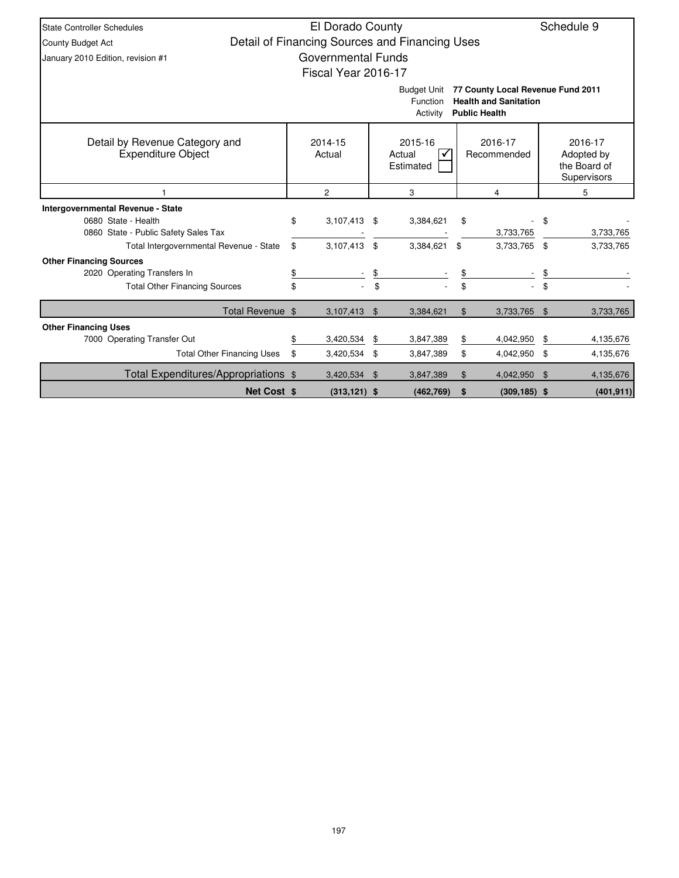State Controller Schedules
County Budget Act
January 2010 Edition, revision #1

# El Dorado County
## Detail of Financing Sources and Financing Uses
### Governmental Funds
### Fiscal Year 2016-17

Schedule 9

Budget Unit **77 County Local Revenue Fund 2011**
Function **Health and Sanitation**
Activity **Public Health**

| Detail by Revenue Category and Expenditure Object | 2014-15 Actual | 2015-16 Actual ☑ / Estimated ☐ | 2016-17 Recommended | 2016-17 Adopted by the Board of Supervisors |
|---|---|---|---|---|
| 1 | 2 | 3 | 4 | 5 |
| **Intergovernmental Revenue - State** | | | | |
| 0680 State - Health | $ 3,107,413 | $ 3,384,621 | $ - | $ - |
| 0860 State - Public Safety Sales Tax | - | - | 3,733,765 | 3,733,765 |
| Total Intergovernmental Revenue - State | $ 3,107,413 | $ 3,384,621 | $ 3,733,765 | $ 3,733,765 |
| **Other Financing Sources** | | | | |
| 2020 Operating Transfers In | $ - | $ - | $ - | $ - |
| Total Other Financing Sources | $ - | $ - | $ - | $ - |
| Total Revenue | $ 3,107,413 | $ 3,384,621 | $ 3,733,765 | $ 3,733,765 |
| **Other Financing Uses** | | | | |
| 7000 Operating Transfer Out | $ 3,420,534 | $ 3,847,389 | $ 4,042,950 | $ 4,135,676 |
| Total Other Financing Uses | $ 3,420,534 | $ 3,847,389 | $ 4,042,950 | $ 4,135,676 |
| Total Expenditures/Appropriations | $ 3,420,534 | $ 3,847,389 | $ 4,042,950 | $ 4,135,676 |
| **Net Cost** | **$ (313,121)** | **$ (462,769)** | **$ (309,185)** | **$ (401,911)** |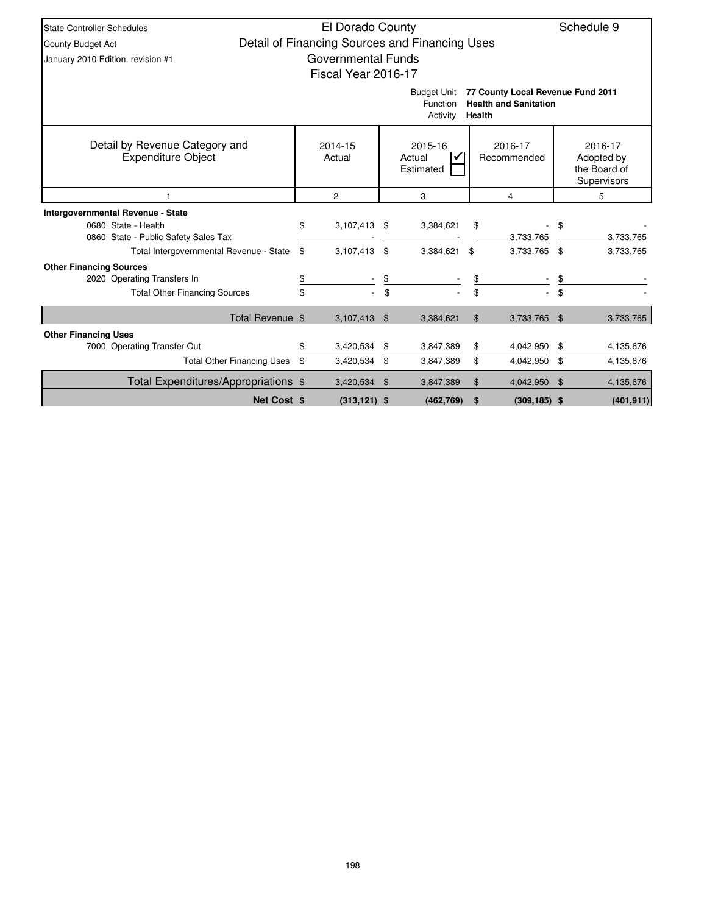State Controller Schedules
County Budget Act
January 2010 Edition, revision #1

# El Dorado County
## Detail of Financing Sources and Financing Uses
## Governmental Funds
## Fiscal Year 2016-17

Schedule 9

Budget Unit: **77 County Local Revenue Fund 2011**
Function: **Health and Sanitation**
Activity: **Health**

| Detail by Revenue Category and Expenditure Object | 2014-15 Actual | 2015-16 Actual ☑ Estimated ☐ | 2016-17 Recommended | 2016-17 Adopted by the Board of Supervisors |
|---|---|---|---|---|
| 1 | 2 | 3 | 4 | 5 |
| **Intergovernmental Revenue - State** | | | | |
| 0680 State - Health | $ 3,107,413 | $ 3,384,621 | $ - | $ - |
| 0860 State - Public Safety Sales Tax | - | - | 3,733,765 | 3,733,765 |
| Total Intergovernmental Revenue - State | $ 3,107,413 | $ 3,384,621 | $ 3,733,765 | $ 3,733,765 |
| **Other Financing Sources** | | | | |
| 2020 Operating Transfers In | $ - | $ - | $ - | $ - |
| Total Other Financing Sources | $ - | $ - | $ - | $ - |
| Total Revenue | $ 3,107,413 | $ 3,384,621 | $ 3,733,765 | $ 3,733,765 |
| **Other Financing Uses** | | | | |
| 7000 Operating Transfer Out | $ 3,420,534 | $ 3,847,389 | $ 4,042,950 | $ 4,135,676 |
| Total Other Financing Uses | $ 3,420,534 | $ 3,847,389 | $ 4,042,950 | $ 4,135,676 |
| Total Expenditures/Appropriations | $ 3,420,534 | $ 3,847,389 | $ 4,042,950 | $ 4,135,676 |
| **Net Cost** | **$ (313,121)** | **$ (462,769)** | **$ (309,185)** | **$ (401,911)** |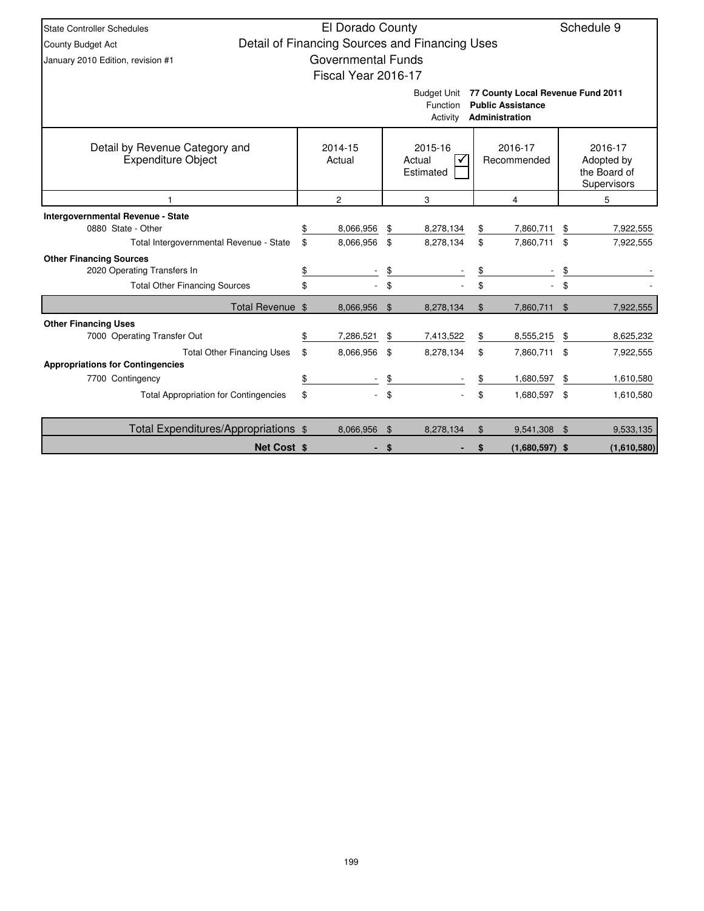State Controller Schedules
County Budget Act
January 2010 Edition, revision #1

# El Dorado County
## Detail of Financing Sources and Financing Uses
## Governmental Funds
## Fiscal Year 2016-17

**Schedule 9**

Budget Unit: **77 County Local Revenue Fund 2011**
Function: **Public Assistance**
Activity: **Administration**

| Detail by Revenue Category and Expenditure Object | 2014-15 Actual | 2015-16 Actual ☑ / Estimated ☐ | 2016-17 Recommended | 2016-17 Adopted by the Board of Supervisors |
|---|---|---|---|---|
| 1 | 2 | 3 | 4 | 5 |
| **Intergovernmental Revenue - State** | | | | |
| 0880 State - Other | $ 8,066,956 | $ 8,278,134 | $ 7,860,711 | $ 7,922,555 |
| Total Intergovernmental Revenue - State | $ 8,066,956 | $ 8,278,134 | $ 7,860,711 | $ 7,922,555 |
| **Other Financing Sources** | | | | |
| 2020 Operating Transfers In | $ - | $ - | $ - | $ - |
| Total Other Financing Sources | $ - | $ - | $ - | $ - |
| Total Revenue | $ 8,066,956 | $ 8,278,134 | $ 7,860,711 | $ 7,922,555 |
| **Other Financing Uses** | | | | |
| 7000 Operating Transfer Out | $ 7,286,521 | $ 7,413,522 | $ 8,555,215 | $ 8,625,232 |
| Total Other Financing Uses | $ 8,066,956 | $ 8,278,134 | $ 7,860,711 | $ 7,922,555 |
| **Appropriations for Contingencies** | | | | |
| 7700 Contingency | $ - | $ - | $ 1,680,597 | $ 1,610,580 |
| Total Appropriation for Contingencies | $ - | $ - | $ 1,680,597 | $ 1,610,580 |
| Total Expenditures/Appropriations | $ 8,066,956 | $ 8,278,134 | $ 9,541,308 | $ 9,533,135 |
| **Net Cost** | **$ -** | **$ -** | **$ (1,680,597)** | **$ (1,610,580)** |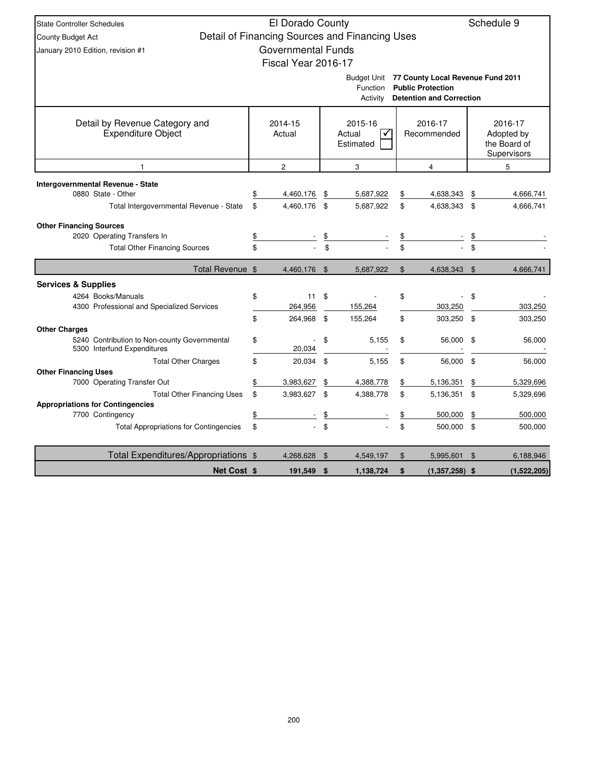State Controller Schedules
County Budget Act
January 2010 Edition, revision #1

# El Dorado County
## Detail of Financing Sources and Financing Uses
## Governmental Funds
## Fiscal Year 2016-17

Schedule 9

Budget Unit **77 County Local Revenue Fund 2011**
Function **Public Protection**
Activity **Detention and Correction**

| Detail by Revenue Category and Expenditure Object | 2014-15 Actual | 2015-16 Actual ☑ / Estimated ☐ | 2016-17 Recommended | 2016-17 Adopted by the Board of Supervisors |
|---|---|---|---|---|
| 1 | 2 | 3 | 4 | 5 |
| **Intergovernmental Revenue - State** | | | | |
| 0880 State - Other | $ 4,460,176 | $ 5,687,922 | $ 4,638,343 | $ 4,666,741 |
| Total Intergovernmental Revenue - State | $ 4,460,176 | $ 5,687,922 | $ 4,638,343 | $ 4,666,741 |
| **Other Financing Sources** | | | | |
| 2020 Operating Transfers In | $ - | $ - | $ - | $ - |
| Total Other Financing Sources | $ - | $ - | $ - | $ - |
| Total Revenue | $ 4,460,176 | $ 5,687,922 | $ 4,638,343 | $ 4,666,741 |
| **Services & Supplies** | | | | |
| 4264 Books/Manuals | $ 11 | $ - | $ - | $ - |
| 4300 Professional and Specialized Services | 264,956 | 155,264 | 303,250 | 303,250 |
| | $ 264,968 | $ 155,264 | $ 303,250 | $ 303,250 |
| **Other Charges** | | | | |
| 5240 Contribution to Non-county Governmental | $ - | $ 5,155 | $ 56,000 | $ 56,000 |
| 5300 Interfund Expenditures | 20,034 | - | - | - |
| Total Other Charges | $ 20,034 | $ 5,155 | $ 56,000 | $ 56,000 |
| **Other Financing Uses** | | | | |
| 7000 Operating Transfer Out | $ 3,983,627 | $ 4,388,778 | $ 5,136,351 | $ 5,329,696 |
| Total Other Financing Uses | $ 3,983,627 | $ 4,388,778 | $ 5,136,351 | $ 5,329,696 |
| **Appropriations for Contingencies** | | | | |
| 7700 Contingency | $ - | $ - | $ 500,000 | $ 500,000 |
| Total Appropriations for Contingencies | $ - | $ - | $ 500,000 | $ 500,000 |
| Total Expenditures/Appropriations | $ 4,268,628 | $ 4,549,197 | $ 5,995,601 | $ 6,188,946 |
| **Net Cost** | **$ 191,549** | **$ 1,138,724** | **$ (1,357,258)** | **$ (1,522,205)** |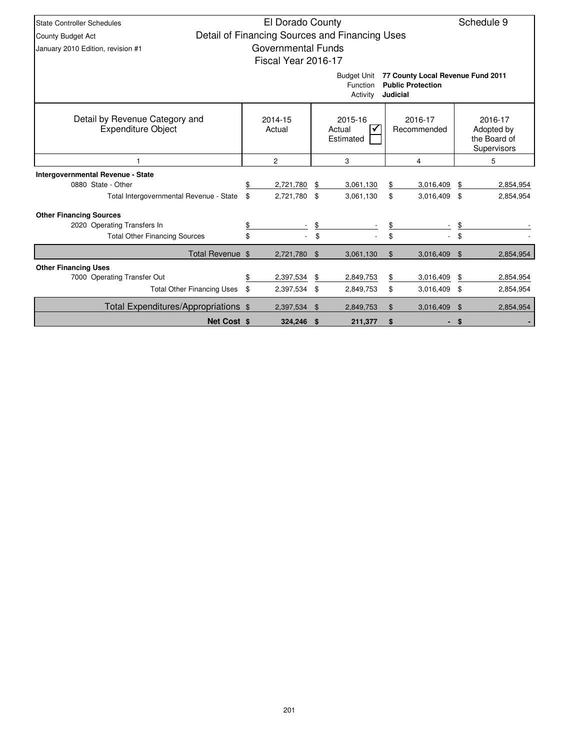State Controller Schedules
County Budget Act
January 2010 Edition, revision #1

# El Dorado County
## Detail of Financing Sources and Financing Uses
### Governmental Funds
### Fiscal Year 2016-17

Schedule 9

Budget Unit: **77 County Local Revenue Fund 2011**
Function: **Public Protection**
Activity: **Judicial**

| Detail by Revenue Category and Expenditure Object | 2014-15 Actual | 2015-16 Actual ☑ Estimated ☐ | 2016-17 Recommended | 2016-17 Adopted by the Board of Supervisors |
|---|---|---|---|---|
| 1 | 2 | 3 | 4 | 5 |
| **Intergovernmental Revenue - State** | | | | |
| 0880 State - Other | $ 2,721,780 | $ 3,061,130 | $ 3,016,409 | $ 2,854,954 |
| Total Intergovernmental Revenue - State | $ 2,721,780 | $ 3,061,130 | $ 3,016,409 | $ 2,854,954 |
| **Other Financing Sources** | | | | |
| 2020 Operating Transfers In | $ - | $ - | $ - | $ - |
| Total Other Financing Sources | $ - | $ - | $ - | $ - |
| Total Revenue | $ 2,721,780 | $ 3,061,130 | $ 3,016,409 | $ 2,854,954 |
| **Other Financing Uses** | | | | |
| 7000 Operating Transfer Out | $ 2,397,534 | $ 2,849,753 | $ 3,016,409 | $ 2,854,954 |
| Total Other Financing Uses | $ 2,397,534 | $ 2,849,753 | $ 3,016,409 | $ 2,854,954 |
| Total Expenditures/Appropriations | $ 2,397,534 | $ 2,849,753 | $ 3,016,409 | $ 2,854,954 |
| **Net Cost** | **$ 324,246** | **$ 211,377** | **$ -** | **$ -** |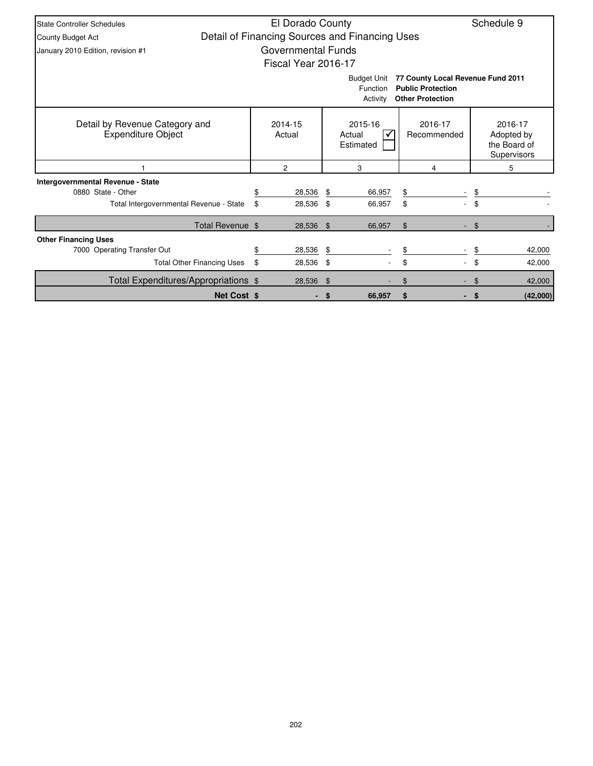State Controller Schedules
County Budget Act
January 2010 Edition, revision #1

# El Dorado County
## Detail of Financing Sources and Financing Uses
## Governmental Funds
## Fiscal Year 2016-17

Schedule 9

Budget Unit **77 County Local Revenue Fund 2011**
Function **Public Protection**
Activity **Other Protection**

| Detail by Revenue Category and Expenditure Object | 2014-15 Actual | 2015-16 Actual ☑ Estimated ☐ | 2016-17 Recommended | 2016-17 Adopted by the Board of Supervisors |
|---|---|---|---|---|
| 1 | 2 | 3 | 4 | 5 |
| **Intergovernmental Revenue - State** | | | | |
| 0880 State - Other | $ 28,536 | $ 66,957 | $ - | $ - |
| Total Intergovernmental Revenue - State | $ 28,536 | $ 66,957 | $ - | $ - |
| Total Revenue | $ 28,536 | $ 66,957 | $ - | $ - |
| **Other Financing Uses** | | | | |
| 7000 Operating Transfer Out | $ 28,536 | $ - | $ - | $ 42,000 |
| Total Other Financing Uses | $ 28,536 | $ - | $ - | $ 42,000 |
| Total Expenditures/Appropriations | $ 28,536 | $ - | $ - | $ 42,000 |
| **Net Cost** | **$ -** | **$ 66,957** | **$ -** | **$ (42,000)** |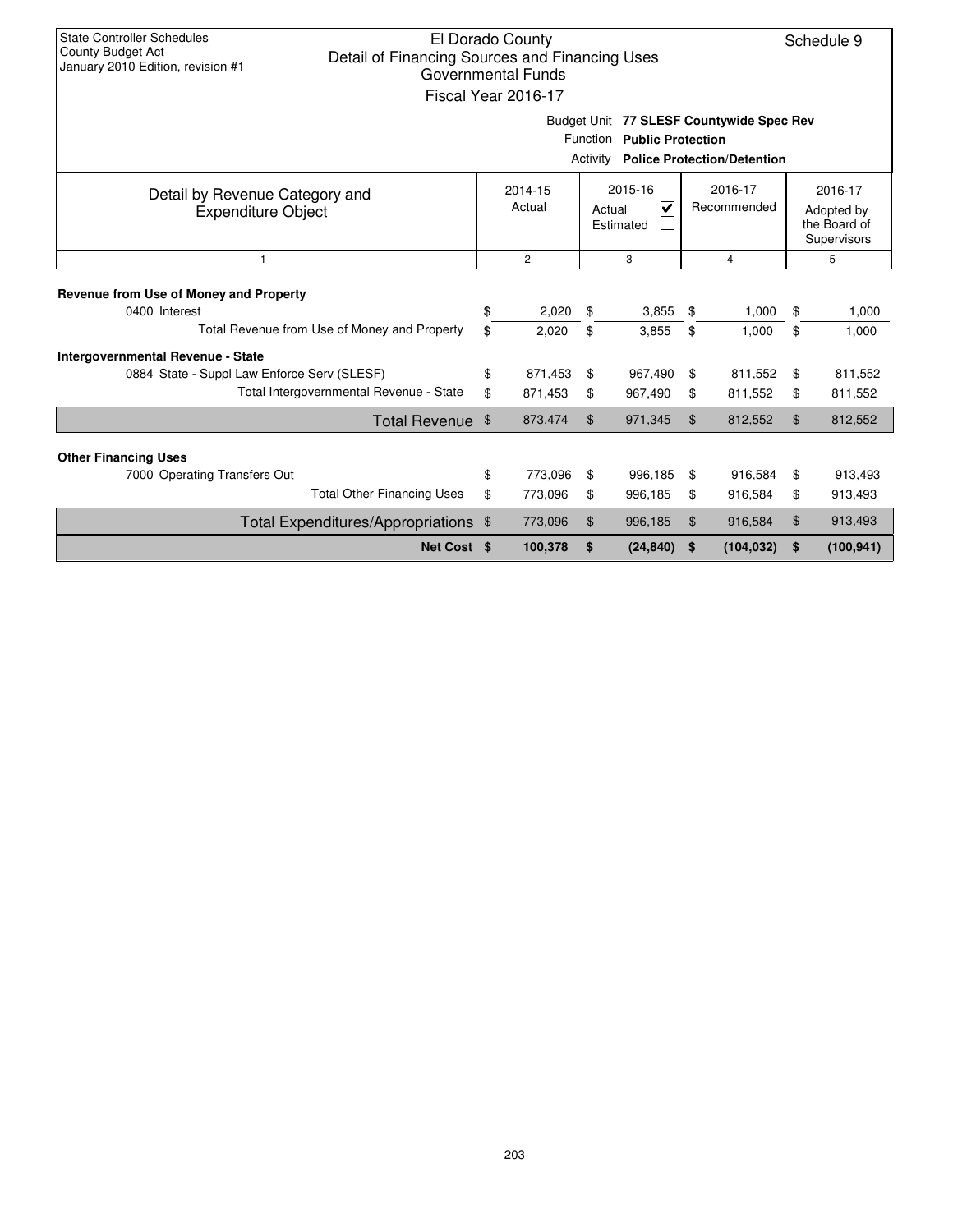State Controller Schedules
County Budget Act
January 2010 Edition, revision #1

# El Dorado County
## Detail of Financing Sources and Financing Uses
### Governmental Funds
### Fiscal Year 2016-17

Schedule 9

Budget Unit **77 SLESF Countywide Spec Rev**
Function **Public Protection**
Activity **Police Protection/Detention**

| Detail by Revenue Category and Expenditure Object | 2014-15 Actual | 2015-16 Actual ☑ Estimated ☐ | 2016-17 Recommended | 2016-17 Adopted by the Board of Supervisors |
|---|---|---|---|---|
| 1 | 2 | 3 | 4 | 5 |
| **Revenue from Use of Money and Property** | | | | |
| 0400 Interest | $ 2,020 | $ 3,855 | $ 1,000 | $ 1,000 |
| Total Revenue from Use of Money and Property | $ 2,020 | $ 3,855 | $ 1,000 | $ 1,000 |
| **Intergovernmental Revenue - State** | | | | |
| 0884 State - Suppl Law Enforce Serv (SLESF) | $ 871,453 | $ 967,490 | $ 811,552 | $ 811,552 |
| Total Intergovernmental Revenue - State | $ 871,453 | $ 967,490 | $ 811,552 | $ 811,552 |
| Total Revenue | $ 873,474 | $ 971,345 | $ 812,552 | $ 812,552 |
| **Other Financing Uses** | | | | |
| 7000 Operating Transfers Out | $ 773,096 | $ 996,185 | $ 916,584 | $ 913,493 |
| Total Other Financing Uses | $ 773,096 | $ 996,185 | $ 916,584 | $ 913,493 |
| Total Expenditures/Appropriations | $ 773,096 | $ 996,185 | $ 916,584 | $ 913,493 |
| **Net Cost** | **$ 100,378** | **$ (24,840)** | **$ (104,032)** | **$ (100,941)** |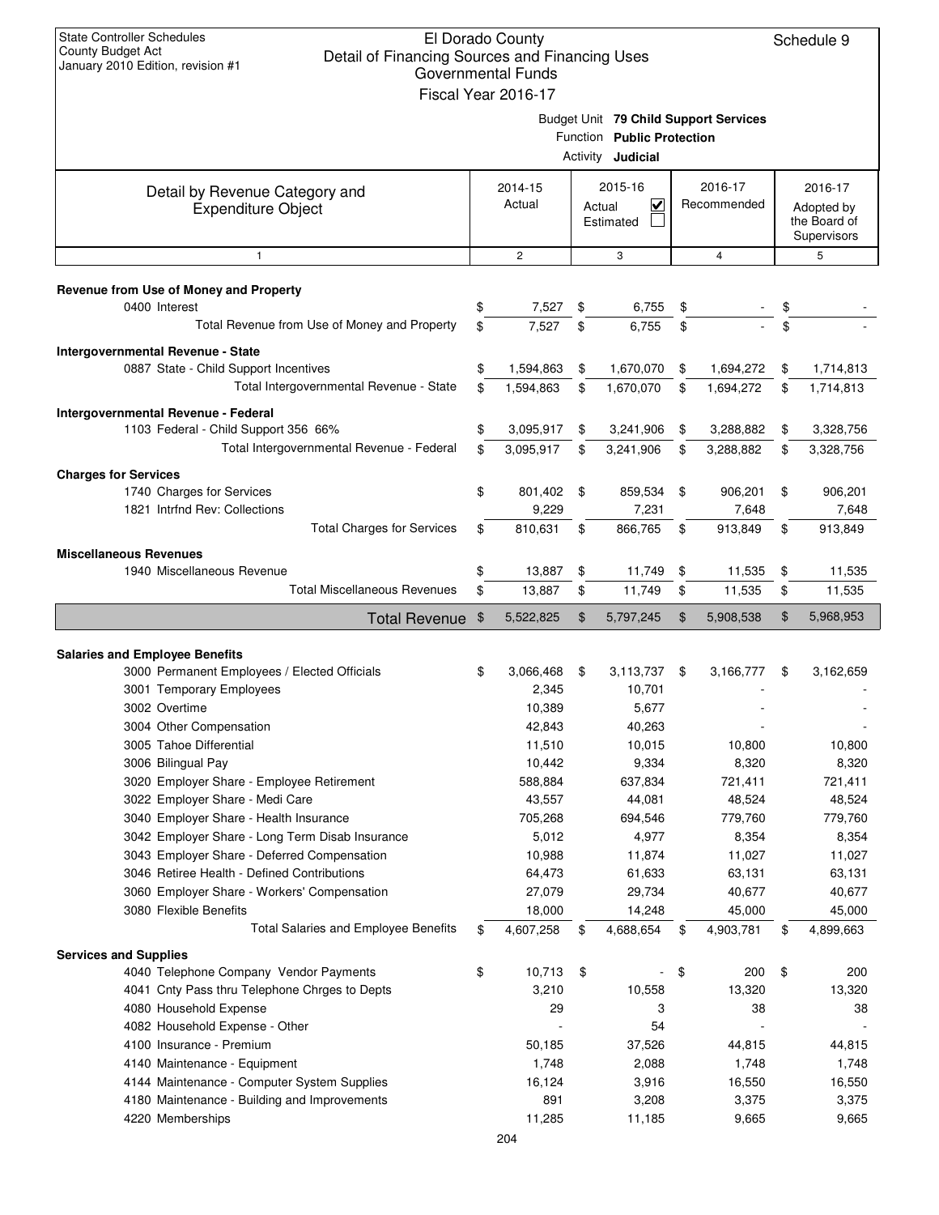State Controller Schedules
County Budget Act
January 2010 Edition, revision #1

# El Dorado County
## Detail of Financing Sources and Financing Uses
### Governmental Funds
### Fiscal Year 2016-17

Schedule 9

Budget Unit **79 Child Support Services**
Function **Public Protection**
Activity **Judicial**

| Detail by Revenue Category and Expenditure Object | 2014-15 Actual | 2015-16 Actual ☑ Estimated ☐ | 2016-17 Recommended | 2016-17 Adopted by the Board of Supervisors |
|---|---|---|---|---|
| 1 | 2 | 3 | 4 | 5 |
| **Revenue from Use of Money and Property** | | | | |
| 0400 Interest | $ 7,527 | $ 6,755 | $ - | $ - |
| Total Revenue from Use of Money and Property | $ 7,527 | $ 6,755 | $ - | $ - |
| **Intergovernmental Revenue - State** | | | | |
| 0887 State - Child Support Incentives | $ 1,594,863 | $ 1,670,070 | $ 1,694,272 | $ 1,714,813 |
| Total Intergovernmental Revenue - State | $ 1,594,863 | $ 1,670,070 | $ 1,694,272 | $ 1,714,813 |
| **Intergovernmental Revenue - Federal** | | | | |
| 1103 Federal - Child Support 356 66% | $ 3,095,917 | $ 3,241,906 | $ 3,288,882 | $ 3,328,756 |
| Total Intergovernmental Revenue - Federal | $ 3,095,917 | $ 3,241,906 | $ 3,288,882 | $ 3,328,756 |
| **Charges for Services** | | | | |
| 1740 Charges for Services | $ 801,402 | $ 859,534 | $ 906,201 | $ 906,201 |
| 1821 Intrfnd Rev: Collections | 9,229 | 7,231 | 7,648 | 7,648 |
| Total Charges for Services | $ 810,631 | $ 866,765 | $ 913,849 | $ 913,849 |
| **Miscellaneous Revenues** | | | | |
| 1940 Miscellaneous Revenue | $ 13,887 | $ 11,749 | $ 11,535 | $ 11,535 |
| Total Miscellaneous Revenues | $ 13,887 | $ 11,749 | $ 11,535 | $ 11,535 |
| **Total Revenue** | $ 5,522,825 | $ 5,797,245 | $ 5,908,538 | $ 5,968,953 |
| **Salaries and Employee Benefits** | | | | |
| 3000 Permanent Employees / Elected Officials | $ 3,066,468 | $ 3,113,737 | $ 3,166,777 | $ 3,162,659 |
| 3001 Temporary Employees | 2,345 | 10,701 | - | - |
| 3002 Overtime | 10,389 | 5,677 | - | - |
| 3004 Other Compensation | 42,843 | 40,263 | - | - |
| 3005 Tahoe Differential | 11,510 | 10,015 | 10,800 | 10,800 |
| 3006 Bilingual Pay | 10,442 | 9,334 | 8,320 | 8,320 |
| 3020 Employer Share - Employee Retirement | 588,884 | 637,834 | 721,411 | 721,411 |
| 3022 Employer Share - Medi Care | 43,557 | 44,081 | 48,524 | 48,524 |
| 3040 Employer Share - Health Insurance | 705,268 | 694,546 | 779,760 | 779,760 |
| 3042 Employer Share - Long Term Disab Insurance | 5,012 | 4,977 | 8,354 | 8,354 |
| 3043 Employer Share - Deferred Compensation | 10,988 | 11,874 | 11,027 | 11,027 |
| 3046 Retiree Health - Defined Contributions | 64,473 | 61,633 | 63,131 | 63,131 |
| 3060 Employer Share - Workers' Compensation | 27,079 | 29,734 | 40,677 | 40,677 |
| 3080 Flexible Benefits | 18,000 | 14,248 | 45,000 | 45,000 |
| Total Salaries and Employee Benefits | $ 4,607,258 | $ 4,688,654 | $ 4,903,781 | $ 4,899,663 |
| **Services and Supplies** | | | | |
| 4040 Telephone Company Vendor Payments | $ 10,713 | $ - | $ 200 | $ 200 |
| 4041 Cnty Pass thru Telephone Chrges to Depts | 3,210 | 10,558 | 13,320 | 13,320 |
| 4080 Household Expense | 29 | 3 | 38 | 38 |
| 4082 Household Expense - Other | - | 54 | - | - |
| 4100 Insurance - Premium | 50,185 | 37,526 | 44,815 | 44,815 |
| 4140 Maintenance - Equipment | 1,748 | 2,088 | 1,748 | 1,748 |
| 4144 Maintenance - Computer System Supplies | 16,124 | 3,916 | 16,550 | 16,550 |
| 4180 Maintenance - Building and Improvements | 891 | 3,208 | 3,375 | 3,375 |
| 4220 Memberships | 11,285 | 11,185 | 9,665 | 9,665 |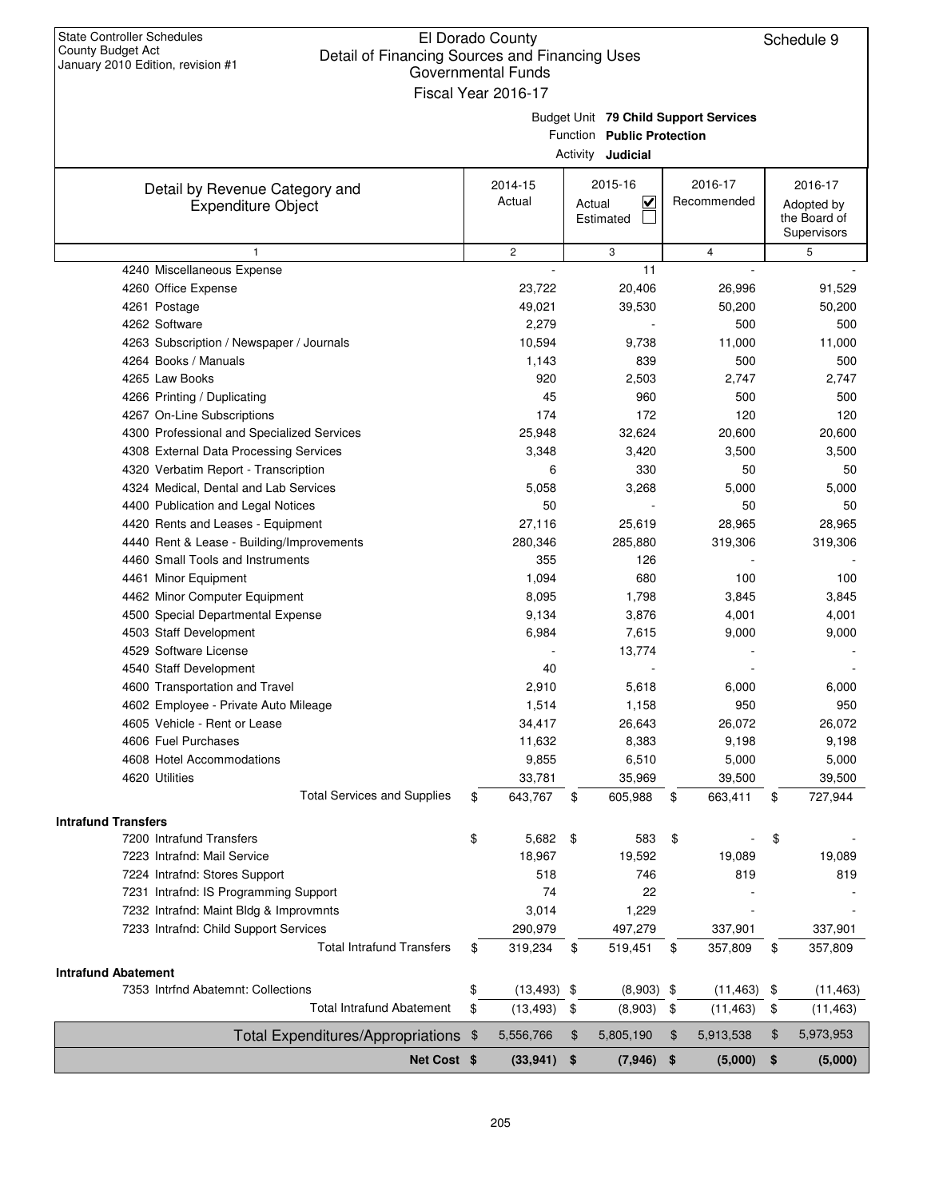State Controller Schedules
County Budget Act
January 2010 Edition, revision #1

# El Dorado County
## Detail of Financing Sources and Financing Uses
### Governmental Funds
### Fiscal Year 2016-17

Schedule 9

Budget Unit **79 Child Support Services**
Function **Public Protection**
Activity **Judicial**

| Detail by Revenue Category and Expenditure Object | 2014-15 Actual | 2015-16 Actual ☑ Estimated ☐ | 2016-17 Recommended | 2016-17 Adopted by the Board of Supervisors |
|---|---|---|---|---|
| 1 | 2 | 3 | 4 | 5 |
| 4240 Miscellaneous Expense | - | 11 | - | - |
| 4260 Office Expense | 23,722 | 20,406 | 26,996 | 91,529 |
| 4261 Postage | 49,021 | 39,530 | 50,200 | 50,200 |
| 4262 Software | 2,279 | - | 500 | 500 |
| 4263 Subscription / Newspaper / Journals | 10,594 | 9,738 | 11,000 | 11,000 |
| 4264 Books / Manuals | 1,143 | 839 | 500 | 500 |
| 4265 Law Books | 920 | 2,503 | 2,747 | 2,747 |
| 4266 Printing / Duplicating | 45 | 960 | 500 | 500 |
| 4267 On-Line Subscriptions | 174 | 172 | 120 | 120 |
| 4300 Professional and Specialized Services | 25,948 | 32,624 | 20,600 | 20,600 |
| 4308 External Data Processing Services | 3,348 | 3,420 | 3,500 | 3,500 |
| 4320 Verbatim Report - Transcription | 6 | 330 | 50 | 50 |
| 4324 Medical, Dental and Lab Services | 5,058 | 3,268 | 5,000 | 5,000 |
| 4400 Publication and Legal Notices | 50 | - | 50 | 50 |
| 4420 Rents and Leases - Equipment | 27,116 | 25,619 | 28,965 | 28,965 |
| 4440 Rent & Lease - Building/Improvements | 280,346 | 285,880 | 319,306 | 319,306 |
| 4460 Small Tools and Instruments | 355 | 126 | - | - |
| 4461 Minor Equipment | 1,094 | 680 | 100 | 100 |
| 4462 Minor Computer Equipment | 8,095 | 1,798 | 3,845 | 3,845 |
| 4500 Special Departmental Expense | 9,134 | 3,876 | 4,001 | 4,001 |
| 4503 Staff Development | 6,984 | 7,615 | 9,000 | 9,000 |
| 4529 Software License | - | 13,774 | - | - |
| 4540 Staff Development | 40 | - | - | - |
| 4600 Transportation and Travel | 2,910 | 5,618 | 6,000 | 6,000 |
| 4602 Employee - Private Auto Mileage | 1,514 | 1,158 | 950 | 950 |
| 4605 Vehicle - Rent or Lease | 34,417 | 26,643 | 26,072 | 26,072 |
| 4606 Fuel Purchases | 11,632 | 8,383 | 9,198 | 9,198 |
| 4608 Hotel Accommodations | 9,855 | 6,510 | 5,000 | 5,000 |
| 4620 Utilities | 33,781 | 35,969 | 39,500 | 39,500 |
| Total Services and Supplies | $ 643,767 | $ 605,988 | $ 663,411 | $ 727,944 |
| **Intrafund Transfers** | | | | |
| 7200 Intrafund Transfers | $ 5,682 | $ 583 | $ - | $ - |
| 7223 Intrafnd: Mail Service | 18,967 | 19,592 | 19,089 | 19,089 |
| 7224 Intrafnd: Stores Support | 518 | 746 | 819 | 819 |
| 7231 Intrafnd: IS Programming Support | 74 | 22 | - | - |
| 7232 Intrafnd: Maint Bldg & Improvmnts | 3,014 | 1,229 | - | - |
| 7233 Intrafnd: Child Support Services | 290,979 | 497,279 | 337,901 | 337,901 |
| Total Intrafund Transfers | $ 319,234 | $ 519,451 | $ 357,809 | $ 357,809 |
| **Intrafund Abatement** | | | | |
| 7353 Intrfnd Abatemnt: Collections | $ (13,493) | $ (8,903) | $ (11,463) | $ (11,463) |
| Total Intrafund Abatement | $ (13,493) | $ (8,903) | $ (11,463) | $ (11,463) |
| Total Expenditures/Appropriations | $ 5,556,766 | $ 5,805,190 | $ 5,913,538 | $ 5,973,953 |
| **Net Cost** | **$ (33,941)** | **$ (7,946)** | **$ (5,000)** | **$ (5,000)** |